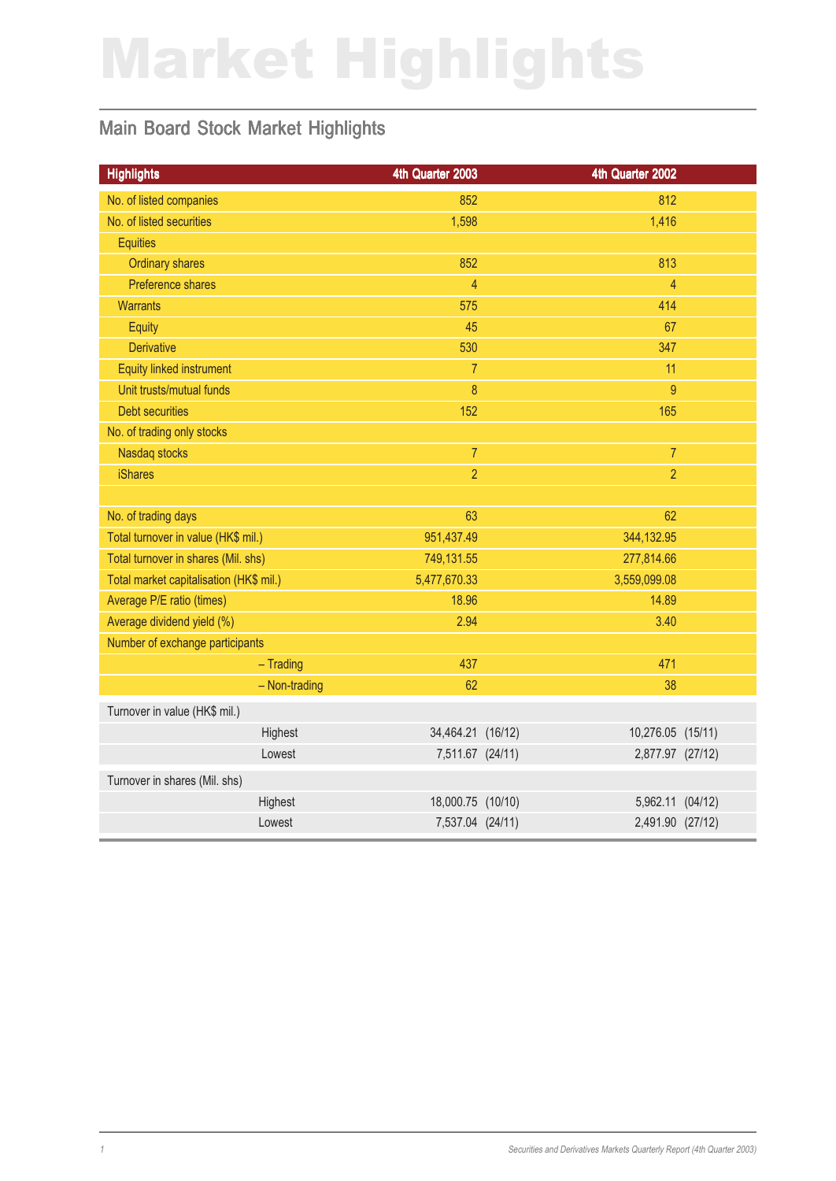# Market Highlights

## Main Board Stock Market Highlights

| Highlights | 4th Quarter 2003 | 4th Quarter 2002 |
|---|---|---|
| No. of listed companies | 852 | 812 |
| No. of listed securities | 1,598 | 1,416 |
| Equities | | |
| Ordinary shares | 852 | 813 |
| Preference shares | 4 | 4 |
| Warrants | 575 | 414 |
| Equity | 45 | 67 |
| Derivative | 530 | 347 |
| Equity linked instrument | 7 | 11 |
| Unit trusts/mutual funds | 8 | 9 |
| Debt securities | 152 | 165 |
| No. of trading only stocks | | |
| Nasdaq stocks | 7 | 7 |
| iShares | 2 | 2 |
| | | |
| No. of trading days | 63 | 62 |
| Total turnover in value (HK$ mil.) | 951,437.49 | 344,132.95 |
| Total turnover in shares (Mil. shs) | 749,131.55 | 277,814.66 |
| Total market capitalisation (HK$ mil.) | 5,477,670.33 | 3,559,099.08 |
| Average P/E ratio (times) | 18.96 | 14.89 |
| Average dividend yield (%) | 2.94 | 3.40 |
| Number of exchange participants | | |
| – Trading | 437 | 471 |
| – Non-trading | 62 | 38 |
| Turnover in value (HK$ mil.) | | |
| Highest | 34,464.21 (16/12) | 10,276.05 (15/11) |
| Lowest | 7,511.67 (24/11) | 2,877.97 (27/12) |
| Turnover in shares (Mil. shs) | | |
| Highest | 18,000.75 (10/10) | 5,962.11 (04/12) |
| Lowest | 7,537.04 (24/11) | 2,491.90 (27/12) |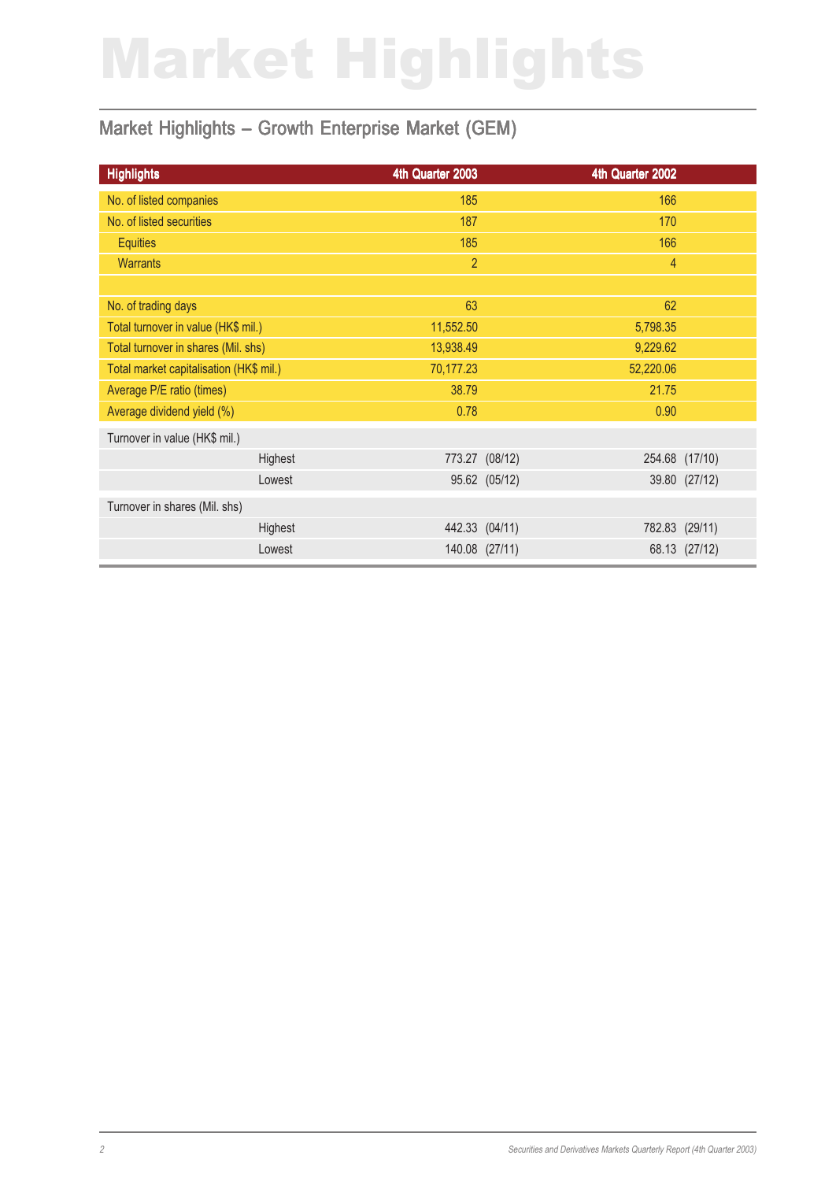# Market Highlights

## Market Highlights – Growth Enterprise Market (GEM)

| Highlights | | 4th Quarter 2003 | 4th Quarter 2002 |
|---|---|---|---|
| No. of listed companies | | 185 | 166 |
| No. of listed securities | | 187 | 170 |
| Equities | | 185 | 166 |
| Warrants | | 2 | 4 |
| | | | |
| No. of trading days | | 63 | 62 |
| Total turnover in value (HK$ mil.) | | 11,552.50 | 5,798.35 |
| Total turnover in shares (Mil. shs) | | 13,938.49 | 9,229.62 |
| Total market capitalisation (HK$ mil.) | | 70,177.23 | 52,220.06 |
| Average P/E ratio (times) | | 38.79 | 21.75 |
| Average dividend yield (%) | | 0.78 | 0.90 |
| Turnover in value (HK$ mil.) | | | |
| | Highest | 773.27 (08/12) | 254.68 (17/10) |
| | Lowest | 95.62 (05/12) | 39.80 (27/12) |
| Turnover in shares (Mil. shs) | | | |
| | Highest | 442.33 (04/11) | 782.83 (29/11) |
| | Lowest | 140.08 (27/11) | 68.13 (27/12) |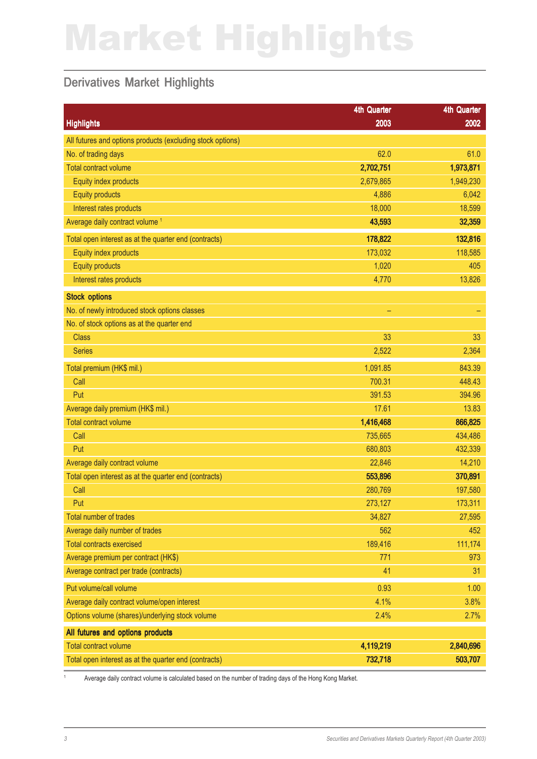# Market Highlights

## Derivatives Market Highlights

| Highlights | 4th Quarter 2003 | 4th Quarter 2002 |
|---|---|---|
| All futures and options products (excluding stock options) | | |
| No. of trading days | 62.0 | 61.0 |
| Total contract volume | **2,702,751** | **1,973,871** |
| Equity index products | 2,679,865 | 1,949,230 |
| Equity products | 4,886 | 6,042 |
| Interest rates products | 18,000 | 18,599 |
| Average daily contract volume [1] | **43,593** | **32,359** |
| Total open interest as at the quarter end (contracts) | **178,822** | **132,816** |
| Equity index products | 173,032 | 118,585 |
| Equity products | 1,020 | 405 |
| Interest rates products | 4,770 | 13,826 |
| **Stock options** | | |
| No. of newly introduced stock options classes | – | – |
| No. of stock options as at the quarter end | | |
| Class | 33 | 33 |
| Series | 2,522 | 2,364 |
| Total premium (HK$ mil.) | 1,091.85 | 843.39 |
| Call | 700.31 | 448.43 |
| Put | 391.53 | 394.96 |
| Average daily premium (HK$ mil.) | 17.61 | 13.83 |
| Total contract volume | **1,416,468** | **866,825** |
| Call | 735,665 | 434,486 |
| Put | 680,803 | 432,339 |
| Average daily contract volume | 22,846 | 14,210 |
| Total open interest as at the quarter end (contracts) | **553,896** | **370,891** |
| Call | 280,769 | 197,580 |
| Put | 273,127 | 173,311 |
| Total number of trades | 34,827 | 27,595 |
| Average daily number of trades | 562 | 452 |
| Total contracts exercised | 189,416 | 111,174 |
| Average premium per contract (HK$) | 771 | 973 |
| Average contract per trade (contracts) | 41 | 31 |
| Put volume/call volume | 0.93 | 1.00 |
| Average daily contract volume/open interest | 4.1% | 3.8% |
| Options volume (shares)/underlying stock volume | 2.4% | 2.7% |
| **All futures and options products** | | |
| Total contract volume | **4,119,219** | **2,840,696** |
| Total open interest as at the quarter end (contracts) | **732,718** | **503,707** |

[1] Average daily contract volume is calculated based on the number of trading days of the Hong Kong Market.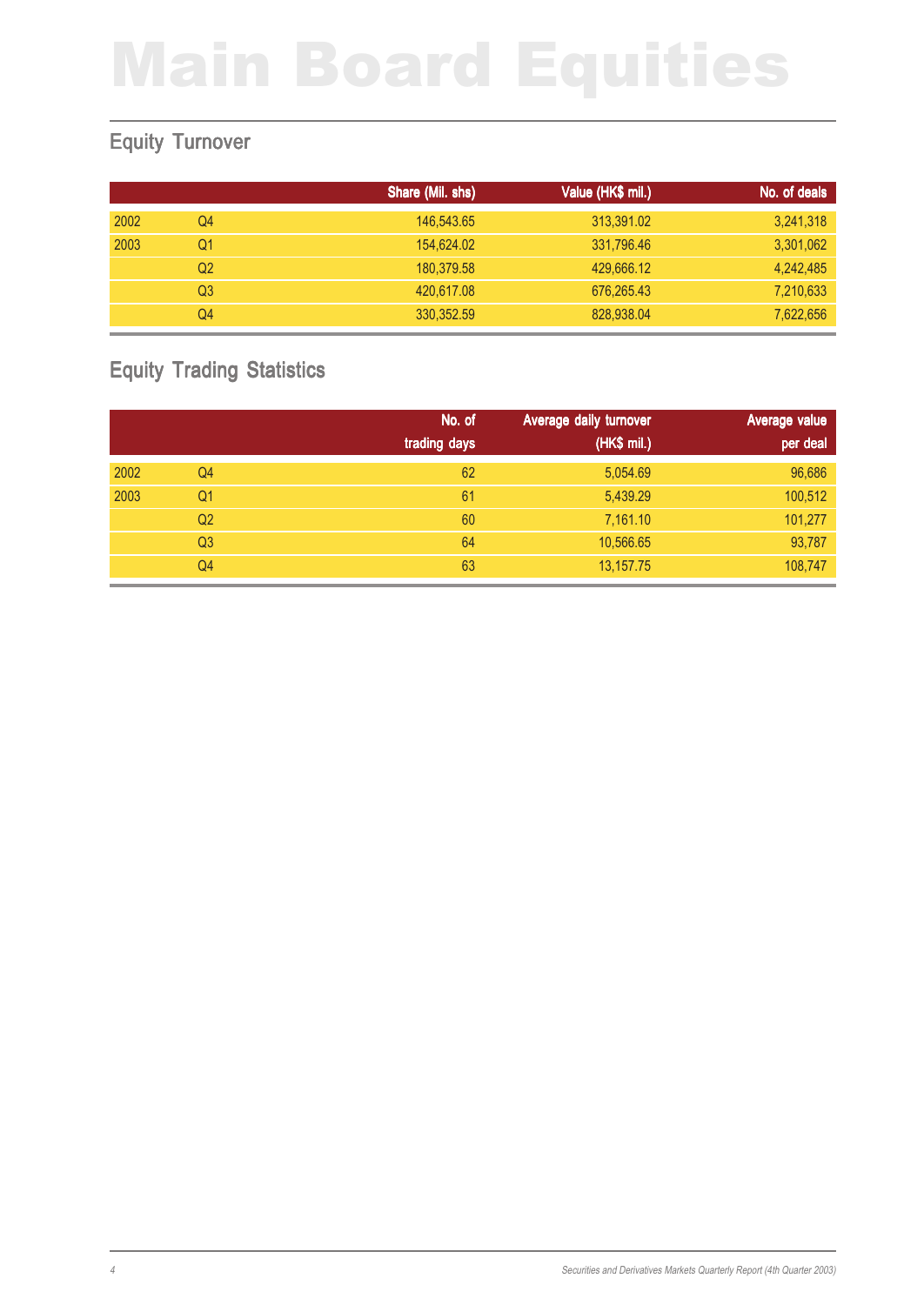# Main Board Equities

## Equity Turnover

| | | Share (Mil. shs) | Value (HK$ mil.) | No. of deals |
|---|---|---|---|---|
| 2002 | Q4 | 146,543.65 | 313,391.02 | 3,241,318 |
| 2003 | Q1 | 154,624.02 | 331,796.46 | 3,301,062 |
| | Q2 | 180,379.58 | 429,666.12 | 4,242,485 |
| | Q3 | 420,617.08 | 676,265.43 | 7,210,633 |
| | Q4 | 330,352.59 | 828,938.04 | 7,622,656 |

## Equity Trading Statistics

| | | No. of trading days | Average daily turnover (HK$ mil.) | Average value per deal |
|---|---|---|---|---|
| 2002 | Q4 | 62 | 5,054.69 | 96,686 |
| 2003 | Q1 | 61 | 5,439.29 | 100,512 |
| | Q2 | 60 | 7,161.10 | 101,277 |
| | Q3 | 64 | 10,566.65 | 93,787 |
| | Q4 | 63 | 13,157.75 | 108,747 |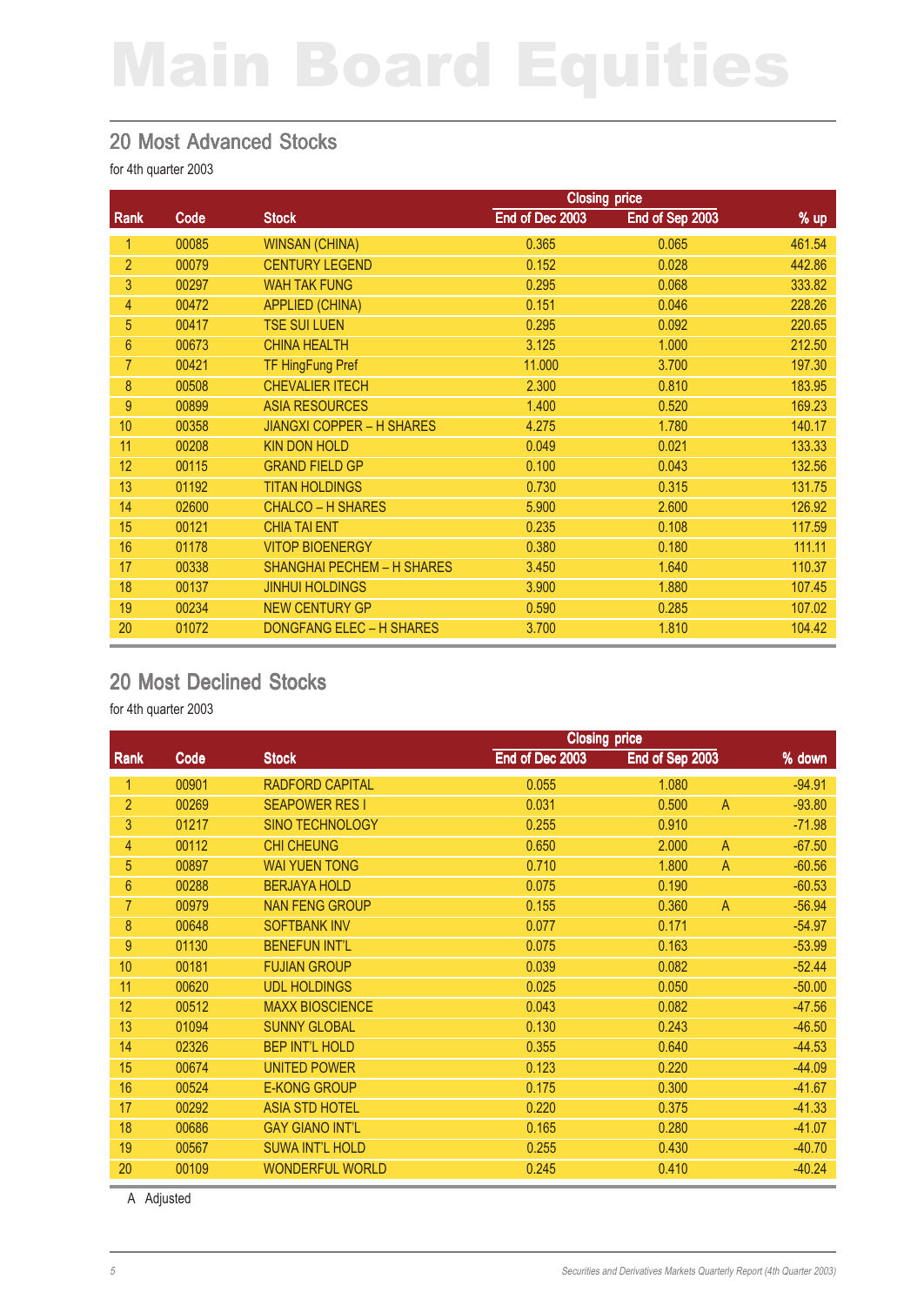# Main Board Equities

## 20 Most Advanced Stocks

for 4th quarter 2003

| Rank | Code | Stock | Closing price | | % up |
|---|---|---|---|---|---|
| | | | End of Dec 2003 | End of Sep 2003 | |
| 1 | 00085 | WINSAN (CHINA) | 0.365 | 0.065 | 461.54 |
| 2 | 00079 | CENTURY LEGEND | 0.152 | 0.028 | 442.86 |
| 3 | 00297 | WAH TAK FUNG | 0.295 | 0.068 | 333.82 |
| 4 | 00472 | APPLIED (CHINA) | 0.151 | 0.046 | 228.26 |
| 5 | 00417 | TSE SUI LUEN | 0.295 | 0.092 | 220.65 |
| 6 | 00673 | CHINA HEALTH | 3.125 | 1.000 | 212.50 |
| 7 | 00421 | TF HingFung Pref | 11.000 | 3.700 | 197.30 |
| 8 | 00508 | CHEVALIER ITECH | 2.300 | 0.810 | 183.95 |
| 9 | 00899 | ASIA RESOURCES | 1.400 | 0.520 | 169.23 |
| 10 | 00358 | JIANGXI COPPER – H SHARES | 4.275 | 1.780 | 140.17 |
| 11 | 00208 | KIN DON HOLD | 0.049 | 0.021 | 133.33 |
| 12 | 00115 | GRAND FIELD GP | 0.100 | 0.043 | 132.56 |
| 13 | 01192 | TITAN HOLDINGS | 0.730 | 0.315 | 131.75 |
| 14 | 02600 | CHALCO – H SHARES | 5.900 | 2.600 | 126.92 |
| 15 | 00121 | CHIA TAI ENT | 0.235 | 0.108 | 117.59 |
| 16 | 01178 | VITOP BIOENERGY | 0.380 | 0.180 | 111.11 |
| 17 | 00338 | SHANGHAI PECHEM – H SHARES | 3.450 | 1.640 | 110.37 |
| 18 | 00137 | JINHUI HOLDINGS | 3.900 | 1.880 | 107.45 |
| 19 | 00234 | NEW CENTURY GP | 0.590 | 0.285 | 107.02 |
| 20 | 01072 | DONGFANG ELEC – H SHARES | 3.700 | 1.810 | 104.42 |

## 20 Most Declined Stocks

for 4th quarter 2003

| Rank | Code | Stock | Closing price | | | % down |
|---|---|---|---|---|---|---|
| | | | End of Dec 2003 | End of Sep 2003 | | |
| 1 | 00901 | RADFORD CAPITAL | 0.055 | 1.080 | | -94.91 |
| 2 | 00269 | SEAPOWER RES I | 0.031 | 0.500 | A | -93.80 |
| 3 | 01217 | SINO TECHNOLOGY | 0.255 | 0.910 | | -71.98 |
| 4 | 00112 | CHI CHEUNG | 0.650 | 2.000 | A | -67.50 |
| 5 | 00897 | WAI YUEN TONG | 0.710 | 1.800 | A | -60.56 |
| 6 | 00288 | BERJAYA HOLD | 0.075 | 0.190 | | -60.53 |
| 7 | 00979 | NAN FENG GROUP | 0.155 | 0.360 | A | -56.94 |
| 8 | 00648 | SOFTBANK INV | 0.077 | 0.171 | | -54.97 |
| 9 | 01130 | BENEFUN INT'L | 0.075 | 0.163 | | -53.99 |
| 10 | 00181 | FUJIAN GROUP | 0.039 | 0.082 | | -52.44 |
| 11 | 00620 | UDL HOLDINGS | 0.025 | 0.050 | | -50.00 |
| 12 | 00512 | MAXX BIOSCIENCE | 0.043 | 0.082 | | -47.56 |
| 13 | 01094 | SUNNY GLOBAL | 0.130 | 0.243 | | -46.50 |
| 14 | 02326 | BEP INT'L HOLD | 0.355 | 0.640 | | -44.53 |
| 15 | 00674 | UNITED POWER | 0.123 | 0.220 | | -44.09 |
| 16 | 00524 | E-KONG GROUP | 0.175 | 0.300 | | -41.67 |
| 17 | 00292 | ASIA STD HOTEL | 0.220 | 0.375 | | -41.33 |
| 18 | 00686 | GAY GIANO INT'L | 0.165 | 0.280 | | -41.07 |
| 19 | 00567 | SUWA INT'L HOLD | 0.255 | 0.430 | | -40.70 |
| 20 | 00109 | WONDERFUL WORLD | 0.245 | 0.410 | | -40.24 |

A Adjusted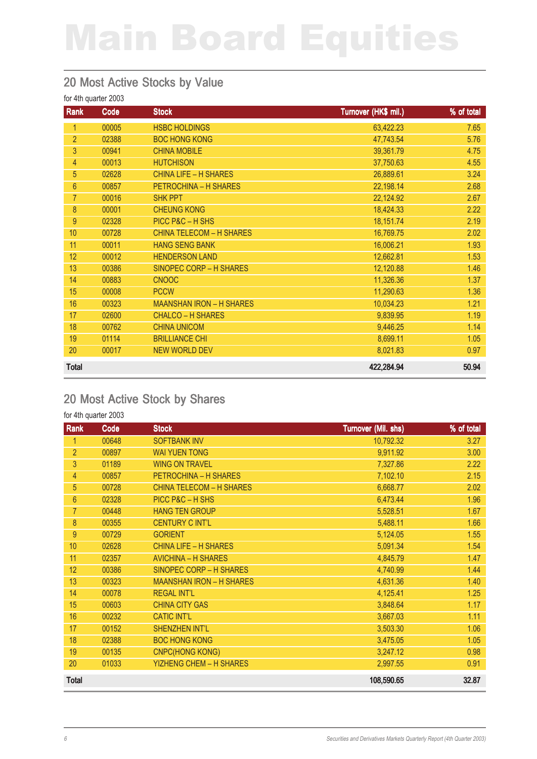# Main Board Equities

## 20 Most Active Stocks by Value

for 4th quarter 2003

| Rank | Code | Stock | Turnover (HK$ mil.) | % of total |
|---|---|---|---|---|
| 1 | 00005 | HSBC HOLDINGS | 63,422.23 | 7.65 |
| 2 | 02388 | BOC HONG KONG | 47,743.54 | 5.76 |
| 3 | 00941 | CHINA MOBILE | 39,361.79 | 4.75 |
| 4 | 00013 | HUTCHISON | 37,750.63 | 4.55 |
| 5 | 02628 | CHINA LIFE – H SHARES | 26,889.61 | 3.24 |
| 6 | 00857 | PETROCHINA – H SHARES | 22,198.14 | 2.68 |
| 7 | 00016 | SHK PPT | 22,124.92 | 2.67 |
| 8 | 00001 | CHEUNG KONG | 18,424.33 | 2.22 |
| 9 | 02328 | PICC P&C – H SHS | 18,151.74 | 2.19 |
| 10 | 00728 | CHINA TELECOM – H SHARES | 16,769.75 | 2.02 |
| 11 | 00011 | HANG SENG BANK | 16,006.21 | 1.93 |
| 12 | 00012 | HENDERSON LAND | 12,662.81 | 1.53 |
| 13 | 00386 | SINOPEC CORP – H SHARES | 12,120.88 | 1.46 |
| 14 | 00883 | CNOOC | 11,326.36 | 1.37 |
| 15 | 00008 | PCCW | 11,290.63 | 1.36 |
| 16 | 00323 | MAANSHAN IRON – H SHARES | 10,034.23 | 1.21 |
| 17 | 02600 | CHALCO – H SHARES | 9,839.95 | 1.19 |
| 18 | 00762 | CHINA UNICOM | 9,446.25 | 1.14 |
| 19 | 01114 | BRILLIANCE CHI | 8,699.11 | 1.05 |
| 20 | 00017 | NEW WORLD DEV | 8,021.83 | 0.97 |
| **Total** | | | **422,284.94** | **50.94** |

## 20 Most Active Stock by Shares

for 4th quarter 2003

| Rank | Code | Stock | Turnover (Mil. shs) | % of total |
|---|---|---|---|---|
| 1 | 00648 | SOFTBANK INV | 10,792.32 | 3.27 |
| 2 | 00897 | WAI YUEN TONG | 9,911.92 | 3.00 |
| 3 | 01189 | WING ON TRAVEL | 7,327.86 | 2.22 |
| 4 | 00857 | PETROCHINA – H SHARES | 7,102.10 | 2.15 |
| 5 | 00728 | CHINA TELECOM – H SHARES | 6,668.77 | 2.02 |
| 6 | 02328 | PICC P&C – H SHS | 6,473.44 | 1.96 |
| 7 | 00448 | HANG TEN GROUP | 5,528.51 | 1.67 |
| 8 | 00355 | CENTURY C INT'L | 5,488.11 | 1.66 |
| 9 | 00729 | GORIENT | 5,124.05 | 1.55 |
| 10 | 02628 | CHINA LIFE – H SHARES | 5,091.34 | 1.54 |
| 11 | 02357 | AVICHINA – H SHARES | 4,845.79 | 1.47 |
| 12 | 00386 | SINOPEC CORP – H SHARES | 4,740.99 | 1.44 |
| 13 | 00323 | MAANSHAN IRON – H SHARES | 4,631.36 | 1.40 |
| 14 | 00078 | REGAL INT'L | 4,125.41 | 1.25 |
| 15 | 00603 | CHINA CITY GAS | 3,848.64 | 1.17 |
| 16 | 00232 | CATIC INT'L | 3,667.03 | 1.11 |
| 17 | 00152 | SHENZHEN INT'L | 3,503.30 | 1.06 |
| 18 | 02388 | BOC HONG KONG | 3,475.05 | 1.05 |
| 19 | 00135 | CNPC(HONG KONG) | 3,247.12 | 0.98 |
| 20 | 01033 | YIZHENG CHEM – H SHARES | 2,997.55 | 0.91 |
| **Total** | | | **108,590.65** | **32.87** |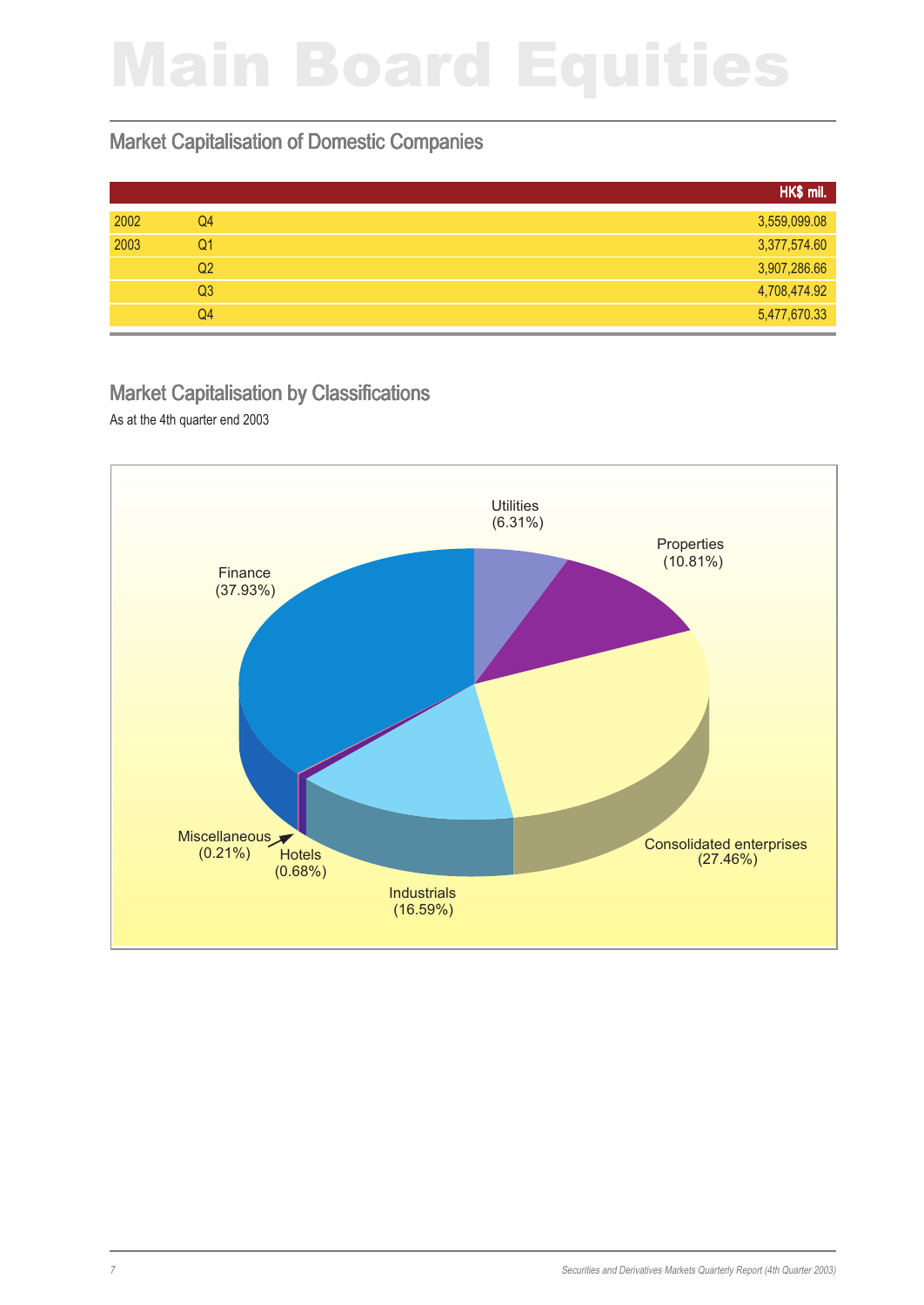# Main Board Equities

## Market Capitalisation of Domestic Companies

| | | HK$ mil. |
|---|---|---|
| 2002 | Q4 | 3,559,099.08 |
| 2003 | Q1 | 3,377,574.60 |
| | Q2 | 3,907,286.66 |
| | Q3 | 4,708,474.92 |
| | Q4 | 5,477,670.33 |

## Market Capitalisation by Classifications

As at the 4th quarter end 2003

Utilities (6.31%)
Properties (10.81%)
Consolidated enterprises (27.46%)
Industrials (16.59%)
Hotels (0.68%)
Miscellaneous (0.21%)
Finance (37.93%)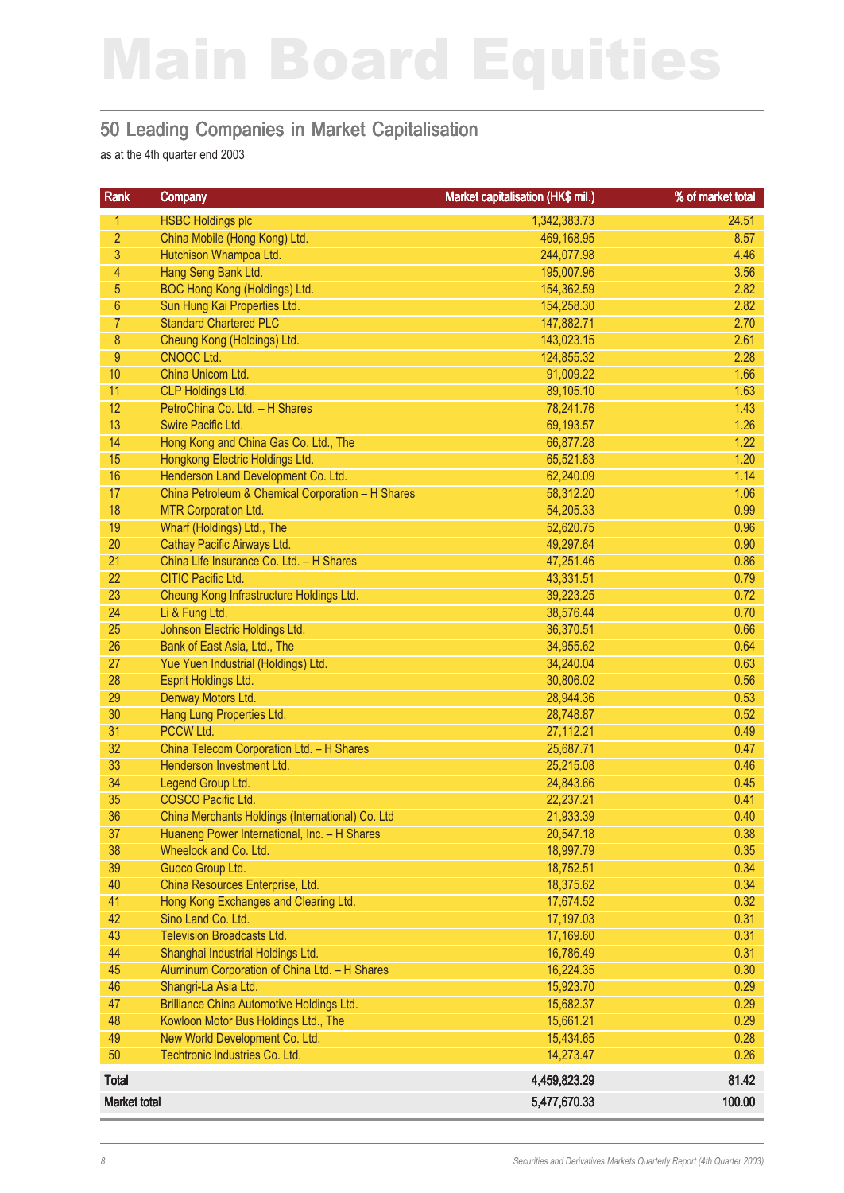# Main Board Equities

## 50 Leading Companies in Market Capitalisation

as at the 4th quarter end 2003

| Rank | Company | Market capitalisation (HK$ mil.) | % of market total |
|---|---|---|---|
| 1 | HSBC Holdings plc | 1,342,383.73 | 24.51 |
| 2 | China Mobile (Hong Kong) Ltd. | 469,168.95 | 8.57 |
| 3 | Hutchison Whampoa Ltd. | 244,077.98 | 4.46 |
| 4 | Hang Seng Bank Ltd. | 195,007.96 | 3.56 |
| 5 | BOC Hong Kong (Holdings) Ltd. | 154,362.59 | 2.82 |
| 6 | Sun Hung Kai Properties Ltd. | 154,258.30 | 2.82 |
| 7 | Standard Chartered PLC | 147,882.71 | 2.70 |
| 8 | Cheung Kong (Holdings) Ltd. | 143,023.15 | 2.61 |
| 9 | CNOOC Ltd. | 124,855.32 | 2.28 |
| 10 | China Unicom Ltd. | 91,009.22 | 1.66 |
| 11 | CLP Holdings Ltd. | 89,105.10 | 1.63 |
| 12 | PetroChina Co. Ltd. – H Shares | 78,241.76 | 1.43 |
| 13 | Swire Pacific Ltd. | 69,193.57 | 1.26 |
| 14 | Hong Kong and China Gas Co. Ltd., The | 66,877.28 | 1.22 |
| 15 | Hongkong Electric Holdings Ltd. | 65,521.83 | 1.20 |
| 16 | Henderson Land Development Co. Ltd. | 62,240.09 | 1.14 |
| 17 | China Petroleum & Chemical Corporation – H Shares | 58,312.20 | 1.06 |
| 18 | MTR Corporation Ltd. | 54,205.33 | 0.99 |
| 19 | Wharf (Holdings) Ltd., The | 52,620.75 | 0.96 |
| 20 | Cathay Pacific Airways Ltd. | 49,297.64 | 0.90 |
| 21 | China Life Insurance Co. Ltd. – H Shares | 47,251.46 | 0.86 |
| 22 | CITIC Pacific Ltd. | 43,331.51 | 0.79 |
| 23 | Cheung Kong Infrastructure Holdings Ltd. | 39,223.25 | 0.72 |
| 24 | Li & Fung Ltd. | 38,576.44 | 0.70 |
| 25 | Johnson Electric Holdings Ltd. | 36,370.51 | 0.66 |
| 26 | Bank of East Asia, Ltd., The | 34,955.62 | 0.64 |
| 27 | Yue Yuen Industrial (Holdings) Ltd. | 34,240.04 | 0.63 |
| 28 | Esprit Holdings Ltd. | 30,806.02 | 0.56 |
| 29 | Denway Motors Ltd. | 28,944.36 | 0.53 |
| 30 | Hang Lung Properties Ltd. | 28,748.87 | 0.52 |
| 31 | PCCW Ltd. | 27,112.21 | 0.49 |
| 32 | China Telecom Corporation Ltd. – H Shares | 25,687.71 | 0.47 |
| 33 | Henderson Investment Ltd. | 25,215.08 | 0.46 |
| 34 | Legend Group Ltd. | 24,843.66 | 0.45 |
| 35 | COSCO Pacific Ltd. | 22,237.21 | 0.41 |
| 36 | China Merchants Holdings (International) Co. Ltd | 21,933.39 | 0.40 |
| 37 | Huaneng Power International, Inc. – H Shares | 20,547.18 | 0.38 |
| 38 | Wheelock and Co. Ltd. | 18,997.79 | 0.35 |
| 39 | Guoco Group Ltd. | 18,752.51 | 0.34 |
| 40 | China Resources Enterprise, Ltd. | 18,375.62 | 0.34 |
| 41 | Hong Kong Exchanges and Clearing Ltd. | 17,674.52 | 0.32 |
| 42 | Sino Land Co. Ltd. | 17,197.03 | 0.31 |
| 43 | Television Broadcasts Ltd. | 17,169.60 | 0.31 |
| 44 | Shanghai Industrial Holdings Ltd. | 16,786.49 | 0.31 |
| 45 | Aluminum Corporation of China Ltd. – H Shares | 16,224.35 | 0.30 |
| 46 | Shangri-La Asia Ltd. | 15,923.70 | 0.29 |
| 47 | Brilliance China Automotive Holdings Ltd. | 15,682.37 | 0.29 |
| 48 | Kowloon Motor Bus Holdings Ltd., The | 15,661.21 | 0.29 |
| 49 | New World Development Co. Ltd. | 15,434.65 | 0.28 |
| 50 | Techtronic Industries Co. Ltd. | 14,273.47 | 0.26 |
| **Total** | | **4,459,823.29** | **81.42** |
| **Market total** | | **5,477,670.33** | **100.00** |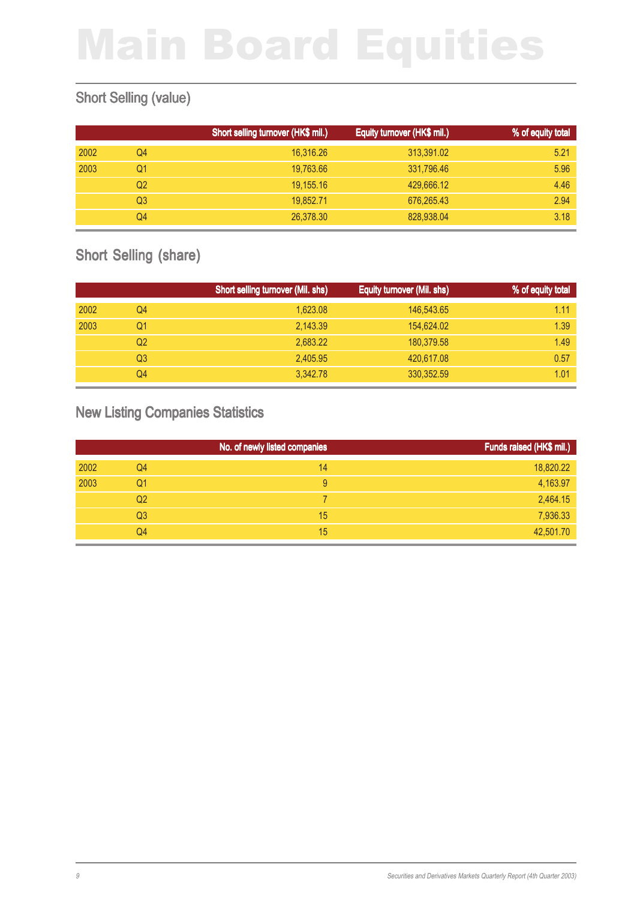# Main Board Equities

## Short Selling (value)

| | | Short selling turnover (HK$ mil.) | Equity turnover (HK$ mil.) | % of equity total |
|---|---|---|---|---|
| 2002 | Q4 | 16,316.26 | 313,391.02 | 5.21 |
| 2003 | Q1 | 19,763.66 | 331,796.46 | 5.96 |
| | Q2 | 19,155.16 | 429,666.12 | 4.46 |
| | Q3 | 19,852.71 | 676,265.43 | 2.94 |
| | Q4 | 26,378.30 | 828,938.04 | 3.18 |

## Short Selling (share)

| | | Short selling turnover (Mil. shs) | Equity turnover (Mil. shs) | % of equity total |
|---|---|---|---|---|
| 2002 | Q4 | 1,623.08 | 146,543.65 | 1.11 |
| 2003 | Q1 | 2,143.39 | 154,624.02 | 1.39 |
| | Q2 | 2,683.22 | 180,379.58 | 1.49 |
| | Q3 | 2,405.95 | 420,617.08 | 0.57 |
| | Q4 | 3,342.78 | 330,352.59 | 1.01 |

## New Listing Companies Statistics

| | | No. of newly listed companies | Funds raised (HK$ mil.) |
|---|---|---|---|
| 2002 | Q4 | 14 | 18,820.22 |
| 2003 | Q1 | 9 | 4,163.97 |
| | Q2 | 7 | 2,464.15 |
| | Q3 | 15 | 7,936.33 |
| | Q4 | 15 | 42,501.70 |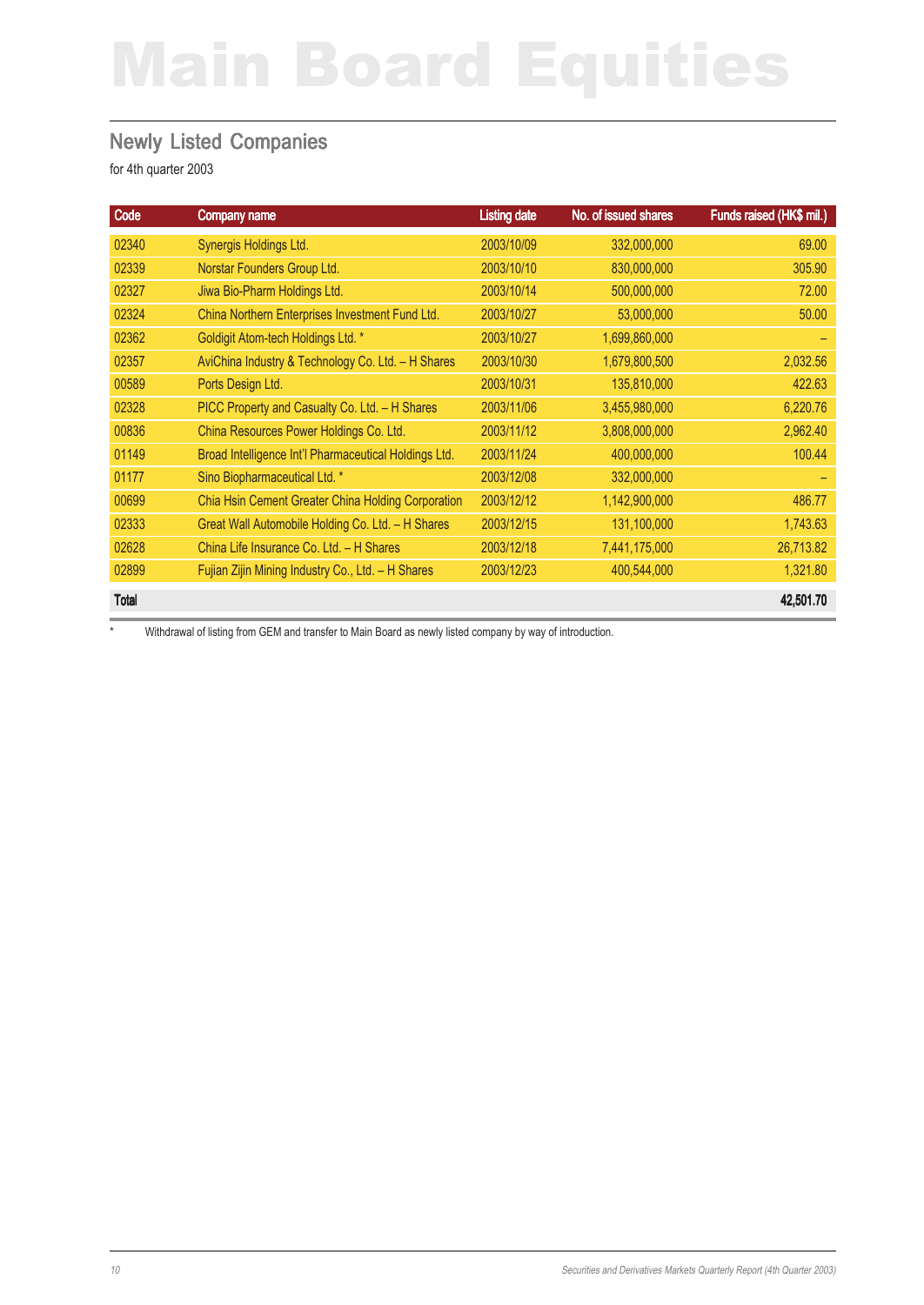# Main Board Equities

## Newly Listed Companies

for 4th quarter 2003

| Code | Company name | Listing date | No. of issued shares | Funds raised (HK$ mil.) |
|---|---|---|---|---|
| 02340 | Synergis Holdings Ltd. | 2003/10/09 | 332,000,000 | 69.00 |
| 02339 | Norstar Founders Group Ltd. | 2003/10/10 | 830,000,000 | 305.90 |
| 02327 | Jiwa Bio-Pharm Holdings Ltd. | 2003/10/14 | 500,000,000 | 72.00 |
| 02324 | China Northern Enterprises Investment Fund Ltd. | 2003/10/27 | 53,000,000 | 50.00 |
| 02362 | Goldigit Atom-tech Holdings Ltd. * | 2003/10/27 | 1,699,860,000 | – |
| 02357 | AviChina Industry & Technology Co. Ltd. – H Shares | 2003/10/30 | 1,679,800,500 | 2,032.56 |
| 00589 | Ports Design Ltd. | 2003/10/31 | 135,810,000 | 422.63 |
| 02328 | PICC Property and Casualty Co. Ltd. – H Shares | 2003/11/06 | 3,455,980,000 | 6,220.76 |
| 00836 | China Resources Power Holdings Co. Ltd. | 2003/11/12 | 3,808,000,000 | 2,962.40 |
| 01149 | Broad Intelligence Int'l Pharmaceutical Holdings Ltd. | 2003/11/24 | 400,000,000 | 100.44 |
| 01177 | Sino Biopharmaceutical Ltd. * | 2003/12/08 | 332,000,000 | – |
| 00699 | Chia Hsin Cement Greater China Holding Corporation | 2003/12/12 | 1,142,900,000 | 486.77 |
| 02333 | Great Wall Automobile Holding Co. Ltd. – H Shares | 2003/12/15 | 131,100,000 | 1,743.63 |
| 02628 | China Life Insurance Co. Ltd. – H Shares | 2003/12/18 | 7,441,175,000 | 26,713.82 |
| 02899 | Fujian Zijin Mining Industry Co., Ltd. – H Shares | 2003/12/23 | 400,544,000 | 1,321.80 |
| **Total** | | | | **42,501.70** |

\* Withdrawal of listing from GEM and transfer to Main Board as newly listed company by way of introduction.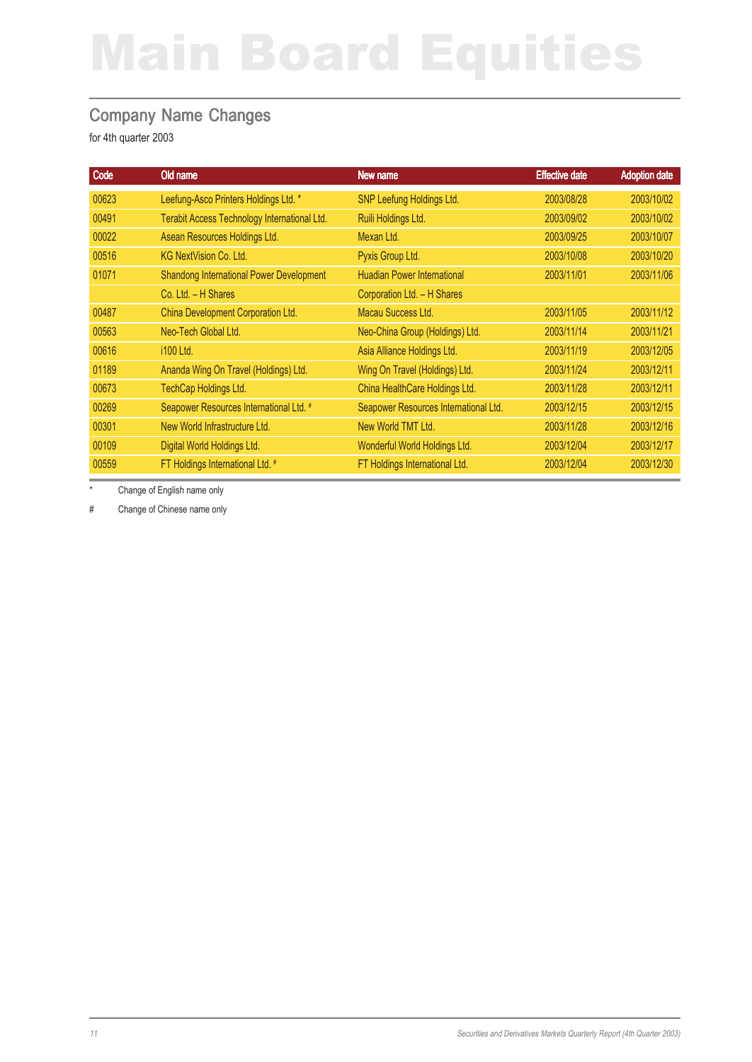# Main Board Equities

## Company Name Changes

for 4th quarter 2003

| Code | Old name | New name | Effective date | Adoption date |
|---|---|---|---|---|
| 00623 | Leefung-Asco Printers Holdings Ltd. * | SNP Leefung Holdings Ltd. | 2003/08/28 | 2003/10/02 |
| 00491 | Terabit Access Technology International Ltd. | Ruili Holdings Ltd. | 2003/09/02 | 2003/10/02 |
| 00022 | Asean Resources Holdings Ltd. | Mexan Ltd. | 2003/09/25 | 2003/10/07 |
| 00516 | KG NextVision Co. Ltd. | Pyxis Group Ltd. | 2003/10/08 | 2003/10/20 |
| 01071 | Shandong International Power Development Co. Ltd. – H Shares | Huadian Power International Corporation Ltd. – H Shares | 2003/11/01 | 2003/11/06 |
| 00487 | China Development Corporation Ltd. | Macau Success Ltd. | 2003/11/05 | 2003/11/12 |
| 00563 | Neo-Tech Global Ltd. | Neo-China Group (Holdings) Ltd. | 2003/11/14 | 2003/11/21 |
| 00616 | i100 Ltd. | Asia Alliance Holdings Ltd. | 2003/11/19 | 2003/12/05 |
| 01189 | Ananda Wing On Travel (Holdings) Ltd. | Wing On Travel (Holdings) Ltd. | 2003/11/24 | 2003/12/11 |
| 00673 | TechCap Holdings Ltd. | China HealthCare Holdings Ltd. | 2003/11/28 | 2003/12/11 |
| 00269 | Seapower Resources International Ltd. # | Seapower Resources International Ltd. | 2003/12/15 | 2003/12/15 |
| 00301 | New World Infrastructure Ltd. | New World TMT Ltd. | 2003/11/28 | 2003/12/16 |
| 00109 | Digital World Holdings Ltd. | Wonderful World Holdings Ltd. | 2003/12/04 | 2003/12/17 |
| 00559 | FT Holdings International Ltd. # | FT Holdings International Ltd. | 2003/12/04 | 2003/12/30 |

\* Change of English name only

\# Change of Chinese name only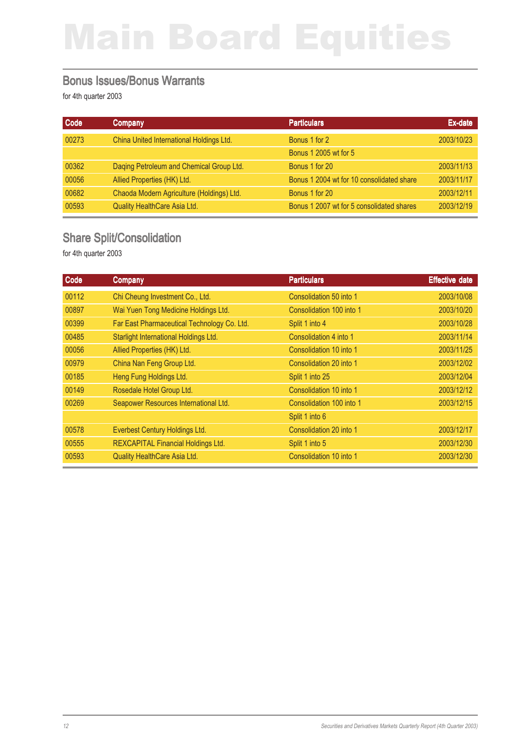# Main Board Equities

## Bonus Issues/Bonus Warrants

for 4th quarter 2003

| Code | Company | Particulars | Ex-date |
|---|---|---|---|
| 00273 | China United International Holdings Ltd. | Bonus 1 for 2 | 2003/10/23 |
| | | Bonus 1 2005 wt for 5 | |
| 00362 | Daqing Petroleum and Chemical Group Ltd. | Bonus 1 for 20 | 2003/11/13 |
| 00056 | Allied Properties (HK) Ltd. | Bonus 1 2004 wt for 10 consolidated share | 2003/11/17 |
| 00682 | Chaoda Modern Agriculture (Holdings) Ltd. | Bonus 1 for 20 | 2003/12/11 |
| 00593 | Quality HealthCare Asia Ltd. | Bonus 1 2007 wt for 5 consolidated shares | 2003/12/19 |

## Share Split/Consolidation

for 4th quarter 2003

| Code | Company | Particulars | Effective date |
|---|---|---|---|
| 00112 | Chi Cheung Investment Co., Ltd. | Consolidation 50 into 1 | 2003/10/08 |
| 00897 | Wai Yuen Tong Medicine Holdings Ltd. | Consolidation 100 into 1 | 2003/10/20 |
| 00399 | Far East Pharmaceutical Technology Co. Ltd. | Split 1 into 4 | 2003/10/28 |
| 00485 | Starlight International Holdings Ltd. | Consolidation 4 into 1 | 2003/11/14 |
| 00056 | Allied Properties (HK) Ltd. | Consolidation 10 into 1 | 2003/11/25 |
| 00979 | China Nan Feng Group Ltd. | Consolidation 20 into 1 | 2003/12/02 |
| 00185 | Heng Fung Holdings Ltd. | Split 1 into 25 | 2003/12/04 |
| 00149 | Rosedale Hotel Group Ltd. | Consolidation 10 into 1 | 2003/12/12 |
| 00269 | Seapower Resources International Ltd. | Consolidation 100 into 1 | 2003/12/15 |
| | | Split 1 into 6 | |
| 00578 | Everbest Century Holdings Ltd. | Consolidation 20 into 1 | 2003/12/17 |
| 00555 | REXCAPITAL Financial Holdings Ltd. | Split 1 into 5 | 2003/12/30 |
| 00593 | Quality HealthCare Asia Ltd. | Consolidation 10 into 1 | 2003/12/30 |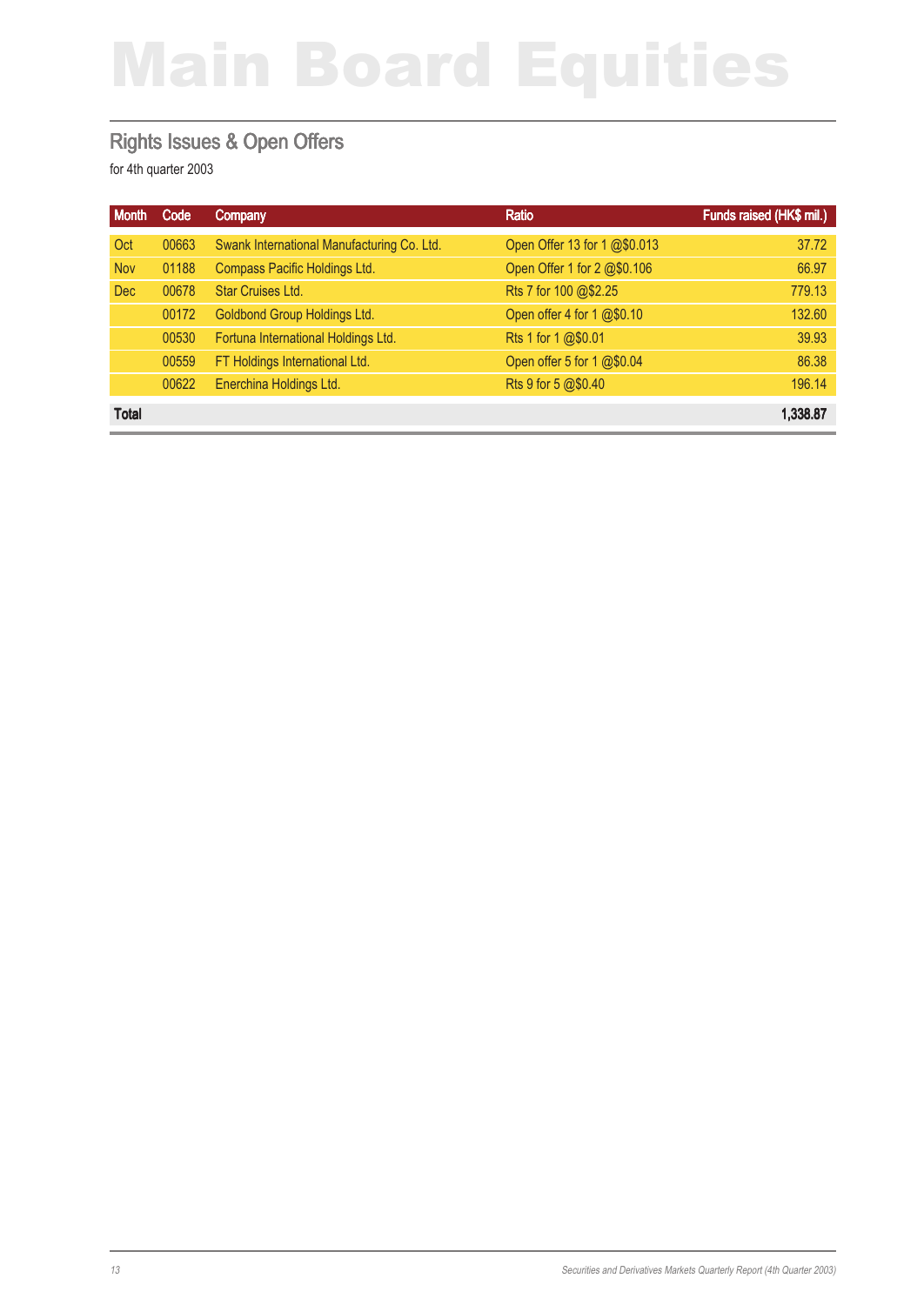# Main Board Equities

## Rights Issues & Open Offers

for 4th quarter 2003

| Month | Code | Company | Ratio | Funds raised (HK$ mil.) |
|---|---|---|---|---|
| Oct | 00663 | Swank International Manufacturing Co. Ltd. | Open Offer 13 for 1 @$0.013 | 37.72 |
| Nov | 01188 | Compass Pacific Holdings Ltd. | Open Offer 1 for 2 @$0.106 | 66.97 |
| Dec | 00678 | Star Cruises Ltd. | Rts 7 for 100 @$2.25 | 779.13 |
| | 00172 | Goldbond Group Holdings Ltd. | Open offer 4 for 1 @$0.10 | 132.60 |
| | 00530 | Fortuna International Holdings Ltd. | Rts 1 for 1 @$0.01 | 39.93 |
| | 00559 | FT Holdings International Ltd. | Open offer 5 for 1 @$0.04 | 86.38 |
| | 00622 | Enerchina Holdings Ltd. | Rts 9 for 5 @$0.40 | 196.14 |
| **Total** | | | | **1,338.87** |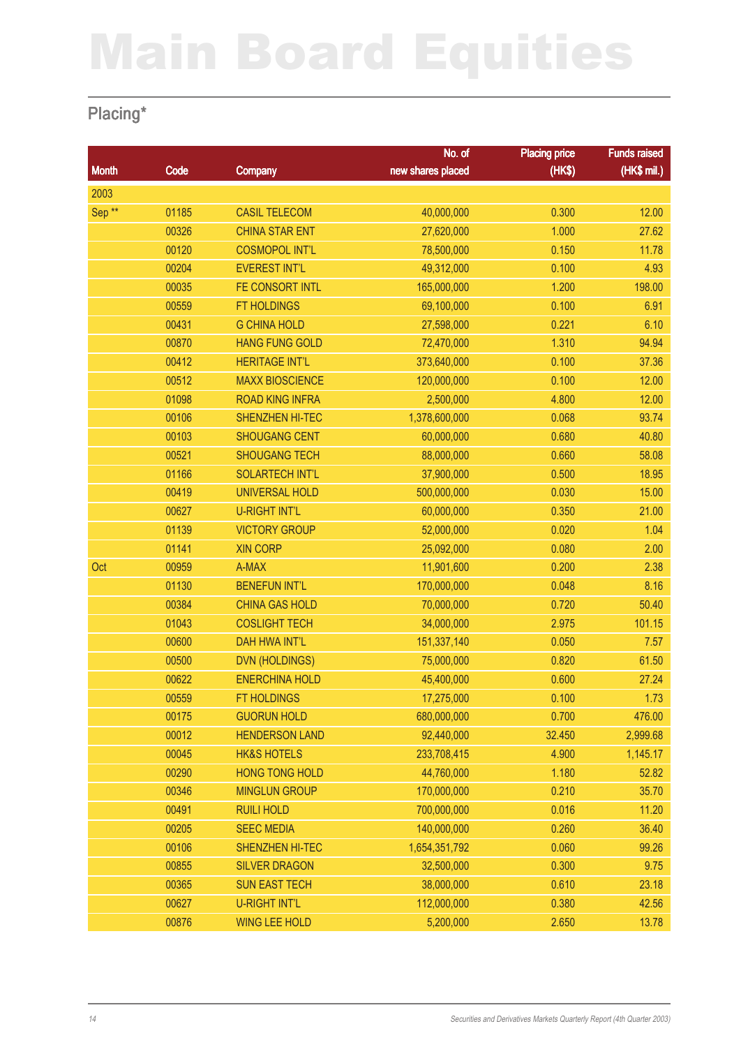# Main Board Equities

## Placing*

| Month | Code | Company | No. of new shares placed | Placing price (HK$) | Funds raised (HK$ mil.) |
|---|---|---|---|---|---|
| 2003 | | | | | |
| Sep ** | 01185 | CASIL TELECOM | 40,000,000 | 0.300 | 12.00 |
| | 00326 | CHINA STAR ENT | 27,620,000 | 1.000 | 27.62 |
| | 00120 | COSMOPOL INT'L | 78,500,000 | 0.150 | 11.78 |
| | 00204 | EVEREST INT'L | 49,312,000 | 0.100 | 4.93 |
| | 00035 | FE CONSORT INTL | 165,000,000 | 1.200 | 198.00 |
| | 00559 | FT HOLDINGS | 69,100,000 | 0.100 | 6.91 |
| | 00431 | G CHINA HOLD | 27,598,000 | 0.221 | 6.10 |
| | 00870 | HANG FUNG GOLD | 72,470,000 | 1.310 | 94.94 |
| | 00412 | HERITAGE INT'L | 373,640,000 | 0.100 | 37.36 |
| | 00512 | MAXX BIOSCIENCE | 120,000,000 | 0.100 | 12.00 |
| | 01098 | ROAD KING INFRA | 2,500,000 | 4.800 | 12.00 |
| | 00106 | SHENZHEN HI-TEC | 1,378,600,000 | 0.068 | 93.74 |
| | 00103 | SHOUGANG CENT | 60,000,000 | 0.680 | 40.80 |
| | 00521 | SHOUGANG TECH | 88,000,000 | 0.660 | 58.08 |
| | 01166 | SOLARTECH INT'L | 37,900,000 | 0.500 | 18.95 |
| | 00419 | UNIVERSAL HOLD | 500,000,000 | 0.030 | 15.00 |
| | 00627 | U-RIGHT INT'L | 60,000,000 | 0.350 | 21.00 |
| | 01139 | VICTORY GROUP | 52,000,000 | 0.020 | 1.04 |
| | 01141 | XIN CORP | 25,092,000 | 0.080 | 2.00 |
| Oct | 00959 | A-MAX | 11,901,600 | 0.200 | 2.38 |
| | 01130 | BENEFUN INT'L | 170,000,000 | 0.048 | 8.16 |
| | 00384 | CHINA GAS HOLD | 70,000,000 | 0.720 | 50.40 |
| | 01043 | COSLIGHT TECH | 34,000,000 | 2.975 | 101.15 |
| | 00600 | DAH HWA INT'L | 151,337,140 | 0.050 | 7.57 |
| | 00500 | DVN (HOLDINGS) | 75,000,000 | 0.820 | 61.50 |
| | 00622 | ENERCHINA HOLD | 45,400,000 | 0.600 | 27.24 |
| | 00559 | FT HOLDINGS | 17,275,000 | 0.100 | 1.73 |
| | 00175 | GUORUN HOLD | 680,000,000 | 0.700 | 476.00 |
| | 00012 | HENDERSON LAND | 92,440,000 | 32.450 | 2,999.68 |
| | 00045 | HK&S HOTELS | 233,708,415 | 4.900 | 1,145.17 |
| | 00290 | HONG TONG HOLD | 44,760,000 | 1.180 | 52.82 |
| | 00346 | MINGLUN GROUP | 170,000,000 | 0.210 | 35.70 |
| | 00491 | RUILI HOLD | 700,000,000 | 0.016 | 11.20 |
| | 00205 | SEEC MEDIA | 140,000,000 | 0.260 | 36.40 |
| | 00106 | SHENZHEN HI-TEC | 1,654,351,792 | 0.060 | 99.26 |
| | 00855 | SILVER DRAGON | 32,500,000 | 0.300 | 9.75 |
| | 00365 | SUN EAST TECH | 38,000,000 | 0.610 | 23.18 |
| | 00627 | U-RIGHT INT'L | 112,000,000 | 0.380 | 42.56 |
| | 00876 | WING LEE HOLD | 5,200,000 | 2.650 | 13.78 |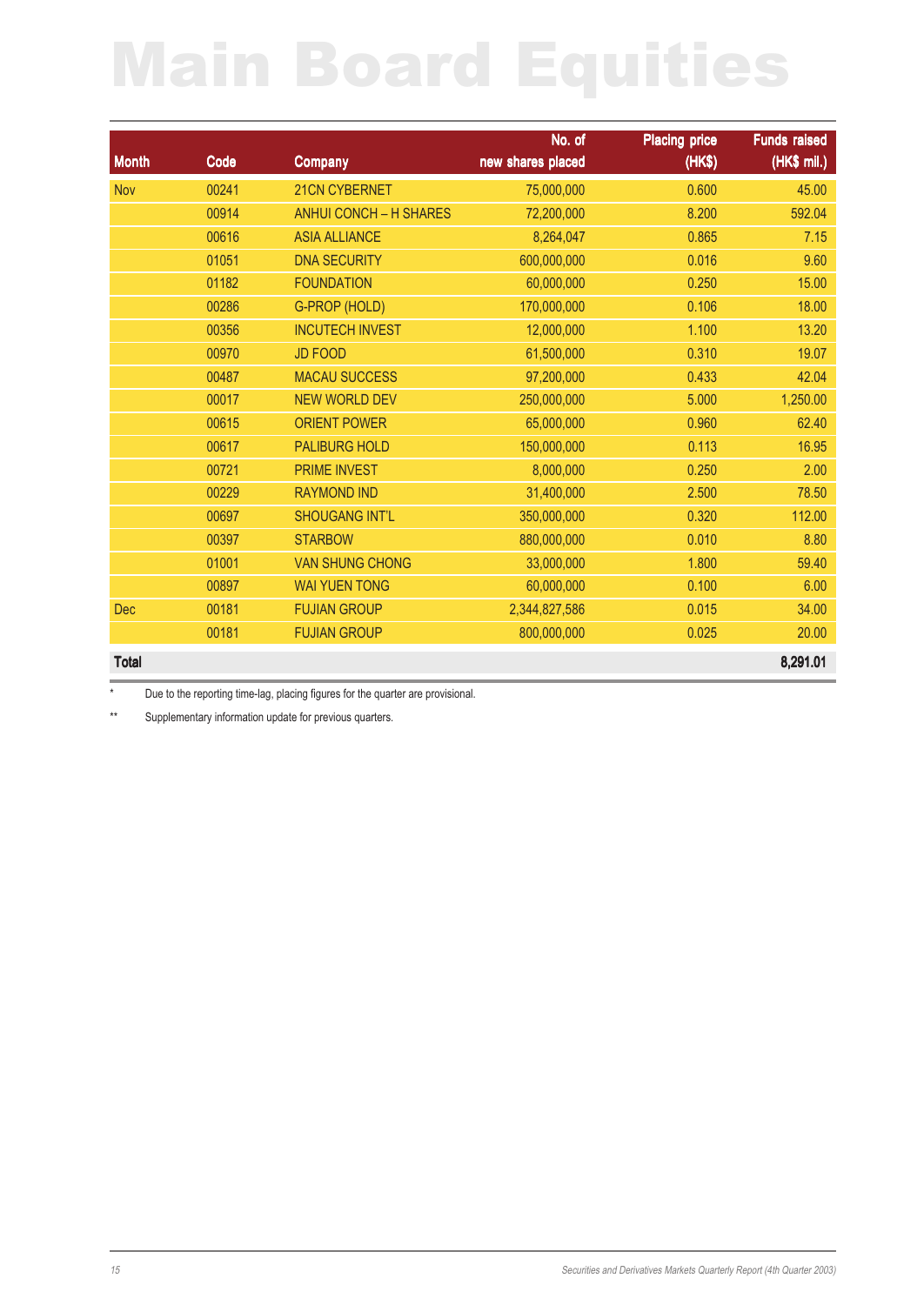# Main Board Equities

| Month | Code | Company | No. of new shares placed | Placing price (HK$) | Funds raised (HK$ mil.) |
|---|---|---|---|---|---|
| Nov | 00241 | 21CN CYBERNET | 75,000,000 | 0.600 | 45.00 |
| | 00914 | ANHUI CONCH – H SHARES | 72,200,000 | 8.200 | 592.04 |
| | 00616 | ASIA ALLIANCE | 8,264,047 | 0.865 | 7.15 |
| | 01051 | DNA SECURITY | 600,000,000 | 0.016 | 9.60 |
| | 01182 | FOUNDATION | 60,000,000 | 0.250 | 15.00 |
| | 00286 | G-PROP (HOLD) | 170,000,000 | 0.106 | 18.00 |
| | 00356 | INCUTECH INVEST | 12,000,000 | 1.100 | 13.20 |
| | 00970 | JD FOOD | 61,500,000 | 0.310 | 19.07 |
| | 00487 | MACAU SUCCESS | 97,200,000 | 0.433 | 42.04 |
| | 00017 | NEW WORLD DEV | 250,000,000 | 5.000 | 1,250.00 |
| | 00615 | ORIENT POWER | 65,000,000 | 0.960 | 62.40 |
| | 00617 | PALIBURG HOLD | 150,000,000 | 0.113 | 16.95 |
| | 00721 | PRIME INVEST | 8,000,000 | 0.250 | 2.00 |
| | 00229 | RAYMOND IND | 31,400,000 | 2.500 | 78.50 |
| | 00697 | SHOUGANG INT'L | 350,000,000 | 0.320 | 112.00 |
| | 00397 | STARBOW | 880,000,000 | 0.010 | 8.80 |
| | 01001 | VAN SHUNG CHONG | 33,000,000 | 1.800 | 59.40 |
| | 00897 | WAI YUEN TONG | 60,000,000 | 0.100 | 6.00 |
| Dec | 00181 | FUJIAN GROUP | 2,344,827,586 | 0.015 | 34.00 |
| | 00181 | FUJIAN GROUP | 800,000,000 | 0.025 | 20.00 |
| **Total** | | | | | **8,291.01** |

\* Due to the reporting time-lag, placing figures for the quarter are provisional.

\*\* Supplementary information update for previous quarters.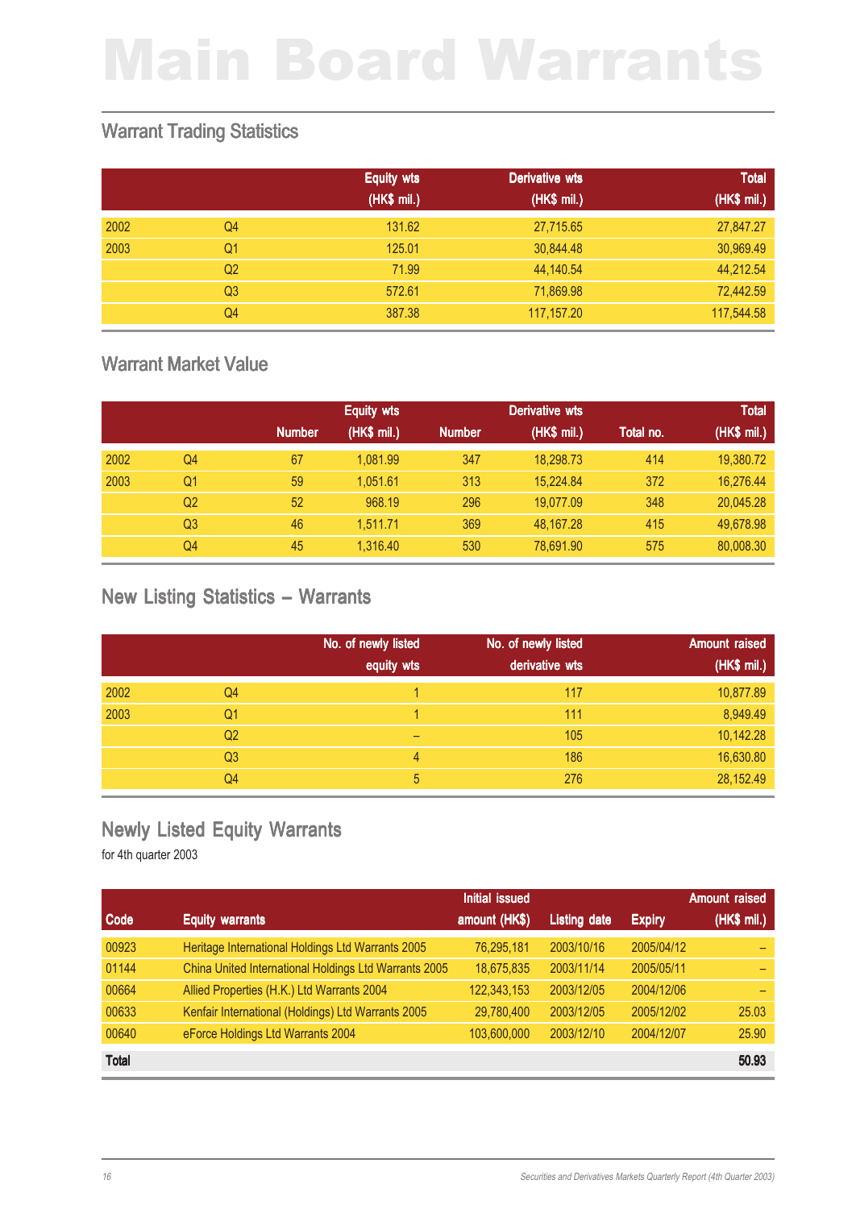# Main Board Warrants

## Warrant Trading Statistics

| | | Equity wts (HK$ mil.) | Derivative wts (HK$ mil.) | Total (HK$ mil.) |
|---|---|---|---|---|
| 2002 | Q4 | 131.62 | 27,715.65 | 27,847.27 |
| 2003 | Q1 | 125.01 | 30,844.48 | 30,969.49 |
| | Q2 | 71.99 | 44,140.54 | 44,212.54 |
| | Q3 | 572.61 | 71,869.98 | 72,442.59 |
| | Q4 | 387.38 | 117,157.20 | 117,544.58 |

## Warrant Market Value

| | | Equity wts | | Derivative wts | | | Total |
|---|---|---|---|---|---|---|---|
| | | Number | (HK$ mil.) | Number | (HK$ mil.) | Total no. | (HK$ mil.) |
| 2002 | Q4 | 67 | 1,081.99 | 347 | 18,298.73 | 414 | 19,380.72 |
| 2003 | Q1 | 59 | 1,051.61 | 313 | 15,224.84 | 372 | 16,276.44 |
| | Q2 | 52 | 968.19 | 296 | 19,077.09 | 348 | 20,045.28 |
| | Q3 | 46 | 1,511.71 | 369 | 48,167.28 | 415 | 49,678.98 |
| | Q4 | 45 | 1,316.40 | 530 | 78,691.90 | 575 | 80,008.30 |

## New Listing Statistics – Warrants

| | | No. of newly listed equity wts | No. of newly listed derivative wts | Amount raised (HK$ mil.) |
|---|---|---|---|---|
| 2002 | Q4 | 1 | 117 | 10,877.89 |
| 2003 | Q1 | 1 | 111 | 8,949.49 |
| | Q2 | – | 105 | 10,142.28 |
| | Q3 | 4 | 186 | 16,630.80 |
| | Q4 | 5 | 276 | 28,152.49 |

## Newly Listed Equity Warrants

for 4th quarter 2003

| Code | Equity warrants | Initial issued amount (HK$) | Listing date | Expiry | Amount raised (HK$ mil.) |
|---|---|---|---|---|---|
| 00923 | Heritage International Holdings Ltd Warrants 2005 | 76,295,181 | 2003/10/16 | 2005/04/12 | – |
| 01144 | China United International Holdings Ltd Warrants 2005 | 18,675,835 | 2003/11/14 | 2005/05/11 | – |
| 00664 | Allied Properties (H.K.) Ltd Warrants 2004 | 122,343,153 | 2003/12/05 | 2004/12/06 | – |
| 00633 | Kenfair International (Holdings) Ltd Warrants 2005 | 29,780,400 | 2003/12/05 | 2005/12/02 | 25.03 |
| 00640 | eForce Holdings Ltd Warrants 2004 | 103,600,000 | 2003/12/10 | 2004/12/07 | 25.90 |
| **Total** | | | | | **50.93** |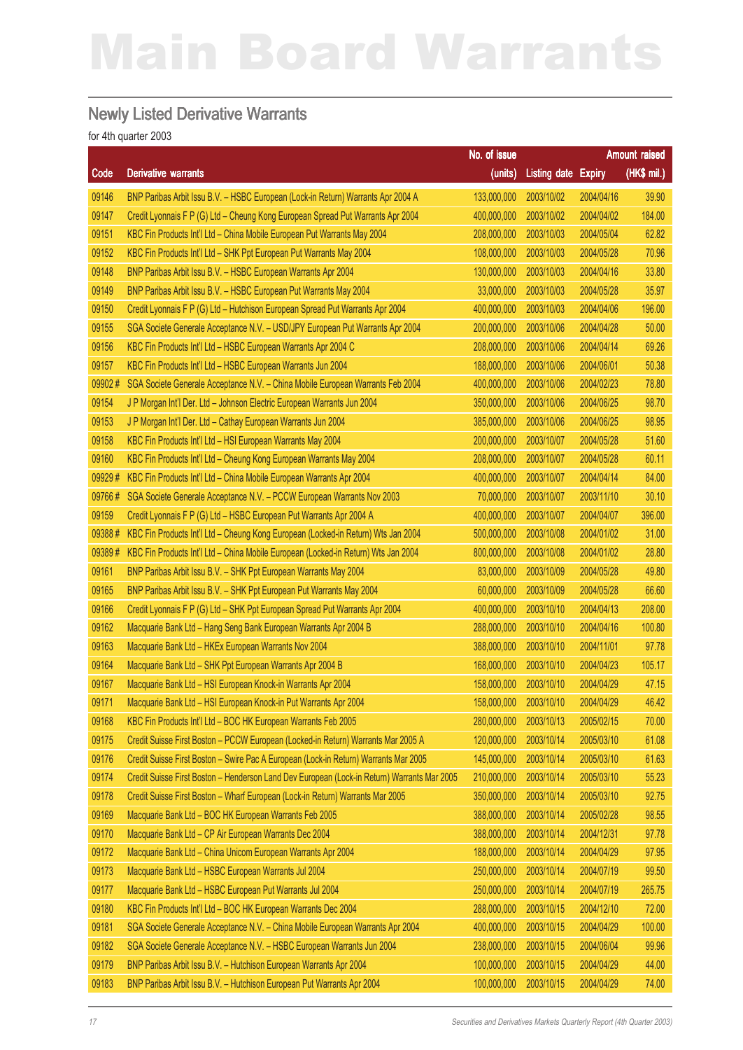# Main Board Warrants

## Newly Listed Derivative Warrants

for 4th quarter 2003

| Code | Derivative warrants | No. of issue (units) | Listing date | Expiry | Amount raised (HK$ mil.) |
|---|---|---|---|---|---|
| 09146 | BNP Paribas Arbit Issu B.V. – HSBC European (Lock-in Return) Warrants Apr 2004 A | 133,000,000 | 2003/10/02 | 2004/04/16 | 39.90 |
| 09147 | Credit Lyonnais F P (G) Ltd – Cheung Kong European Spread Put Warrants Apr 2004 | 400,000,000 | 2003/10/02 | 2004/04/02 | 184.00 |
| 09151 | KBC Fin Products Int'l Ltd – China Mobile European Put Warrants May 2004 | 208,000,000 | 2003/10/03 | 2004/05/04 | 62.82 |
| 09152 | KBC Fin Products Int'l Ltd – SHK Ppt European Put Warrants May 2004 | 108,000,000 | 2003/10/03 | 2004/05/28 | 70.96 |
| 09148 | BNP Paribas Arbit Issu B.V. – HSBC European Warrants Apr 2004 | 130,000,000 | 2003/10/03 | 2004/04/16 | 33.80 |
| 09149 | BNP Paribas Arbit Issu B.V. – HSBC European Put Warrants May 2004 | 33,000,000 | 2003/10/03 | 2004/05/28 | 35.97 |
| 09150 | Credit Lyonnais F P (G) Ltd – Hutchison European Spread Put Warrants Apr 2004 | 400,000,000 | 2003/10/03 | 2004/04/06 | 196.00 |
| 09155 | SGA Societe Generale Acceptance N.V. – USD/JPY European Put Warrants Apr 2004 | 200,000,000 | 2003/10/06 | 2004/04/28 | 50.00 |
| 09156 | KBC Fin Products Int'l Ltd – HSBC European Warrants Apr 2004 C | 208,000,000 | 2003/10/06 | 2004/04/14 | 69.26 |
| 09157 | KBC Fin Products Int'l Ltd – HSBC European Warrants Jun 2004 | 188,000,000 | 2003/10/06 | 2004/06/01 | 50.38 |
| 09902 # | SGA Societe Generale Acceptance N.V. – China Mobile European Warrants Feb 2004 | 400,000,000 | 2003/10/06 | 2004/02/23 | 78.80 |
| 09154 | J P Morgan Int'l Der. Ltd – Johnson Electric European Warrants Jun 2004 | 350,000,000 | 2003/10/06 | 2004/06/25 | 98.70 |
| 09153 | J P Morgan Int'l Der. Ltd – Cathay European Warrants Jun 2004 | 385,000,000 | 2003/10/06 | 2004/06/25 | 98.95 |
| 09158 | KBC Fin Products Int'l Ltd – HSI European Warrants May 2004 | 200,000,000 | 2003/10/07 | 2004/05/28 | 51.60 |
| 09160 | KBC Fin Products Int'l Ltd – Cheung Kong European Warrants May 2004 | 208,000,000 | 2003/10/07 | 2004/05/28 | 60.11 |
| 09929 # | KBC Fin Products Int'l Ltd – China Mobile European Warrants Apr 2004 | 400,000,000 | 2003/10/07 | 2004/04/14 | 84.00 |
| 09766 # | SGA Societe Generale Acceptance N.V. – PCCW European Warrants Nov 2003 | 70,000,000 | 2003/10/07 | 2003/11/10 | 30.10 |
| 09159 | Credit Lyonnais F P (G) Ltd – HSBC European Put Warrants Apr 2004 A | 400,000,000 | 2003/10/07 | 2004/04/07 | 396.00 |
| 09388 # | KBC Fin Products Int'l Ltd – Cheung Kong European (Locked-in Return) Wts Jan 2004 | 500,000,000 | 2003/10/08 | 2004/01/02 | 31.00 |
| 09389 # | KBC Fin Products Int'l Ltd – China Mobile European (Locked-in Return) Wts Jan 2004 | 800,000,000 | 2003/10/08 | 2004/01/02 | 28.80 |
| 09161 | BNP Paribas Arbit Issu B.V. – SHK Ppt European Warrants May 2004 | 83,000,000 | 2003/10/09 | 2004/05/28 | 49.80 |
| 09165 | BNP Paribas Arbit Issu B.V. – SHK Ppt European Put Warrants May 2004 | 60,000,000 | 2003/10/09 | 2004/05/28 | 66.60 |
| 09166 | Credit Lyonnais F P (G) Ltd – SHK Ppt European Spread Put Warrants Apr 2004 | 400,000,000 | 2003/10/10 | 2004/04/13 | 208.00 |
| 09162 | Macquarie Bank Ltd – Hang Seng Bank European Warrants Apr 2004 B | 288,000,000 | 2003/10/10 | 2004/04/16 | 100.80 |
| 09163 | Macquarie Bank Ltd – HKEx European Warrants Nov 2004 | 388,000,000 | 2003/10/10 | 2004/11/01 | 97.78 |
| 09164 | Macquarie Bank Ltd – SHK Ppt European Warrants Apr 2004 B | 168,000,000 | 2003/10/10 | 2004/04/23 | 105.17 |
| 09167 | Macquarie Bank Ltd – HSI European Knock-in Warrants Apr 2004 | 158,000,000 | 2003/10/10 | 2004/04/29 | 47.15 |
| 09171 | Macquarie Bank Ltd – HSI European Knock-in Put Warrants Apr 2004 | 158,000,000 | 2003/10/10 | 2004/04/29 | 46.42 |
| 09168 | KBC Fin Products Int'l Ltd – BOC HK European Warrants Feb 2005 | 280,000,000 | 2003/10/13 | 2005/02/15 | 70.00 |
| 09175 | Credit Suisse First Boston – PCCW European (Locked-in Return) Warrants Mar 2005 A | 120,000,000 | 2003/10/14 | 2005/03/10 | 61.08 |
| 09176 | Credit Suisse First Boston – Swire Pac A European (Lock-in Return) Warrants Mar 2005 | 145,000,000 | 2003/10/14 | 2005/03/10 | 61.63 |
| 09174 | Credit Suisse First Boston – Henderson Land Dev European (Lock-in Return) Warrants Mar 2005 | 210,000,000 | 2003/10/14 | 2005/03/10 | 55.23 |
| 09178 | Credit Suisse First Boston – Wharf European (Lock-in Return) Warrants Mar 2005 | 350,000,000 | 2003/10/14 | 2005/03/10 | 92.75 |
| 09169 | Macquarie Bank Ltd – BOC HK European Warrants Feb 2005 | 388,000,000 | 2003/10/14 | 2005/02/28 | 98.55 |
| 09170 | Macquarie Bank Ltd – CP Air European Warrants Dec 2004 | 388,000,000 | 2003/10/14 | 2004/12/31 | 97.78 |
| 09172 | Macquarie Bank Ltd – China Unicom European Warrants Apr 2004 | 188,000,000 | 2003/10/14 | 2004/04/29 | 97.95 |
| 09173 | Macquarie Bank Ltd – HSBC European Warrants Jul 2004 | 250,000,000 | 2003/10/14 | 2004/07/19 | 99.50 |
| 09177 | Macquarie Bank Ltd – HSBC European Put Warrants Jul 2004 | 250,000,000 | 2003/10/14 | 2004/07/19 | 265.75 |
| 09180 | KBC Fin Products Int'l Ltd – BOC HK European Warrants Dec 2004 | 288,000,000 | 2003/10/15 | 2004/12/10 | 72.00 |
| 09181 | SGA Societe Generale Acceptance N.V. – China Mobile European Warrants Apr 2004 | 400,000,000 | 2003/10/15 | 2004/04/29 | 100.00 |
| 09182 | SGA Societe Generale Acceptance N.V. – HSBC European Warrants Jun 2004 | 238,000,000 | 2003/10/15 | 2004/06/04 | 99.96 |
| 09179 | BNP Paribas Arbit Issu B.V. – Hutchison European Warrants Apr 2004 | 100,000,000 | 2003/10/15 | 2004/04/29 | 44.00 |
| 09183 | BNP Paribas Arbit Issu B.V. – Hutchison European Put Warrants Apr 2004 | 100,000,000 | 2003/10/15 | 2004/04/29 | 74.00 |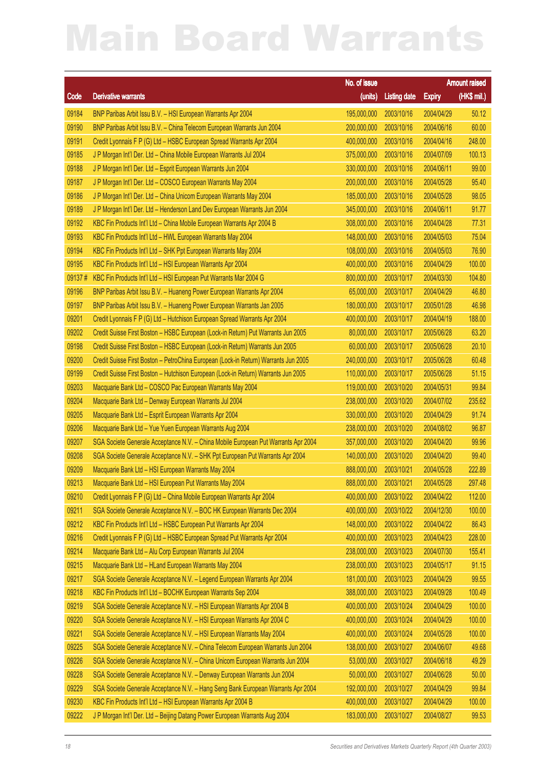# Main Board Warrants

| Code | Derivative warrants | No. of issue (units) | Listing date | Expiry | Amount raised (HK$ mil.) |
|---|---|---|---|---|---|
| 09184 | BNP Paribas Arbit Issu B.V. – HSI European Warrants Apr 2004 | 195,000,000 | 2003/10/16 | 2004/04/29 | 50.12 |
| 09190 | BNP Paribas Arbit Issu B.V. – China Telecom European Warrants Jun 2004 | 200,000,000 | 2003/10/16 | 2004/06/16 | 60.00 |
| 09191 | Credit Lyonnais F P (G) Ltd – HSBC European Spread Warrants Apr 2004 | 400,000,000 | 2003/10/16 | 2004/04/16 | 248.00 |
| 09185 | J P Morgan Int'l Der. Ltd – China Mobile European Warrants Jul 2004 | 375,000,000 | 2003/10/16 | 2004/07/09 | 100.13 |
| 09188 | J P Morgan Int'l Der. Ltd – Esprit European Warrants Jun 2004 | 330,000,000 | 2003/10/16 | 2004/06/11 | 99.00 |
| 09187 | J P Morgan Int'l Der. Ltd – COSCO European Warrants May 2004 | 200,000,000 | 2003/10/16 | 2004/05/28 | 95.40 |
| 09186 | J P Morgan Int'l Der. Ltd – China Unicom European Warrants May 2004 | 185,000,000 | 2003/10/16 | 2004/05/28 | 98.05 |
| 09189 | J P Morgan Int'l Der. Ltd – Henderson Land Dev European Warrants Jun 2004 | 345,000,000 | 2003/10/16 | 2004/06/11 | 91.77 |
| 09192 | KBC Fin Products Int'l Ltd – China Mobile European Warrants Apr 2004 B | 308,000,000 | 2003/10/16 | 2004/04/28 | 77.31 |
| 09193 | KBC Fin Products Int'l Ltd – HWL European Warrants May 2004 | 148,000,000 | 2003/10/16 | 2004/05/03 | 75.04 |
| 09194 | KBC Fin Products Int'l Ltd – SHK Ppt European Warrants May 2004 | 108,000,000 | 2003/10/16 | 2004/05/03 | 76.90 |
| 09195 | KBC Fin Products Int'l Ltd – HSI European Warrants Apr 2004 | 400,000,000 | 2003/10/16 | 2004/04/29 | 100.00 |
| 09137 # | KBC Fin Products Int'l Ltd – HSI European Put Warrants Mar 2004 G | 800,000,000 | 2003/10/17 | 2004/03/30 | 104.80 |
| 09196 | BNP Paribas Arbit Issu B.V. – Huaneng Power European Warrants Apr 2004 | 65,000,000 | 2003/10/17 | 2004/04/29 | 46.80 |
| 09197 | BNP Paribas Arbit Issu B.V. – Huaneng Power European Warrants Jan 2005 | 180,000,000 | 2003/10/17 | 2005/01/28 | 46.98 |
| 09201 | Credit Lyonnais F P (G) Ltd – Hutchison European Spread Warrants Apr 2004 | 400,000,000 | 2003/10/17 | 2004/04/19 | 188.00 |
| 09202 | Credit Suisse First Boston – HSBC European (Lock-in Return) Put Warrants Jun 2005 | 80,000,000 | 2003/10/17 | 2005/06/28 | 63.20 |
| 09198 | Credit Suisse First Boston – HSBC European (Lock-in Return) Warrants Jun 2005 | 60,000,000 | 2003/10/17 | 2005/06/28 | 20.10 |
| 09200 | Credit Suisse First Boston – PetroChina European (Lock-in Return) Warrants Jun 2005 | 240,000,000 | 2003/10/17 | 2005/06/28 | 60.48 |
| 09199 | Credit Suisse First Boston – Hutchison European (Lock-in Return) Warrants Jun 2005 | 110,000,000 | 2003/10/17 | 2005/06/28 | 51.15 |
| 09203 | Macquarie Bank Ltd – COSCO Pac European Warrants May 2004 | 119,000,000 | 2003/10/20 | 2004/05/31 | 99.84 |
| 09204 | Macquarie Bank Ltd – Denway European Warrants Jul 2004 | 238,000,000 | 2003/10/20 | 2004/07/02 | 235.62 |
| 09205 | Macquarie Bank Ltd – Esprit European Warrants Apr 2004 | 330,000,000 | 2003/10/20 | 2004/04/29 | 91.74 |
| 09206 | Macquarie Bank Ltd – Yue Yuen European Warrants Aug 2004 | 238,000,000 | 2003/10/20 | 2004/08/02 | 96.87 |
| 09207 | SGA Societe Generale Acceptance N.V. – China Mobile European Put Warrants Apr 2004 | 357,000,000 | 2003/10/20 | 2004/04/20 | 99.96 |
| 09208 | SGA Societe Generale Acceptance N.V. – SHK Ppt European Put Warrants Apr 2004 | 140,000,000 | 2003/10/20 | 2004/04/20 | 99.40 |
| 09209 | Macquarie Bank Ltd – HSI European Warrants May 2004 | 888,000,000 | 2003/10/21 | 2004/05/28 | 222.89 |
| 09213 | Macquarie Bank Ltd – HSI European Put Warrants May 2004 | 888,000,000 | 2003/10/21 | 2004/05/28 | 297.48 |
| 09210 | Credit Lyonnais F P (G) Ltd – China Mobile European Warrants Apr 2004 | 400,000,000 | 2003/10/22 | 2004/04/22 | 112.00 |
| 09211 | SGA Societe Generale Acceptance N.V. – BOC HK European Warrants Dec 2004 | 400,000,000 | 2003/10/22 | 2004/12/30 | 100.00 |
| 09212 | KBC Fin Products Int'l Ltd – HSBC European Put Warrants Apr 2004 | 148,000,000 | 2003/10/22 | 2004/04/22 | 86.43 |
| 09216 | Credit Lyonnais F P (G) Ltd – HSBC European Spread Put Warrants Apr 2004 | 400,000,000 | 2003/10/23 | 2004/04/23 | 228.00 |
| 09214 | Macquarie Bank Ltd – Alu Corp European Warrants Jul 2004 | 238,000,000 | 2003/10/23 | 2004/07/30 | 155.41 |
| 09215 | Macquarie Bank Ltd – HLand European Warrants May 2004 | 238,000,000 | 2003/10/23 | 2004/05/17 | 91.15 |
| 09217 | SGA Societe Generale Acceptance N.V. – Legend European Warrants Apr 2004 | 181,000,000 | 2003/10/23 | 2004/04/29 | 99.55 |
| 09218 | KBC Fin Products Int'l Ltd – BOCHK European Warrants Sep 2004 | 388,000,000 | 2003/10/23 | 2004/09/28 | 100.49 |
| 09219 | SGA Societe Generale Acceptance N.V. – HSI European Warrants Apr 2004 B | 400,000,000 | 2003/10/24 | 2004/04/29 | 100.00 |
| 09220 | SGA Societe Generale Acceptance N.V. – HSI European Warrants Apr 2004 C | 400,000,000 | 2003/10/24 | 2004/04/29 | 100.00 |
| 09221 | SGA Societe Generale Acceptance N.V. – HSI European Warrants May 2004 | 400,000,000 | 2003/10/24 | 2004/05/28 | 100.00 |
| 09225 | SGA Societe Generale Acceptance N.V. – China Telecom European Warrants Jun 2004 | 138,000,000 | 2003/10/27 | 2004/06/07 | 49.68 |
| 09226 | SGA Societe Generale Acceptance N.V. – China Unicom European Warrants Jun 2004 | 53,000,000 | 2003/10/27 | 2004/06/18 | 49.29 |
| 09228 | SGA Societe Generale Acceptance N.V. – Denway European Warrants Jun 2004 | 50,000,000 | 2003/10/27 | 2004/06/28 | 50.00 |
| 09229 | SGA Societe Generale Acceptance N.V. – Hang Seng Bank European Warrants Apr 2004 | 192,000,000 | 2003/10/27 | 2004/04/29 | 99.84 |
| 09230 | KBC Fin Products Int'l Ltd – HSI European Warrants Apr 2004 B | 400,000,000 | 2003/10/27 | 2004/04/29 | 100.00 |
| 09222 | J P Morgan Int'l Der. Ltd – Beijing Datang Power European Warrants Aug 2004 | 183,000,000 | 2003/10/27 | 2004/08/27 | 99.53 |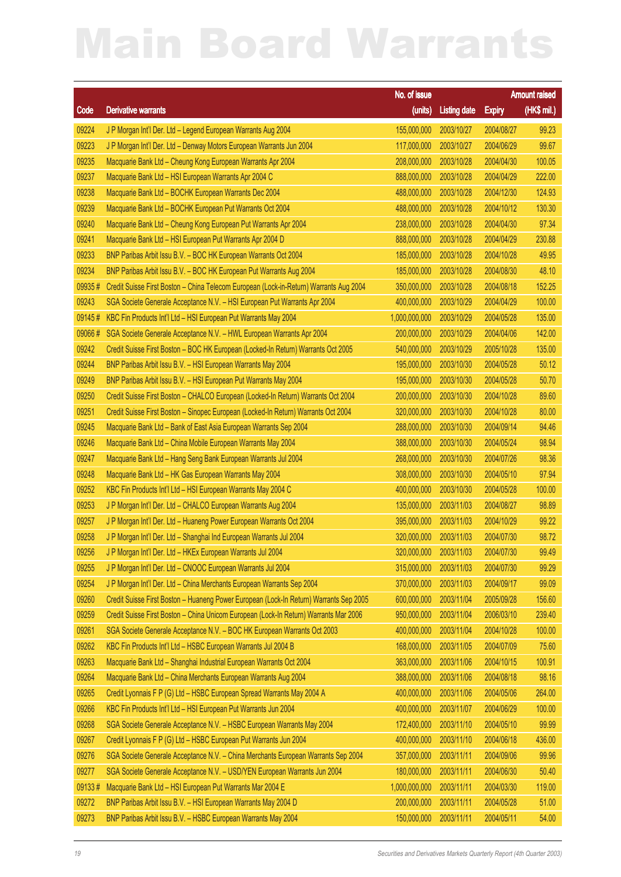# Main Board Warrants

| Code | Derivative warrants | No. of issue (units) | Listing date | Expiry | Amount raised (HK$ mil.) |
|---|---|---|---|---|---|
| 09224 | J P Morgan Int'l Der. Ltd – Legend European Warrants Aug 2004 | 155,000,000 | 2003/10/27 | 2004/08/27 | 99.23 |
| 09223 | J P Morgan Int'l Der. Ltd – Denway Motors European Warrants Jun 2004 | 117,000,000 | 2003/10/27 | 2004/06/29 | 99.67 |
| 09235 | Macquarie Bank Ltd – Cheung Kong European Warrants Apr 2004 | 208,000,000 | 2003/10/28 | 2004/04/30 | 100.05 |
| 09237 | Macquarie Bank Ltd – HSI European Warrants Apr 2004 C | 888,000,000 | 2003/10/28 | 2004/04/29 | 222.00 |
| 09238 | Macquarie Bank Ltd – BOCHK European Warrants Dec 2004 | 488,000,000 | 2003/10/28 | 2004/12/30 | 124.93 |
| 09239 | Macquarie Bank Ltd – BOCHK European Put Warrants Oct 2004 | 488,000,000 | 2003/10/28 | 2004/10/12 | 130.30 |
| 09240 | Macquarie Bank Ltd – Cheung Kong European Put Warrants Apr 2004 | 238,000,000 | 2003/10/28 | 2004/04/30 | 97.34 |
| 09241 | Macquarie Bank Ltd – HSI European Put Warrants Apr 2004 D | 888,000,000 | 2003/10/28 | 2004/04/29 | 230.88 |
| 09233 | BNP Paribas Arbit Issu B.V. – BOC HK European Warrants Oct 2004 | 185,000,000 | 2003/10/28 | 2004/10/28 | 49.95 |
| 09234 | BNP Paribas Arbit Issu B.V. – BOC HK European Put Warrants Aug 2004 | 185,000,000 | 2003/10/28 | 2004/08/30 | 48.10 |
| 09935 # | Credit Suisse First Boston – China Telecom European (Lock-in-Return) Warrants Aug 2004 | 350,000,000 | 2003/10/28 | 2004/08/18 | 152.25 |
| 09243 | SGA Societe Generale Acceptance N.V. – HSI European Put Warrants Apr 2004 | 400,000,000 | 2003/10/29 | 2004/04/29 | 100.00 |
| 09145 # | KBC Fin Products Int'l Ltd – HSI European Put Warrants May 2004 | 1,000,000,000 | 2003/10/29 | 2004/05/28 | 135.00 |
| 09066 # | SGA Societe Generale Acceptance N.V. – HWL European Warrants Apr 2004 | 200,000,000 | 2003/10/29 | 2004/04/06 | 142.00 |
| 09242 | Credit Suisse First Boston – BOC HK European (Locked-In Return) Warrants Oct 2005 | 540,000,000 | 2003/10/29 | 2005/10/28 | 135.00 |
| 09244 | BNP Paribas Arbit Issu B.V. – HSI European Warrants May 2004 | 195,000,000 | 2003/10/30 | 2004/05/28 | 50.12 |
| 09249 | BNP Paribas Arbit Issu B.V. – HSI European Put Warrants May 2004 | 195,000,000 | 2003/10/30 | 2004/05/28 | 50.70 |
| 09250 | Credit Suisse First Boston – CHALCO European (Locked-In Return) Warrants Oct 2004 | 200,000,000 | 2003/10/30 | 2004/10/28 | 89.60 |
| 09251 | Credit Suisse First Boston – Sinopec European (Locked-In Return) Warrants Oct 2004 | 320,000,000 | 2003/10/30 | 2004/10/28 | 80.00 |
| 09245 | Macquarie Bank Ltd – Bank of East Asia European Warrants Sep 2004 | 288,000,000 | 2003/10/30 | 2004/09/14 | 94.46 |
| 09246 | Macquarie Bank Ltd – China Mobile European Warrants May 2004 | 388,000,000 | 2003/10/30 | 2004/05/24 | 98.94 |
| 09247 | Macquarie Bank Ltd – Hang Seng Bank European Warrants Jul 2004 | 268,000,000 | 2003/10/30 | 2004/07/26 | 98.36 |
| 09248 | Macquarie Bank Ltd – HK Gas European Warrants May 2004 | 308,000,000 | 2003/10/30 | 2004/05/10 | 97.94 |
| 09252 | KBC Fin Products Int'l Ltd – HSI European Warrants May 2004 C | 400,000,000 | 2003/10/30 | 2004/05/28 | 100.00 |
| 09253 | J P Morgan Int'l Der. Ltd – CHALCO European Warrants Aug 2004 | 135,000,000 | 2003/11/03 | 2004/08/27 | 98.89 |
| 09257 | J P Morgan Int'l Der. Ltd – Huaneng Power European Warrants Oct 2004 | 395,000,000 | 2003/11/03 | 2004/10/29 | 99.22 |
| 09258 | J P Morgan Int'l Der. Ltd – Shanghai Ind European Warrants Jul 2004 | 320,000,000 | 2003/11/03 | 2004/07/30 | 98.72 |
| 09256 | J P Morgan Int'l Der. Ltd – HKEx European Warrants Jul 2004 | 320,000,000 | 2003/11/03 | 2004/07/30 | 99.49 |
| 09255 | J P Morgan Int'l Der. Ltd – CNOOC European Warrants Jul 2004 | 315,000,000 | 2003/11/03 | 2004/07/30 | 99.29 |
| 09254 | J P Morgan Int'l Der. Ltd – China Merchants European Warrants Sep 2004 | 370,000,000 | 2003/11/03 | 2004/09/17 | 99.09 |
| 09260 | Credit Suisse First Boston – Huaneng Power European (Lock-In Return) Warrants Sep 2005 | 600,000,000 | 2003/11/04 | 2005/09/28 | 156.60 |
| 09259 | Credit Suisse First Boston – China Unicom European (Lock-In Return) Warrants Mar 2006 | 950,000,000 | 2003/11/04 | 2006/03/10 | 239.40 |
| 09261 | SGA Societe Generale Acceptance N.V. – BOC HK European Warrants Oct 2003 | 400,000,000 | 2003/11/04 | 2004/10/28 | 100.00 |
| 09262 | KBC Fin Products Int'l Ltd – HSBC European Warrants Jul 2004 B | 168,000,000 | 2003/11/05 | 2004/07/09 | 75.60 |
| 09263 | Macquarie Bank Ltd – Shanghai Industrial European Warrants Oct 2004 | 363,000,000 | 2003/11/06 | 2004/10/15 | 100.91 |
| 09264 | Macquarie Bank Ltd – China Merchants European Warrants Aug 2004 | 388,000,000 | 2003/11/06 | 2004/08/18 | 98.16 |
| 09265 | Credit Lyonnais F P (G) Ltd – HSBC European Spread Warrants May 2004 A | 400,000,000 | 2003/11/06 | 2004/05/06 | 264.00 |
| 09266 | KBC Fin Products Int'l Ltd – HSI European Put Warrants Jun 2004 | 400,000,000 | 2003/11/07 | 2004/06/29 | 100.00 |
| 09268 | SGA Societe Generale Acceptance N.V. – HSBC European Warrants May 2004 | 172,400,000 | 2003/11/10 | 2004/05/10 | 99.99 |
| 09267 | Credit Lyonnais F P (G) Ltd – HSBC European Put Warrants Jun 2004 | 400,000,000 | 2003/11/10 | 2004/06/18 | 436.00 |
| 09276 | SGA Societe Generale Acceptance N.V. – China Merchants European Warrants Sep 2004 | 357,000,000 | 2003/11/11 | 2004/09/06 | 99.96 |
| 09277 | SGA Societe Generale Acceptance N.V. – USD/YEN European Warrants Jun 2004 | 180,000,000 | 2003/11/11 | 2004/06/30 | 50.40 |
| 09133 # | Macquarie Bank Ltd – HSI European Put Warrants Mar 2004 E | 1,000,000,000 | 2003/11/11 | 2004/03/30 | 119.00 |
| 09272 | BNP Paribas Arbit Issu B.V. – HSI European Warrants May 2004 D | 200,000,000 | 2003/11/11 | 2004/05/28 | 51.00 |
| 09273 | BNP Paribas Arbit Issu B.V. – HSBC European Warrants May 2004 | 150,000,000 | 2003/11/11 | 2004/05/11 | 54.00 |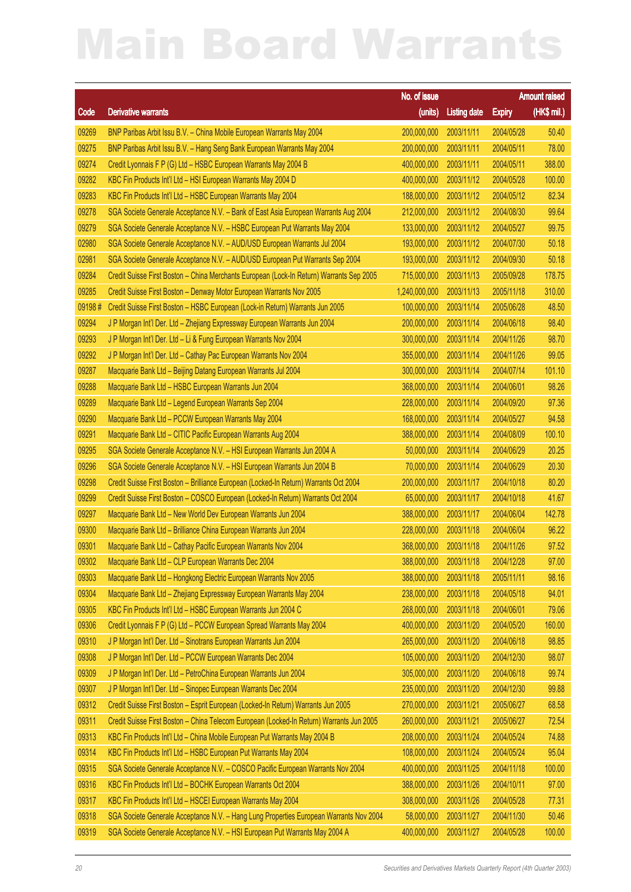# Main Board Warrants

| Code | Derivative warrants | No. of issue (units) | Listing date | Expiry | Amount raised (HK$ mil.) |
|---|---|---|---|---|---|
| 09269 | BNP Paribas Arbit Issu B.V. – China Mobile European Warrants May 2004 | 200,000,000 | 2003/11/11 | 2004/05/28 | 50.40 |
| 09275 | BNP Paribas Arbit Issu B.V. – Hang Seng Bank European Warrants May 2004 | 200,000,000 | 2003/11/11 | 2004/05/11 | 78.00 |
| 09274 | Credit Lyonnais F P (G) Ltd – HSBC European Warrants May 2004 B | 400,000,000 | 2003/11/11 | 2004/05/11 | 388.00 |
| 09282 | KBC Fin Products Int'l Ltd – HSI European Warrants May 2004 D | 400,000,000 | 2003/11/12 | 2004/05/28 | 100.00 |
| 09283 | KBC Fin Products Int'l Ltd – HSBC European Warrants May 2004 | 188,000,000 | 2003/11/12 | 2004/05/12 | 82.34 |
| 09278 | SGA Societe Generale Acceptance N.V. – Bank of East Asia European Warrants Aug 2004 | 212,000,000 | 2003/11/12 | 2004/08/30 | 99.64 |
| 09279 | SGA Societe Generale Acceptance N.V. – HSBC European Put Warrants May 2004 | 133,000,000 | 2003/11/12 | 2004/05/27 | 99.75 |
| 02980 | SGA Societe Generale Acceptance N.V. – AUD/USD European Warrants Jul 2004 | 193,000,000 | 2003/11/12 | 2004/07/30 | 50.18 |
| 02981 | SGA Societe Generale Acceptance N.V. – AUD/USD European Put Warrants Sep 2004 | 193,000,000 | 2003/11/12 | 2004/09/30 | 50.18 |
| 09284 | Credit Suisse First Boston – China Merchants European (Lock-In Return) Warrants Sep 2005 | 715,000,000 | 2003/11/13 | 2005/09/28 | 178.75 |
| 09285 | Credit Suisse First Boston – Denway Motor European Warrants Nov 2005 | 1,240,000,000 | 2003/11/13 | 2005/11/18 | 310.00 |
| 09198 # | Credit Suisse First Boston – HSBC European (Lock-in Return) Warrants Jun 2005 | 100,000,000 | 2003/11/14 | 2005/06/28 | 48.50 |
| 09294 | J P Morgan Int'l Der. Ltd – Zhejiang Expressway European Warrants Jun 2004 | 200,000,000 | 2003/11/14 | 2004/06/18 | 98.40 |
| 09293 | J P Morgan Int'l Der. Ltd – Li & Fung European Warrants Nov 2004 | 300,000,000 | 2003/11/14 | 2004/11/26 | 98.70 |
| 09292 | J P Morgan Int'l Der. Ltd – Cathay Pac European Warrants Nov 2004 | 355,000,000 | 2003/11/14 | 2004/11/26 | 99.05 |
| 09287 | Macquarie Bank Ltd – Beijing Datang European Warrants Jul 2004 | 300,000,000 | 2003/11/14 | 2004/07/14 | 101.10 |
| 09288 | Macquarie Bank Ltd – HSBC European Warrants Jun 2004 | 368,000,000 | 2003/11/14 | 2004/06/01 | 98.26 |
| 09289 | Macquarie Bank Ltd – Legend European Warrants Sep 2004 | 228,000,000 | 2003/11/14 | 2004/09/20 | 97.36 |
| 09290 | Macquarie Bank Ltd – PCCW European Warrants May 2004 | 168,000,000 | 2003/11/14 | 2004/05/27 | 94.58 |
| 09291 | Macquarie Bank Ltd – CITIC Pacific European Warrants Aug 2004 | 388,000,000 | 2003/11/14 | 2004/08/09 | 100.10 |
| 09295 | SGA Societe Generale Acceptance N.V. – HSI European Warrants Jun 2004 A | 50,000,000 | 2003/11/14 | 2004/06/29 | 20.25 |
| 09296 | SGA Societe Generale Acceptance N.V. – HSI European Warrants Jun 2004 B | 70,000,000 | 2003/11/14 | 2004/06/29 | 20.30 |
| 09298 | Credit Suisse First Boston – Brilliance European (Locked-In Return) Warrants Oct 2004 | 200,000,000 | 2003/11/17 | 2004/10/18 | 80.20 |
| 09299 | Credit Suisse First Boston – COSCO European (Locked-In Return) Warrants Oct 2004 | 65,000,000 | 2003/11/17 | 2004/10/18 | 41.67 |
| 09297 | Macquarie Bank Ltd – New World Dev European Warrants Jun 2004 | 388,000,000 | 2003/11/17 | 2004/06/04 | 142.78 |
| 09300 | Macquarie Bank Ltd – Brilliance China European Warrants Jun 2004 | 228,000,000 | 2003/11/18 | 2004/06/04 | 96.22 |
| 09301 | Macquarie Bank Ltd – Cathay Pacific European Warrants Nov 2004 | 368,000,000 | 2003/11/18 | 2004/11/26 | 97.52 |
| 09302 | Macquarie Bank Ltd – CLP European Warrants Dec 2004 | 388,000,000 | 2003/11/18 | 2004/12/28 | 97.00 |
| 09303 | Macquarie Bank Ltd – Hongkong Electric European Warrants Nov 2005 | 388,000,000 | 2003/11/18 | 2005/11/11 | 98.16 |
| 09304 | Macquarie Bank Ltd – Zhejiang Expressway European Warrants May 2004 | 238,000,000 | 2003/11/18 | 2004/05/18 | 94.01 |
| 09305 | KBC Fin Products Int'l Ltd – HSBC European Warrants Jun 2004 C | 268,000,000 | 2003/11/18 | 2004/06/01 | 79.06 |
| 09306 | Credit Lyonnais F P (G) Ltd – PCCW European Spread Warrants May 2004 | 400,000,000 | 2003/11/20 | 2004/05/20 | 160.00 |
| 09310 | J P Morgan Int'l Der. Ltd – Sinotrans European Warrants Jun 2004 | 265,000,000 | 2003/11/20 | 2004/06/18 | 98.85 |
| 09308 | J P Morgan Int'l Der. Ltd – PCCW European Warrants Dec 2004 | 105,000,000 | 2003/11/20 | 2004/12/30 | 98.07 |
| 09309 | J P Morgan Int'l Der. Ltd – PetroChina European Warrants Jun 2004 | 305,000,000 | 2003/11/20 | 2004/06/18 | 99.74 |
| 09307 | J P Morgan Int'l Der. Ltd – Sinopec European Warrants Dec 2004 | 235,000,000 | 2003/11/20 | 2004/12/30 | 99.88 |
| 09312 | Credit Suisse First Boston – Esprit European (Locked-In Return) Warrants Jun 2005 | 270,000,000 | 2003/11/21 | 2005/06/27 | 68.58 |
| 09311 | Credit Suisse First Boston – China Telecom European (Locked-In Return) Warrants Jun 2005 | 260,000,000 | 2003/11/21 | 2005/06/27 | 72.54 |
| 09313 | KBC Fin Products Int'l Ltd – China Mobile European Put Warrants May 2004 B | 208,000,000 | 2003/11/24 | 2004/05/24 | 74.88 |
| 09314 | KBC Fin Products Int'l Ltd – HSBC European Put Warrants May 2004 | 108,000,000 | 2003/11/24 | 2004/05/24 | 95.04 |
| 09315 | SGA Societe Generale Acceptance N.V. – COSCO Pacific European Warrants Nov 2004 | 400,000,000 | 2003/11/25 | 2004/11/18 | 100.00 |
| 09316 | KBC Fin Products Int'l Ltd – BOCHK European Warrants Oct 2004 | 388,000,000 | 2003/11/26 | 2004/10/11 | 97.00 |
| 09317 | KBC Fin Products Int'l Ltd – HSCEI European Warrants May 2004 | 308,000,000 | 2003/11/26 | 2004/05/28 | 77.31 |
| 09318 | SGA Societe Generale Acceptance N.V. – Hang Lung Properties European Warrants Nov 2004 | 58,000,000 | 2003/11/27 | 2004/11/30 | 50.46 |
| 09319 | SGA Societe Generale Acceptance N.V. – HSI European Put Warrants May 2004 A | 400,000,000 | 2003/11/27 | 2004/05/28 | 100.00 |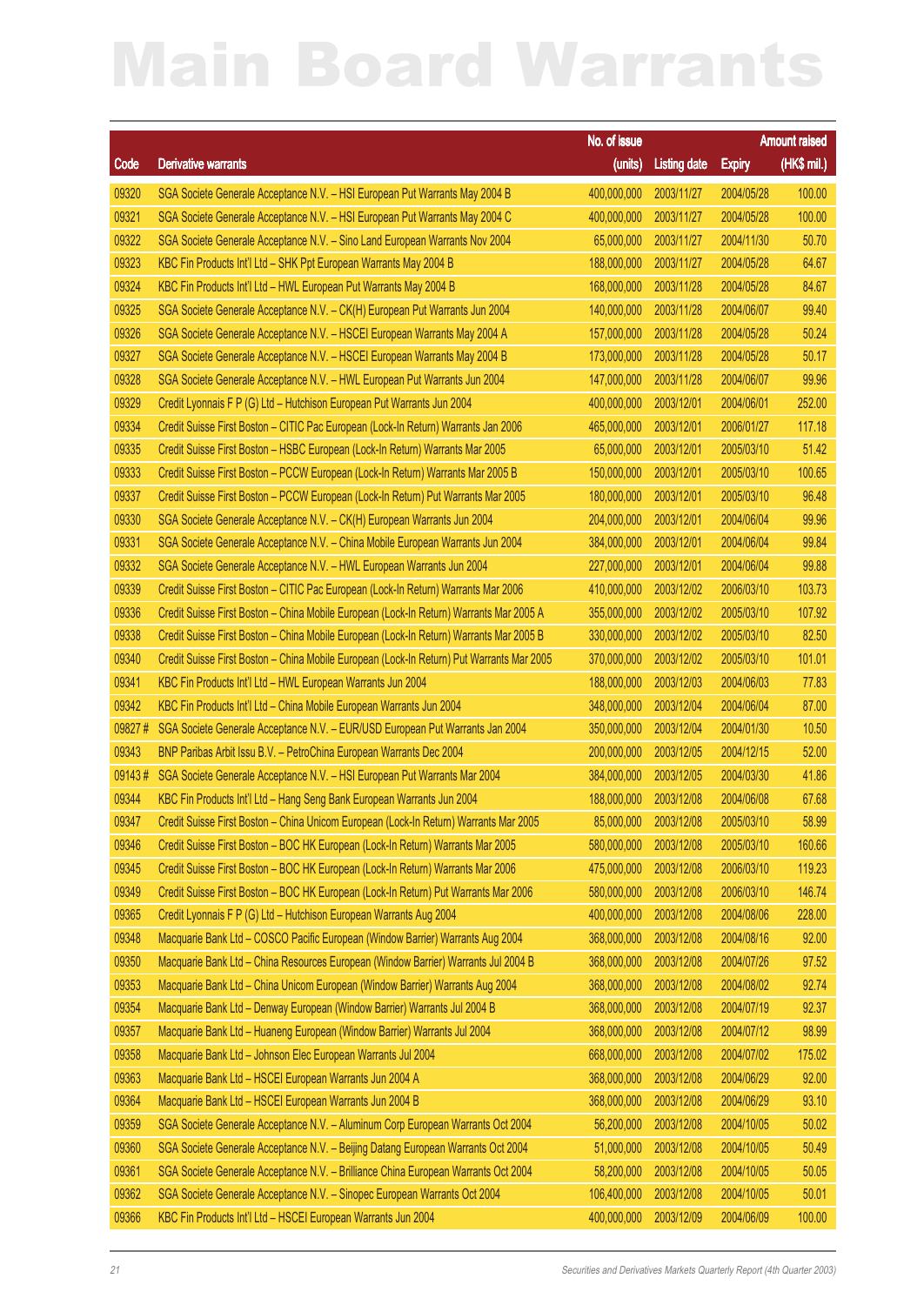# Main Board Warrants

| Code | Derivative warrants | No. of issue (units) | Listing date | Expiry | Amount raised (HK$ mil.) |
|---|---|---|---|---|---|
| 09320 | SGA Societe Generale Acceptance N.V. – HSI European Put Warrants May 2004 B | 400,000,000 | 2003/11/27 | 2004/05/28 | 100.00 |
| 09321 | SGA Societe Generale Acceptance N.V. – HSI European Put Warrants May 2004 C | 400,000,000 | 2003/11/27 | 2004/05/28 | 100.00 |
| 09322 | SGA Societe Generale Acceptance N.V. – Sino Land European Warrants Nov 2004 | 65,000,000 | 2003/11/27 | 2004/11/30 | 50.70 |
| 09323 | KBC Fin Products Int'l Ltd – SHK Ppt European Warrants May 2004 B | 188,000,000 | 2003/11/27 | 2004/05/28 | 64.67 |
| 09324 | KBC Fin Products Int'l Ltd – HWL European Put Warrants May 2004 B | 168,000,000 | 2003/11/28 | 2004/05/28 | 84.67 |
| 09325 | SGA Societe Generale Acceptance N.V. – CK(H) European Put Warrants Jun 2004 | 140,000,000 | 2003/11/28 | 2004/06/07 | 99.40 |
| 09326 | SGA Societe Generale Acceptance N.V. – HSCEI European Warrants May 2004 A | 157,000,000 | 2003/11/28 | 2004/05/28 | 50.24 |
| 09327 | SGA Societe Generale Acceptance N.V. – HSCEI European Warrants May 2004 B | 173,000,000 | 2003/11/28 | 2004/05/28 | 50.17 |
| 09328 | SGA Societe Generale Acceptance N.V. – HWL European Put Warrants Jun 2004 | 147,000,000 | 2003/11/28 | 2004/06/07 | 99.96 |
| 09329 | Credit Lyonnais F P (G) Ltd – Hutchison European Put Warrants Jun 2004 | 400,000,000 | 2003/12/01 | 2004/06/01 | 252.00 |
| 09334 | Credit Suisse First Boston – CITIC Pac European (Lock-In Return) Warrants Jan 2006 | 465,000,000 | 2003/12/01 | 2006/01/27 | 117.18 |
| 09335 | Credit Suisse First Boston – HSBC European (Lock-In Return) Warrants Mar 2005 | 65,000,000 | 2003/12/01 | 2005/03/10 | 51.42 |
| 09333 | Credit Suisse First Boston – PCCW European (Lock-In Return) Warrants Mar 2005 B | 150,000,000 | 2003/12/01 | 2005/03/10 | 100.65 |
| 09337 | Credit Suisse First Boston – PCCW European (Lock-In Return) Put Warrants Mar 2005 | 180,000,000 | 2003/12/01 | 2005/03/10 | 96.48 |
| 09330 | SGA Societe Generale Acceptance N.V. – CK(H) European Warrants Jun 2004 | 204,000,000 | 2003/12/01 | 2004/06/04 | 99.96 |
| 09331 | SGA Societe Generale Acceptance N.V. – China Mobile European Warrants Jun 2004 | 384,000,000 | 2003/12/01 | 2004/06/04 | 99.84 |
| 09332 | SGA Societe Generale Acceptance N.V. – HWL European Warrants Jun 2004 | 227,000,000 | 2003/12/01 | 2004/06/04 | 99.88 |
| 09339 | Credit Suisse First Boston – CITIC Pac European (Lock-In Return) Warrants Mar 2006 | 410,000,000 | 2003/12/02 | 2006/03/10 | 103.73 |
| 09336 | Credit Suisse First Boston – China Mobile European (Lock-In Return) Warrants Mar 2005 A | 355,000,000 | 2003/12/02 | 2005/03/10 | 107.92 |
| 09338 | Credit Suisse First Boston – China Mobile European (Lock-In Return) Warrants Mar 2005 B | 330,000,000 | 2003/12/02 | 2005/03/10 | 82.50 |
| 09340 | Credit Suisse First Boston – China Mobile European (Lock-In Return) Put Warrants Mar 2005 | 370,000,000 | 2003/12/02 | 2005/03/10 | 101.01 |
| 09341 | KBC Fin Products Int'l Ltd – HWL European Warrants Jun 2004 | 188,000,000 | 2003/12/03 | 2004/06/03 | 77.83 |
| 09342 | KBC Fin Products Int'l Ltd – China Mobile European Warrants Jun 2004 | 348,000,000 | 2003/12/04 | 2004/06/04 | 87.00 |
| 09827 # | SGA Societe Generale Acceptance N.V. – EUR/USD European Put Warrants Jan 2004 | 350,000,000 | 2003/12/04 | 2004/01/30 | 10.50 |
| 09343 | BNP Paribas Arbit Issu B.V. – PetroChina European Warrants Dec 2004 | 200,000,000 | 2003/12/05 | 2004/12/15 | 52.00 |
| 09143 # | SGA Societe Generale Acceptance N.V. – HSI European Put Warrants Mar 2004 | 384,000,000 | 2003/12/05 | 2004/03/30 | 41.86 |
| 09344 | KBC Fin Products Int'l Ltd – Hang Seng Bank European Warrants Jun 2004 | 188,000,000 | 2003/12/08 | 2004/06/08 | 67.68 |
| 09347 | Credit Suisse First Boston – China Unicom European (Lock-In Return) Warrants Mar 2005 | 85,000,000 | 2003/12/08 | 2005/03/10 | 58.99 |
| 09346 | Credit Suisse First Boston – BOC HK European (Lock-In Return) Warrants Mar 2005 | 580,000,000 | 2003/12/08 | 2005/03/10 | 160.66 |
| 09345 | Credit Suisse First Boston – BOC HK European (Lock-In Return) Warrants Mar 2006 | 475,000,000 | 2003/12/08 | 2006/03/10 | 119.23 |
| 09349 | Credit Suisse First Boston – BOC HK European (Lock-In Return) Put Warrants Mar 2006 | 580,000,000 | 2003/12/08 | 2006/03/10 | 146.74 |
| 09365 | Credit Lyonnais F P (G) Ltd – Hutchison European Warrants Aug 2004 | 400,000,000 | 2003/12/08 | 2004/08/06 | 228.00 |
| 09348 | Macquarie Bank Ltd – COSCO Pacific European (Window Barrier) Warrants Aug 2004 | 368,000,000 | 2003/12/08 | 2004/08/16 | 92.00 |
| 09350 | Macquarie Bank Ltd – China Resources European (Window Barrier) Warrants Jul 2004 B | 368,000,000 | 2003/12/08 | 2004/07/26 | 97.52 |
| 09353 | Macquarie Bank Ltd – China Unicom European (Window Barrier) Warrants Aug 2004 | 368,000,000 | 2003/12/08 | 2004/08/02 | 92.74 |
| 09354 | Macquarie Bank Ltd – Denway European (Window Barrier) Warrants Jul 2004 B | 368,000,000 | 2003/12/08 | 2004/07/19 | 92.37 |
| 09357 | Macquarie Bank Ltd – Huaneng European (Window Barrier) Warrants Jul 2004 | 368,000,000 | 2003/12/08 | 2004/07/12 | 98.99 |
| 09358 | Macquarie Bank Ltd – Johnson Elec European Warrants Jul 2004 | 668,000,000 | 2003/12/08 | 2004/07/02 | 175.02 |
| 09363 | Macquarie Bank Ltd – HSCEI European Warrants Jun 2004 A | 368,000,000 | 2003/12/08 | 2004/06/29 | 92.00 |
| 09364 | Macquarie Bank Ltd – HSCEI European Warrants Jun 2004 B | 368,000,000 | 2003/12/08 | 2004/06/29 | 93.10 |
| 09359 | SGA Societe Generale Acceptance N.V. – Aluminum Corp European Warrants Oct 2004 | 56,200,000 | 2003/12/08 | 2004/10/05 | 50.02 |
| 09360 | SGA Societe Generale Acceptance N.V. – Beijing Datang European Warrants Oct 2004 | 51,000,000 | 2003/12/08 | 2004/10/05 | 50.49 |
| 09361 | SGA Societe Generale Acceptance N.V. – Brilliance China European Warrants Oct 2004 | 58,200,000 | 2003/12/08 | 2004/10/05 | 50.05 |
| 09362 | SGA Societe Generale Acceptance N.V. – Sinopec European Warrants Oct 2004 | 106,400,000 | 2003/12/08 | 2004/10/05 | 50.01 |
| 09366 | KBC Fin Products Int'l Ltd – HSCEI European Warrants Jun 2004 | 400,000,000 | 2003/12/09 | 2004/06/09 | 100.00 |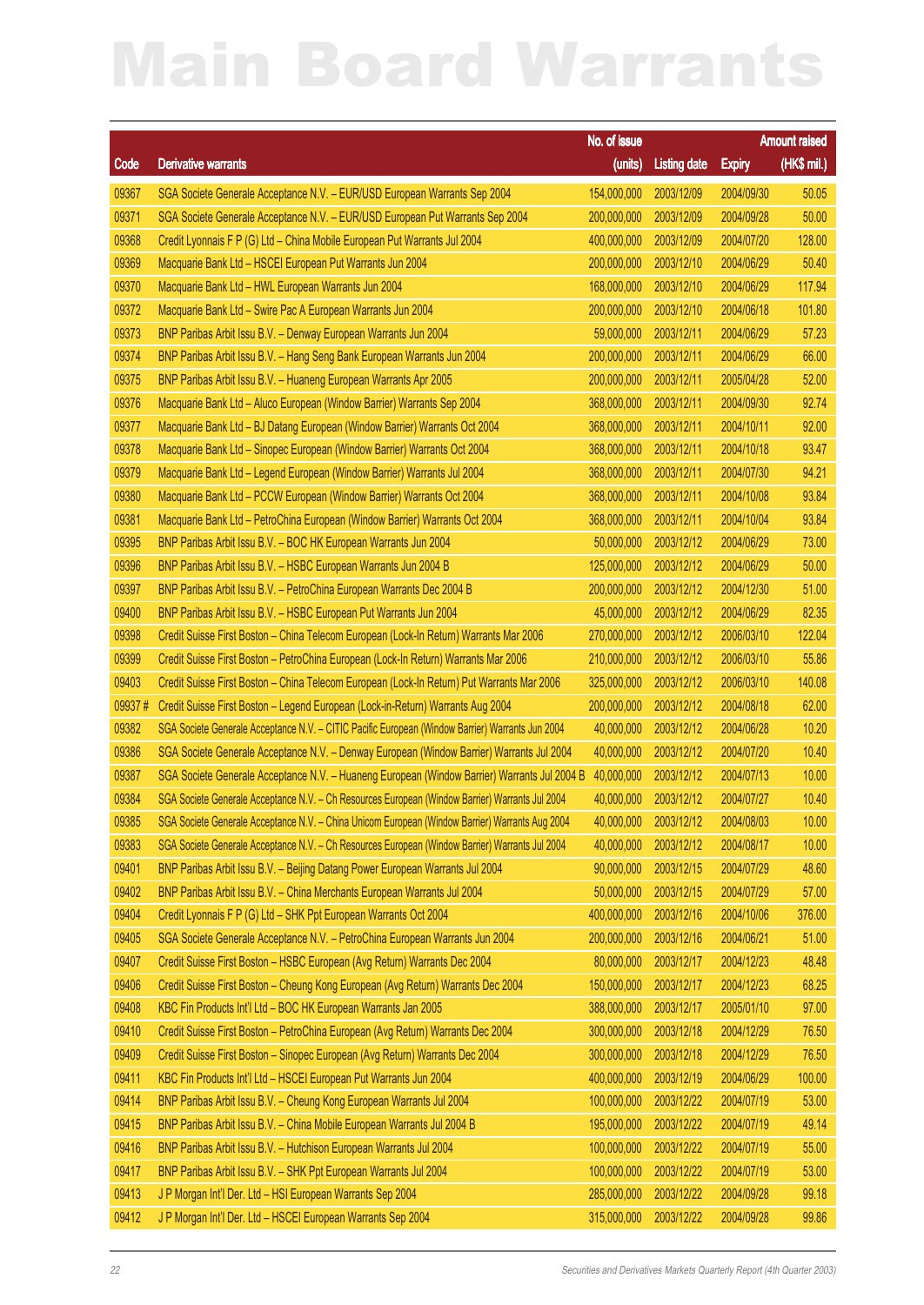# Main Board Warrants

| Code | Derivative warrants | No. of issue (units) | Listing date | Expiry | Amount raised (HK$ mil.) |
|---|---|---|---|---|---|
| 09367 | SGA Societe Generale Acceptance N.V. – EUR/USD European Warrants Sep 2004 | 154,000,000 | 2003/12/09 | 2004/09/30 | 50.05 |
| 09371 | SGA Societe Generale Acceptance N.V. – EUR/USD European Put Warrants Sep 2004 | 200,000,000 | 2003/12/09 | 2004/09/28 | 50.00 |
| 09368 | Credit Lyonnais F P (G) Ltd – China Mobile European Put Warrants Jul 2004 | 400,000,000 | 2003/12/09 | 2004/07/20 | 128.00 |
| 09369 | Macquarie Bank Ltd – HSCEI European Put Warrants Jun 2004 | 200,000,000 | 2003/12/10 | 2004/06/29 | 50.40 |
| 09370 | Macquarie Bank Ltd – HWL European Warrants Jun 2004 | 168,000,000 | 2003/12/10 | 2004/06/29 | 117.94 |
| 09372 | Macquarie Bank Ltd – Swire Pac A European Warrants Jun 2004 | 200,000,000 | 2003/12/10 | 2004/06/18 | 101.80 |
| 09373 | BNP Paribas Arbit Issu B.V. – Denway European Warrants Jun 2004 | 59,000,000 | 2003/12/11 | 2004/06/29 | 57.23 |
| 09374 | BNP Paribas Arbit Issu B.V. – Hang Seng Bank European Warrants Jun 2004 | 200,000,000 | 2003/12/11 | 2004/06/29 | 66.00 |
| 09375 | BNP Paribas Arbit Issu B.V. – Huaneng European Warrants Apr 2005 | 200,000,000 | 2003/12/11 | 2005/04/28 | 52.00 |
| 09376 | Macquarie Bank Ltd – Aluco European (Window Barrier) Warrants Sep 2004 | 368,000,000 | 2003/12/11 | 2004/09/30 | 92.74 |
| 09377 | Macquarie Bank Ltd – BJ Datang European (Window Barrier) Warrants Oct 2004 | 368,000,000 | 2003/12/11 | 2004/10/11 | 92.00 |
| 09378 | Macquarie Bank Ltd – Sinopec European (Window Barrier) Warrants Oct 2004 | 368,000,000 | 2003/12/11 | 2004/10/18 | 93.47 |
| 09379 | Macquarie Bank Ltd – Legend European (Window Barrier) Warrants Jul 2004 | 368,000,000 | 2003/12/11 | 2004/07/30 | 94.21 |
| 09380 | Macquarie Bank Ltd – PCCW European (Window Barrier) Warrants Oct 2004 | 368,000,000 | 2003/12/11 | 2004/10/08 | 93.84 |
| 09381 | Macquarie Bank Ltd – PetroChina European (Window Barrier) Warrants Oct 2004 | 368,000,000 | 2003/12/11 | 2004/10/04 | 93.84 |
| 09395 | BNP Paribas Arbit Issu B.V. – BOC HK European Warrants Jun 2004 | 50,000,000 | 2003/12/12 | 2004/06/29 | 73.00 |
| 09396 | BNP Paribas Arbit Issu B.V. – HSBC European Warrants Jun 2004 B | 125,000,000 | 2003/12/12 | 2004/06/29 | 50.00 |
| 09397 | BNP Paribas Arbit Issu B.V. – PetroChina European Warrants Dec 2004 B | 200,000,000 | 2003/12/12 | 2004/12/30 | 51.00 |
| 09400 | BNP Paribas Arbit Issu B.V. – HSBC European Put Warrants Jun 2004 | 45,000,000 | 2003/12/12 | 2004/06/29 | 82.35 |
| 09398 | Credit Suisse First Boston – China Telecom European (Lock-In Return) Warrants Mar 2006 | 270,000,000 | 2003/12/12 | 2006/03/10 | 122.04 |
| 09399 | Credit Suisse First Boston – PetroChina European (Lock-In Return) Warrants Mar 2006 | 210,000,000 | 2003/12/12 | 2006/03/10 | 55.86 |
| 09403 | Credit Suisse First Boston – China Telecom European (Lock-In Return) Put Warrants Mar 2006 | 325,000,000 | 2003/12/12 | 2006/03/10 | 140.08 |
| 09937 # | Credit Suisse First Boston – Legend European (Lock-in-Return) Warrants Aug 2004 | 200,000,000 | 2003/12/12 | 2004/08/18 | 62.00 |
| 09382 | SGA Societe Generale Acceptance N.V. – CITIC Pacific European (Window Barrier) Warrants Jun 2004 | 40,000,000 | 2003/12/12 | 2004/06/28 | 10.20 |
| 09386 | SGA Societe Generale Acceptance N.V. – Denway European (Window Barrier) Warrants Jul 2004 | 40,000,000 | 2003/12/12 | 2004/07/20 | 10.40 |
| 09387 | SGA Societe Generale Acceptance N.V. – Huaneng European (Window Barrier) Warrants Jul 2004 B | 40,000,000 | 2003/12/12 | 2004/07/13 | 10.00 |
| 09384 | SGA Societe Generale Acceptance N.V. – Ch Resources European (Window Barrier) Warrants Jul 2004 | 40,000,000 | 2003/12/12 | 2004/07/27 | 10.40 |
| 09385 | SGA Societe Generale Acceptance N.V. – China Unicom European (Window Barrier) Warrants Aug 2004 | 40,000,000 | 2003/12/12 | 2004/08/03 | 10.00 |
| 09383 | SGA Societe Generale Acceptance N.V. – Ch Resources European (Window Barrier) Warrants Jul 2004 | 40,000,000 | 2003/12/12 | 2004/08/17 | 10.00 |
| 09401 | BNP Paribas Arbit Issu B.V. – Beijing Datang Power European Warrants Jul 2004 | 90,000,000 | 2003/12/15 | 2004/07/29 | 48.60 |
| 09402 | BNP Paribas Arbit Issu B.V. – China Merchants European Warrants Jul 2004 | 50,000,000 | 2003/12/15 | 2004/07/29 | 57.00 |
| 09404 | Credit Lyonnais F P (G) Ltd – SHK Ppt European Warrants Oct 2004 | 400,000,000 | 2003/12/16 | 2004/10/06 | 376.00 |
| 09405 | SGA Societe Generale Acceptance N.V. – PetroChina European Warrants Jun 2004 | 200,000,000 | 2003/12/16 | 2004/06/21 | 51.00 |
| 09407 | Credit Suisse First Boston – HSBC European (Avg Return) Warrants Dec 2004 | 80,000,000 | 2003/12/17 | 2004/12/23 | 48.48 |
| 09406 | Credit Suisse First Boston – Cheung Kong European (Avg Return) Warrants Dec 2004 | 150,000,000 | 2003/12/17 | 2004/12/23 | 68.25 |
| 09408 | KBC Fin Products Int'l Ltd – BOC HK European Warrants Jan 2005 | 388,000,000 | 2003/12/17 | 2005/01/10 | 97.00 |
| 09410 | Credit Suisse First Boston – PetroChina European (Avg Return) Warrants Dec 2004 | 300,000,000 | 2003/12/18 | 2004/12/29 | 76.50 |
| 09409 | Credit Suisse First Boston – Sinopec European (Avg Return) Warrants Dec 2004 | 300,000,000 | 2003/12/18 | 2004/12/29 | 76.50 |
| 09411 | KBC Fin Products Int'l Ltd – HSCEI European Put Warrants Jun 2004 | 400,000,000 | 2003/12/19 | 2004/06/29 | 100.00 |
| 09414 | BNP Paribas Arbit Issu B.V. – Cheung Kong European Warrants Jul 2004 | 100,000,000 | 2003/12/22 | 2004/07/19 | 53.00 |
| 09415 | BNP Paribas Arbit Issu B.V. – China Mobile European Warrants Jul 2004 B | 195,000,000 | 2003/12/22 | 2004/07/19 | 49.14 |
| 09416 | BNP Paribas Arbit Issu B.V. – Hutchison European Warrants Jul 2004 | 100,000,000 | 2003/12/22 | 2004/07/19 | 55.00 |
| 09417 | BNP Paribas Arbit Issu B.V. – SHK Ppt European Warrants Jul 2004 | 100,000,000 | 2003/12/22 | 2004/07/19 | 53.00 |
| 09413 | J P Morgan Int'l Der. Ltd – HSI European Warrants Sep 2004 | 285,000,000 | 2003/12/22 | 2004/09/28 | 99.18 |
| 09412 | J P Morgan Int'l Der. Ltd – HSCEI European Warrants Sep 2004 | 315,000,000 | 2003/12/22 | 2004/09/28 | 99.86 |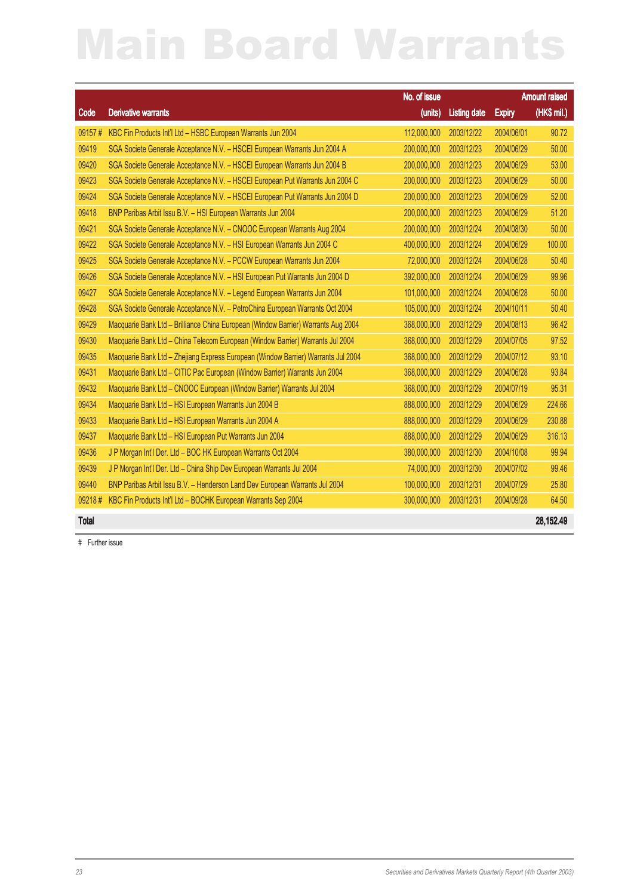# Main Board Warrants

| Code | Derivative warrants | No. of issue (units) | Listing date | Expiry | Amount raised (HK$ mil.) |
|---|---|---|---|---|---|
| 09157 # | KBC Fin Products Int'l Ltd – HSBC European Warrants Jun 2004 | 112,000,000 | 2003/12/22 | 2004/06/01 | 90.72 |
| 09419 | SGA Societe Generale Acceptance N.V. – HSCEI European Warrants Jun 2004 A | 200,000,000 | 2003/12/23 | 2004/06/29 | 50.00 |
| 09420 | SGA Societe Generale Acceptance N.V. – HSCEI European Warrants Jun 2004 B | 200,000,000 | 2003/12/23 | 2004/06/29 | 53.00 |
| 09423 | SGA Societe Generale Acceptance N.V. – HSCEI European Put Warrants Jun 2004 C | 200,000,000 | 2003/12/23 | 2004/06/29 | 50.00 |
| 09424 | SGA Societe Generale Acceptance N.V. – HSCEI European Put Warrants Jun 2004 D | 200,000,000 | 2003/12/23 | 2004/06/29 | 52.00 |
| 09418 | BNP Paribas Arbit Issu B.V. – HSI European Warrants Jun 2004 | 200,000,000 | 2003/12/23 | 2004/06/29 | 51.20 |
| 09421 | SGA Societe Generale Acceptance N.V. – CNOOC European Warrants Aug 2004 | 200,000,000 | 2003/12/24 | 2004/08/30 | 50.00 |
| 09422 | SGA Societe Generale Acceptance N.V. – HSI European Warrants Jun 2004 C | 400,000,000 | 2003/12/24 | 2004/06/29 | 100.00 |
| 09425 | SGA Societe Generale Acceptance N.V. – PCCW European Warrants Jun 2004 | 72,000,000 | 2003/12/24 | 2004/06/28 | 50.40 |
| 09426 | SGA Societe Generale Acceptance N.V. – HSI European Put Warrants Jun 2004 D | 392,000,000 | 2003/12/24 | 2004/06/29 | 99.96 |
| 09427 | SGA Societe Generale Acceptance N.V. – Legend European Warrants Jun 2004 | 101,000,000 | 2003/12/24 | 2004/06/28 | 50.00 |
| 09428 | SGA Societe Generale Acceptance N.V. – PetroChina European Warrants Oct 2004 | 105,000,000 | 2003/12/24 | 2004/10/11 | 50.40 |
| 09429 | Macquarie Bank Ltd – Brilliance China European (Window Barrier) Warrants Aug 2004 | 368,000,000 | 2003/12/29 | 2004/08/13 | 96.42 |
| 09430 | Macquarie Bank Ltd – China Telecom European (Window Barrier) Warrants Jul 2004 | 368,000,000 | 2003/12/29 | 2004/07/05 | 97.52 |
| 09435 | Macquarie Bank Ltd – Zhejiang Express European (Window Barrier) Warrants Jul 2004 | 368,000,000 | 2003/12/29 | 2004/07/12 | 93.10 |
| 09431 | Macquarie Bank Ltd – CITIC Pac European (Window Barrier) Warrants Jun 2004 | 368,000,000 | 2003/12/29 | 2004/06/28 | 93.84 |
| 09432 | Macquarie Bank Ltd – CNOOC European (Window Barrier) Warrants Jul 2004 | 368,000,000 | 2003/12/29 | 2004/07/19 | 95.31 |
| 09434 | Macquarie Bank Ltd – HSI European Warrants Jun 2004 B | 888,000,000 | 2003/12/29 | 2004/06/29 | 224.66 |
| 09433 | Macquarie Bank Ltd – HSI European Warrants Jun 2004 A | 888,000,000 | 2003/12/29 | 2004/06/29 | 230.88 |
| 09437 | Macquarie Bank Ltd – HSI European Put Warrants Jun 2004 | 888,000,000 | 2003/12/29 | 2004/06/29 | 316.13 |
| 09436 | J P Morgan Int'l Der. Ltd – BOC HK European Warrants Oct 2004 | 380,000,000 | 2003/12/30 | 2004/10/08 | 99.94 |
| 09439 | J P Morgan Int'l Der. Ltd – China Ship Dev European Warrants Jul 2004 | 74,000,000 | 2003/12/30 | 2004/07/02 | 99.46 |
| 09440 | BNP Paribas Arbit Issu B.V. – Henderson Land Dev European Warrants Jul 2004 | 100,000,000 | 2003/12/31 | 2004/07/29 | 25.80 |
| 09218 # | KBC Fin Products Int'l Ltd – BOCHK European Warrants Sep 2004 | 300,000,000 | 2003/12/31 | 2004/09/28 | 64.50 |
| **Total** | | | | | **28,152.49** |

# Further issue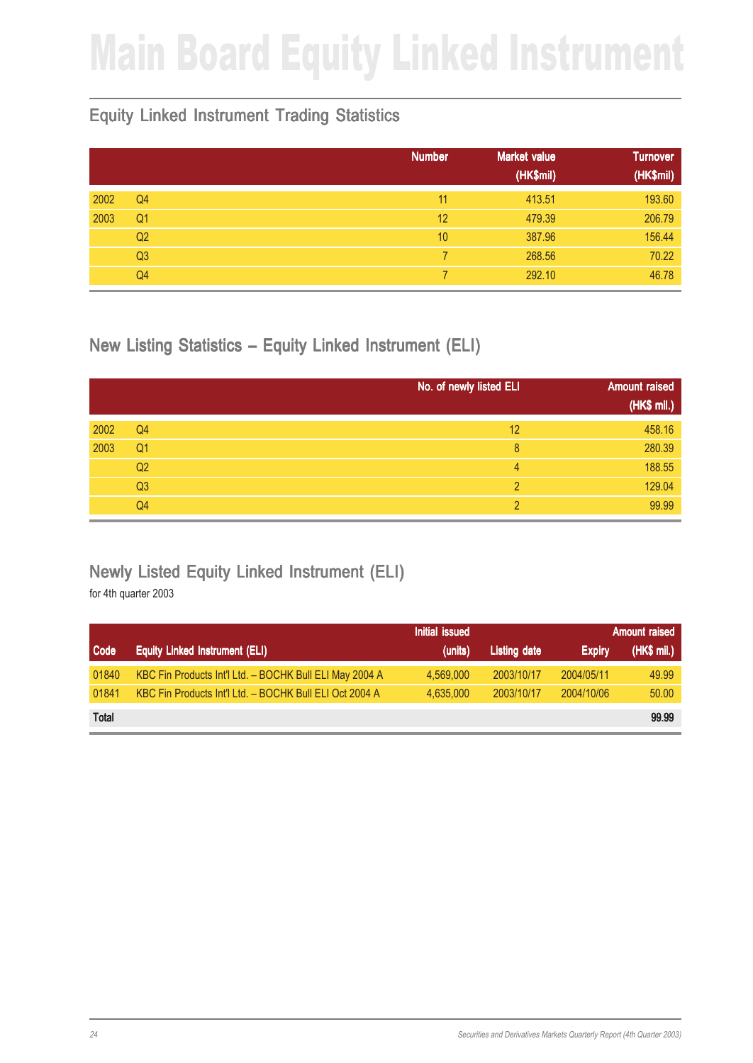# Main Board Equity Linked Instrument

## Equity Linked Instrument Trading Statistics

| | | Number | Market value (HK$mil) | Turnover (HK$mil) |
|---|---|---|---|---|
| 2002 | Q4 | 11 | 413.51 | 193.60 |
| 2003 | Q1 | 12 | 479.39 | 206.79 |
| | Q2 | 10 | 387.96 | 156.44 |
| | Q3 | 7 | 268.56 | 70.22 |
| | Q4 | 7 | 292.10 | 46.78 |

## New Listing Statistics – Equity Linked Instrument (ELI)

| | | No. of newly listed ELI | Amount raised (HK$ mil.) |
|---|---|---|---|
| 2002 | Q4 | 12 | 458.16 |
| 2003 | Q1 | 8 | 280.39 |
| | Q2 | 4 | 188.55 |
| | Q3 | 2 | 129.04 |
| | Q4 | 2 | 99.99 |

## Newly Listed Equity Linked Instrument (ELI)

for 4th quarter 2003

| Code | Equity Linked Instrument (ELI) | Initial issued (units) | Listing date | Expiry | Amount raised (HK$ mil.) |
|---|---|---|---|---|---|
| 01840 | KBC Fin Products Int'l Ltd. – BOCHK Bull ELI May 2004 A | 4,569,000 | 2003/10/17 | 2004/05/11 | 49.99 |
| 01841 | KBC Fin Products Int'l Ltd. – BOCHK Bull ELI Oct 2004 A | 4,635,000 | 2003/10/17 | 2004/10/06 | 50.00 |
| **Total** | | | | | **99.99** |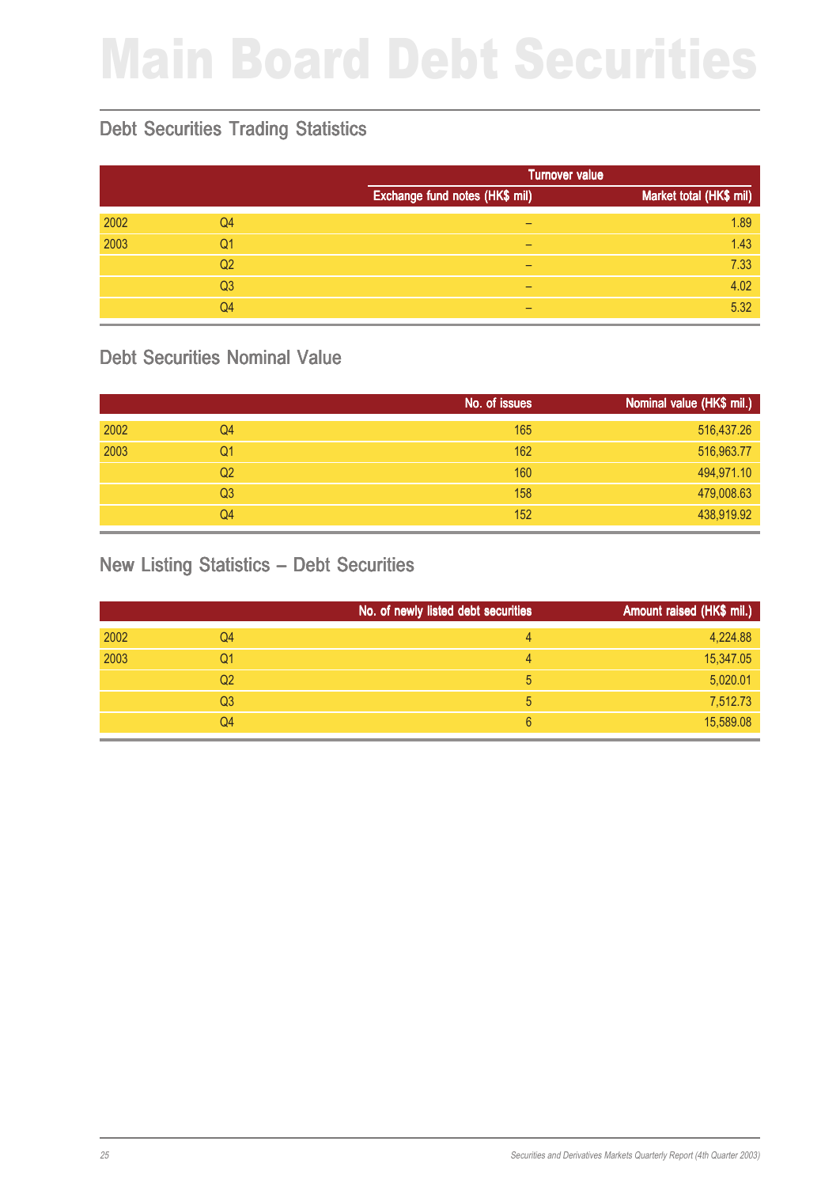# Main Board Debt Securities

## Debt Securities Trading Statistics

| | | Turnover value | |
|---|---|---|---|
| | | Exchange fund notes (HK$ mil) | Market total (HK$ mil) |
| 2002 | Q4 | – | 1.89 |
| 2003 | Q1 | – | 1.43 |
| | Q2 | – | 7.33 |
| | Q3 | – | 4.02 |
| | Q4 | – | 5.32 |

## Debt Securities Nominal Value

| | | No. of issues | Nominal value (HK$ mil.) |
|---|---|---|---|
| 2002 | Q4 | 165 | 516,437.26 |
| 2003 | Q1 | 162 | 516,963.77 |
| | Q2 | 160 | 494,971.10 |
| | Q3 | 158 | 479,008.63 |
| | Q4 | 152 | 438,919.92 |

## New Listing Statistics – Debt Securities

| | | No. of newly listed debt securities | Amount raised (HK$ mil.) |
|---|---|---|---|
| 2002 | Q4 | 4 | 4,224.88 |
| 2003 | Q1 | 4 | 15,347.05 |
| | Q2 | 5 | 5,020.01 |
| | Q3 | 5 | 7,512.73 |
| | Q4 | 6 | 15,589.08 |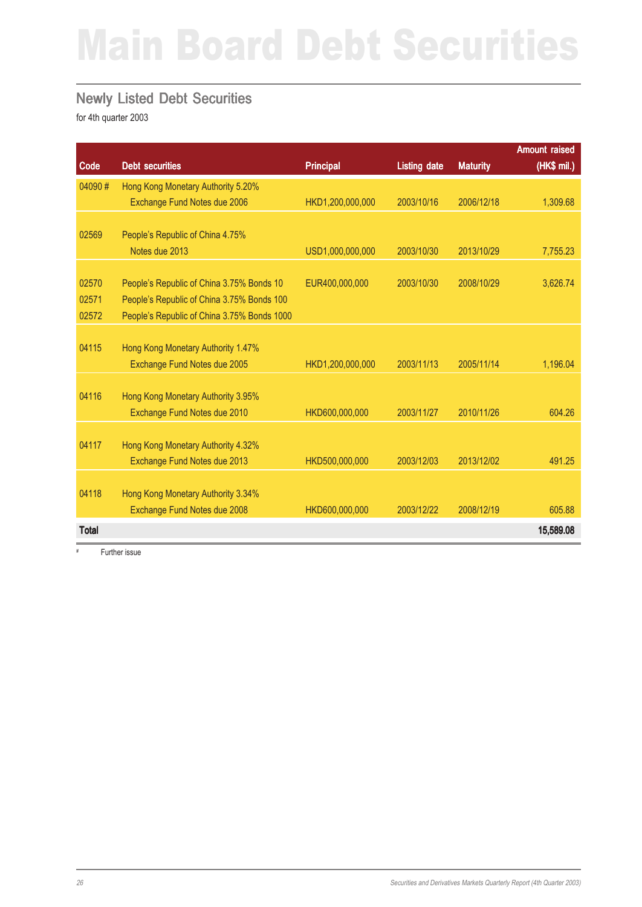# Main Board Debt Securities

## Newly Listed Debt Securities

for 4th quarter 2003

| Code | Debt securities | Principal | Listing date | Maturity | Amount raised (HK$ mil.) |
|---|---|---|---|---|---|
| 04090 # | Hong Kong Monetary Authority 5.20% Exchange Fund Notes due 2006 | HKD1,200,000,000 | 2003/10/16 | 2006/12/18 | 1,309.68 |
| 02569 | People's Republic of China 4.75% Notes due 2013 | USD1,000,000,000 | 2003/10/30 | 2013/10/29 | 7,755.23 |
| 02570 | People's Republic of China 3.75% Bonds 10 | EUR400,000,000 | 2003/10/30 | 2008/10/29 | 3,626.74 |
| 02571 | People's Republic of China 3.75% Bonds 100 | | | | |
| 02572 | People's Republic of China 3.75% Bonds 1000 | | | | |
| 04115 | Hong Kong Monetary Authority 1.47% Exchange Fund Notes due 2005 | HKD1,200,000,000 | 2003/11/13 | 2005/11/14 | 1,196.04 |
| 04116 | Hong Kong Monetary Authority 3.95% Exchange Fund Notes due 2010 | HKD600,000,000 | 2003/11/27 | 2010/11/26 | 604.26 |
| 04117 | Hong Kong Monetary Authority 4.32% Exchange Fund Notes due 2013 | HKD500,000,000 | 2003/12/03 | 2013/12/02 | 491.25 |
| 04118 | Hong Kong Monetary Authority 3.34% Exchange Fund Notes due 2008 | HKD600,000,000 | 2003/12/22 | 2008/12/19 | 605.88 |
| **Total** | | | | | **15,589.08** |

\# Further issue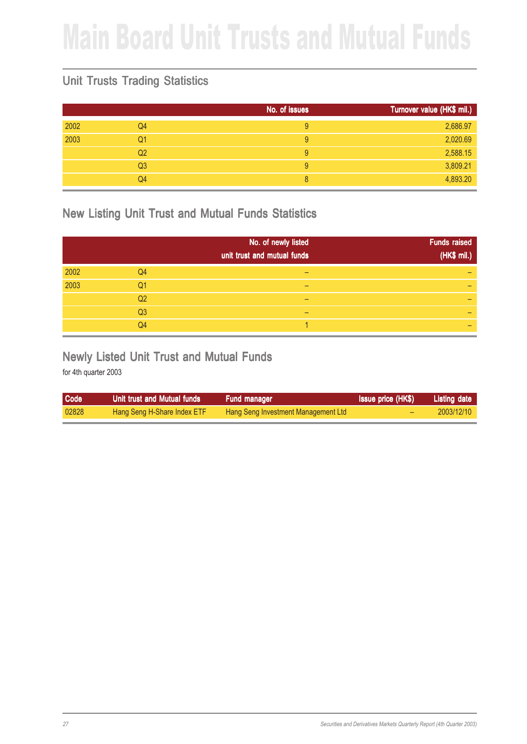# Main Board Unit Trusts and Mutual Funds

## Unit Trusts Trading Statistics

| | | No. of issues | Turnover value (HK$ mil.) |
|---|---|---|---|
| 2002 | Q4 | 9 | 2,686.97 |
| 2003 | Q1 | 9 | 2,020.69 |
| | Q2 | 9 | 2,588.15 |
| | Q3 | 9 | 3,809.21 |
| | Q4 | 8 | 4,893.20 |

## New Listing Unit Trust and Mutual Funds Statistics

| | | No. of newly listed unit trust and mutual funds | Funds raised (HK$ mil.) |
|---|---|---|---|
| 2002 | Q4 | – | – |
| 2003 | Q1 | – | – |
| | Q2 | – | – |
| | Q3 | – | – |
| | Q4 | 1 | – |

## Newly Listed Unit Trust and Mutual Funds

for 4th quarter 2003

| Code | Unit trust and Mutual funds | Fund manager | Issue price (HK$) | Listing date |
|---|---|---|---|---|
| 02828 | Hang Seng H-Share Index ETF | Hang Seng Investment Management Ltd | – | 2003/12/10 |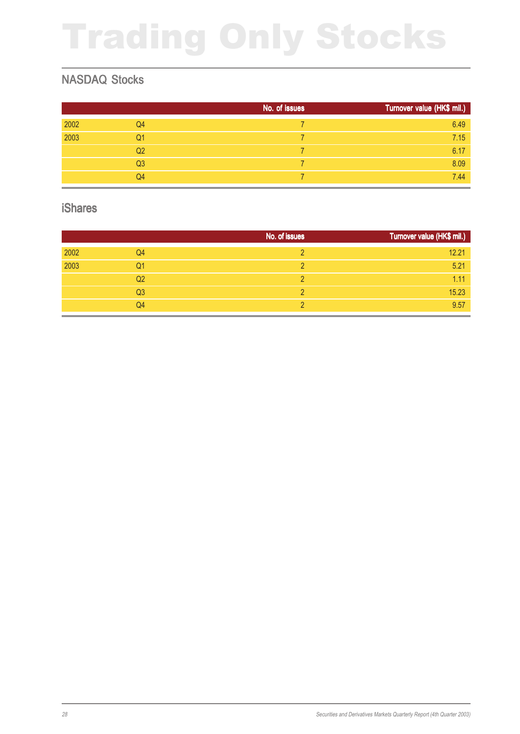# Trading Only Stocks

## NASDAQ Stocks

| | | No. of issues | Turnover value (HK$ mil.) |
|---|---|---|---|
| 2002 | Q4 | 7 | 6.49 |
| 2003 | Q1 | 7 | 7.15 |
| | Q2 | 7 | 6.17 |
| | Q3 | 7 | 8.09 |
| | Q4 | 7 | 7.44 |

## iShares

| | | No. of issues | Turnover value (HK$ mil.) |
|---|---|---|---|
| 2002 | Q4 | 2 | 12.21 |
| 2003 | Q1 | 2 | 5.21 |
| | Q2 | 2 | 1.11 |
| | Q3 | 2 | 15.23 |
| | Q4 | 2 | 9.57 |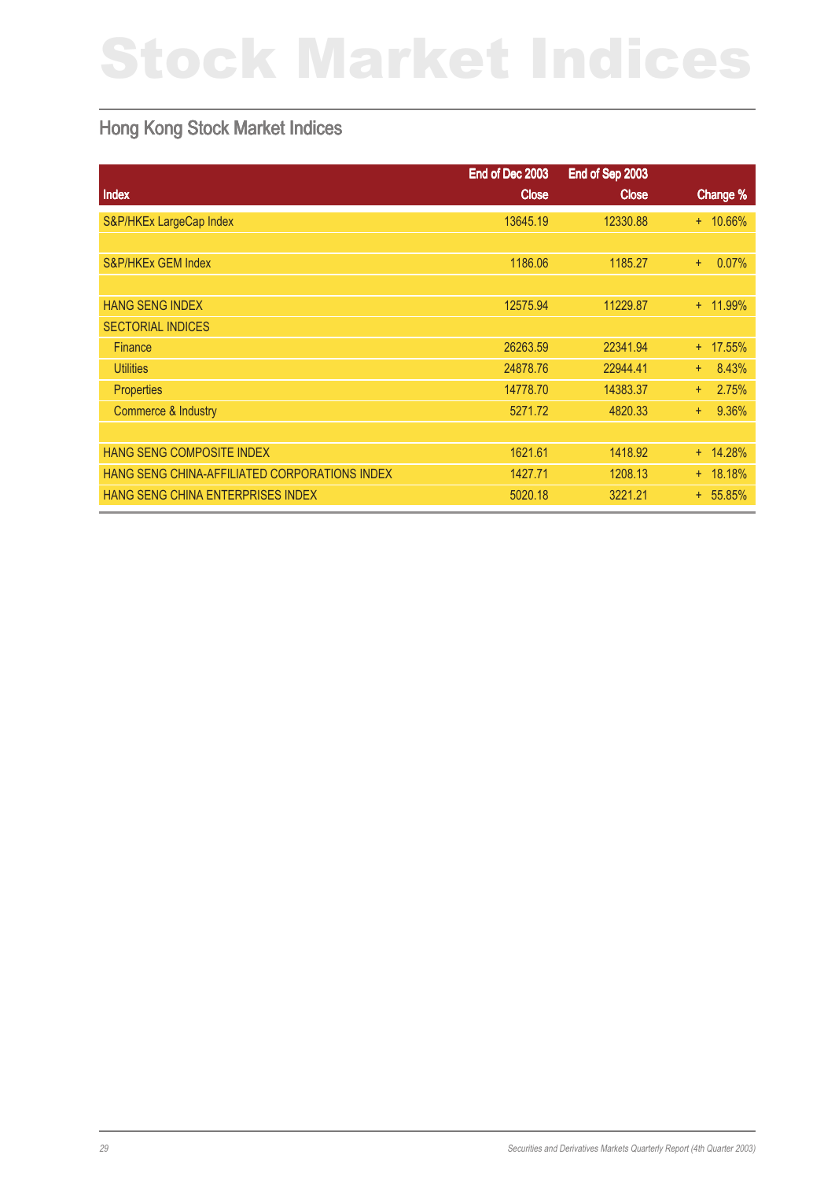# Stock Market Indices

## Hong Kong Stock Market Indices

| Index | End of Dec 2003 Close | End of Sep 2003 Close | Change % |
|---|---|---|---|
| S&P/HKEx LargeCap Index | 13645.19 | 12330.88 | + 10.66% |
| | | | |
| S&P/HKEx GEM Index | 1186.06 | 1185.27 | + 0.07% |
| | | | |
| HANG SENG INDEX | 12575.94 | 11229.87 | + 11.99% |
| SECTORIAL INDICES | | | |
| Finance | 26263.59 | 22341.94 | + 17.55% |
| Utilities | 24878.76 | 22944.41 | + 8.43% |
| Properties | 14778.70 | 14383.37 | + 2.75% |
| Commerce & Industry | 5271.72 | 4820.33 | + 9.36% |
| | | | |
| HANG SENG COMPOSITE INDEX | 1621.61 | 1418.92 | + 14.28% |
| HANG SENG CHINA-AFFILIATED CORPORATIONS INDEX | 1427.71 | 1208.13 | + 18.18% |
| HANG SENG CHINA ENTERPRISES INDEX | 5020.18 | 3221.21 | + 55.85% |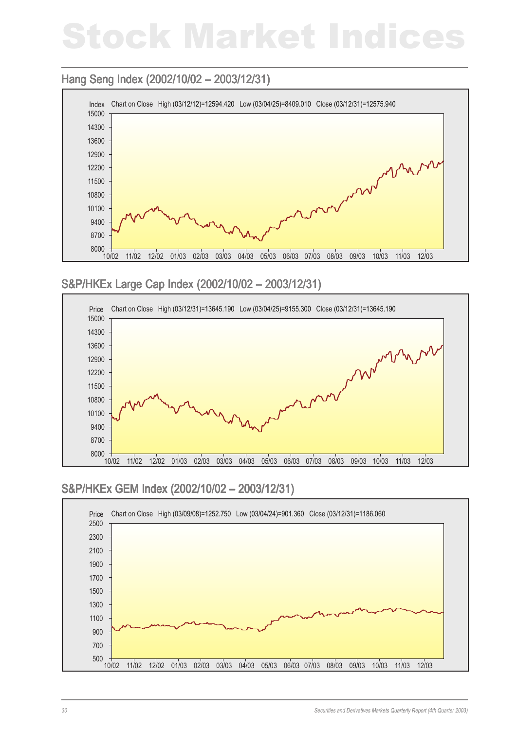# Stock Market Indices

## Hang Seng Index (2002/10/02 – 2003/12/31)

Index Chart on Close High (03/12/12)=12594.420 Low (03/04/25)=8409.010 Close (03/12/31)=12575.940

## S&P/HKEx Large Cap Index (2002/10/02 – 2003/12/31)

Price Chart on Close High (03/12/31)=13645.190 Low (03/04/25)=9155.300 Close (03/12/31)=13645.190

## S&P/HKEx GEM Index (2002/10/02 – 2003/12/31)

Price Chart on Close High (03/09/08)=1252.750 Low (03/04/24)=901.360 Close (03/12/31)=1186.060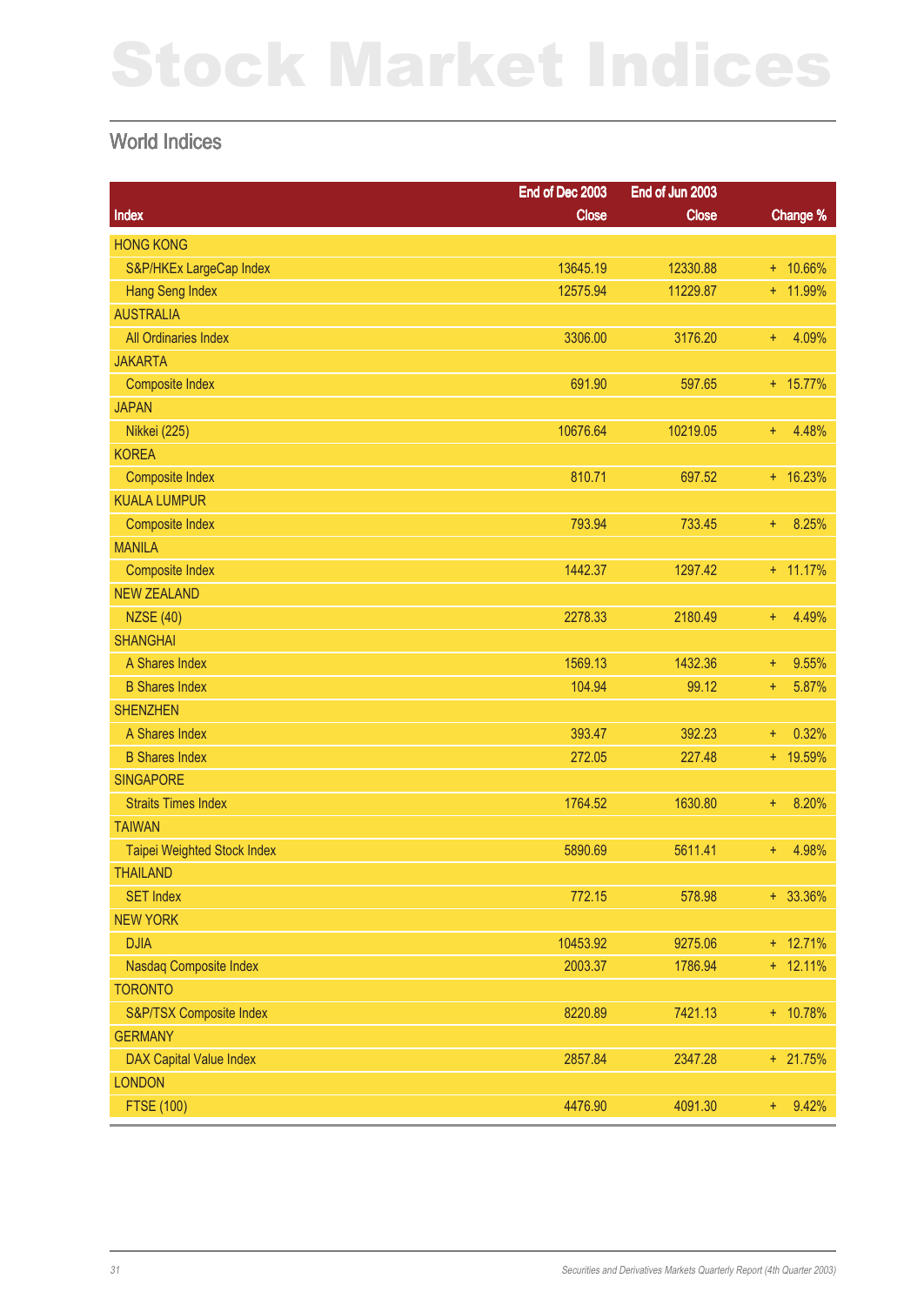# Stock Market Indices

## World Indices

| Index | End of Dec 2003 Close | End of Jun 2003 Close | Change % |
|---|---|---|---|
| HONG KONG | | | |
| S&P/HKEx LargeCap Index | 13645.19 | 12330.88 | + 10.66% |
| Hang Seng Index | 12575.94 | 11229.87 | + 11.99% |
| AUSTRALIA | | | |
| All Ordinaries Index | 3306.00 | 3176.20 | + 4.09% |
| JAKARTA | | | |
| Composite Index | 691.90 | 597.65 | + 15.77% |
| JAPAN | | | |
| Nikkei (225) | 10676.64 | 10219.05 | + 4.48% |
| KOREA | | | |
| Composite Index | 810.71 | 697.52 | + 16.23% |
| KUALA LUMPUR | | | |
| Composite Index | 793.94 | 733.45 | + 8.25% |
| MANILA | | | |
| Composite Index | 1442.37 | 1297.42 | + 11.17% |
| NEW ZEALAND | | | |
| NZSE (40) | 2278.33 | 2180.49 | + 4.49% |
| SHANGHAI | | | |
| A Shares Index | 1569.13 | 1432.36 | + 9.55% |
| B Shares Index | 104.94 | 99.12 | + 5.87% |
| SHENZHEN | | | |
| A Shares Index | 393.47 | 392.23 | + 0.32% |
| B Shares Index | 272.05 | 227.48 | + 19.59% |
| SINGAPORE | | | |
| Straits Times Index | 1764.52 | 1630.80 | + 8.20% |
| TAIWAN | | | |
| Taipei Weighted Stock Index | 5890.69 | 5611.41 | + 4.98% |
| THAILAND | | | |
| SET Index | 772.15 | 578.98 | + 33.36% |
| NEW YORK | | | |
| DJIA | 10453.92 | 9275.06 | + 12.71% |
| Nasdaq Composite Index | 2003.37 | 1786.94 | + 12.11% |
| TORONTO | | | |
| S&P/TSX Composite Index | 8220.89 | 7421.13 | + 10.78% |
| GERMANY | | | |
| DAX Capital Value Index | 2857.84 | 2347.28 | + 21.75% |
| LONDON | | | |
| FTSE (100) | 4476.90 | 4091.30 | + 9.42% |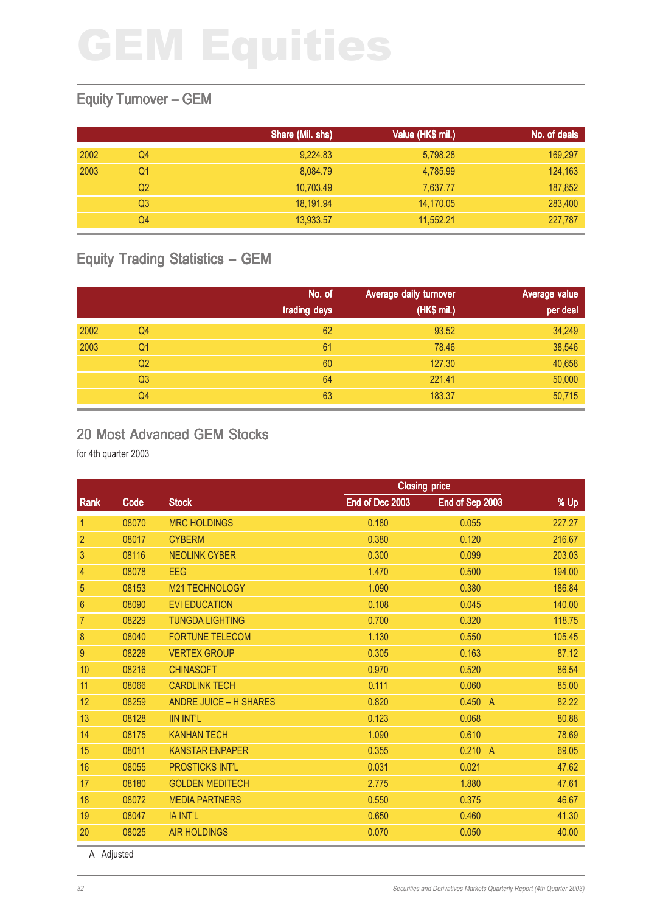# GEM Equities

## Equity Turnover – GEM

| | | Share (Mil. shs) | Value (HK$ mil.) | No. of deals |
|---|---|---|---|---|
| 2002 | Q4 | 9,224.83 | 5,798.28 | 169,297 |
| 2003 | Q1 | 8,084.79 | 4,785.99 | 124,163 |
| | Q2 | 10,703.49 | 7,637.77 | 187,852 |
| | Q3 | 18,191.94 | 14,170.05 | 283,400 |
| | Q4 | 13,933.57 | 11,552.21 | 227,787 |

## Equity Trading Statistics – GEM

| | | No. of trading days | Average daily turnover (HK$ mil.) | Average value per deal |
|---|---|---|---|---|
| 2002 | Q4 | 62 | 93.52 | 34,249 |
| 2003 | Q1 | 61 | 78.46 | 38,546 |
| | Q2 | 60 | 127.30 | 40,658 |
| | Q3 | 64 | 221.41 | 50,000 |
| | Q4 | 63 | 183.37 | 50,715 |

## 20 Most Advanced GEM Stocks

for 4th quarter 2003

| | | | Closing price | | |
|---|---|---|---|---|---|
| Rank | Code | Stock | End of Dec 2003 | End of Sep 2003 | % Up |
| 1 | 08070 | MRC HOLDINGS | 0.180 | 0.055 | 227.27 |
| 2 | 08017 | CYBERM | 0.380 | 0.120 | 216.67 |
| 3 | 08116 | NEOLINK CYBER | 0.300 | 0.099 | 203.03 |
| 4 | 08078 | EEG | 1.470 | 0.500 | 194.00 |
| 5 | 08153 | M21 TECHNOLOGY | 1.090 | 0.380 | 186.84 |
| 6 | 08090 | EVI EDUCATION | 0.108 | 0.045 | 140.00 |
| 7 | 08229 | TUNGDA LIGHTING | 0.700 | 0.320 | 118.75 |
| 8 | 08040 | FORTUNE TELECOM | 1.130 | 0.550 | 105.45 |
| 9 | 08228 | VERTEX GROUP | 0.305 | 0.163 | 87.12 |
| 10 | 08216 | CHINASOFT | 0.970 | 0.520 | 86.54 |
| 11 | 08066 | CARDLINK TECH | 0.111 | 0.060 | 85.00 |
| 12 | 08259 | ANDRE JUICE – H SHARES | 0.820 | 0.450 A | 82.22 |
| 13 | 08128 | IIN INT'L | 0.123 | 0.068 | 80.88 |
| 14 | 08175 | KANHAN TECH | 1.090 | 0.610 | 78.69 |
| 15 | 08011 | KANSTAR ENPAPER | 0.355 | 0.210 A | 69.05 |
| 16 | 08055 | PROSTICKS INT'L | 0.031 | 0.021 | 47.62 |
| 17 | 08180 | GOLDEN MEDITECH | 2.775 | 1.880 | 47.61 |
| 18 | 08072 | MEDIA PARTNERS | 0.550 | 0.375 | 46.67 |
| 19 | 08047 | IA INT'L | 0.650 | 0.460 | 41.30 |
| 20 | 08025 | AIR HOLDINGS | 0.070 | 0.050 | 40.00 |

A Adjusted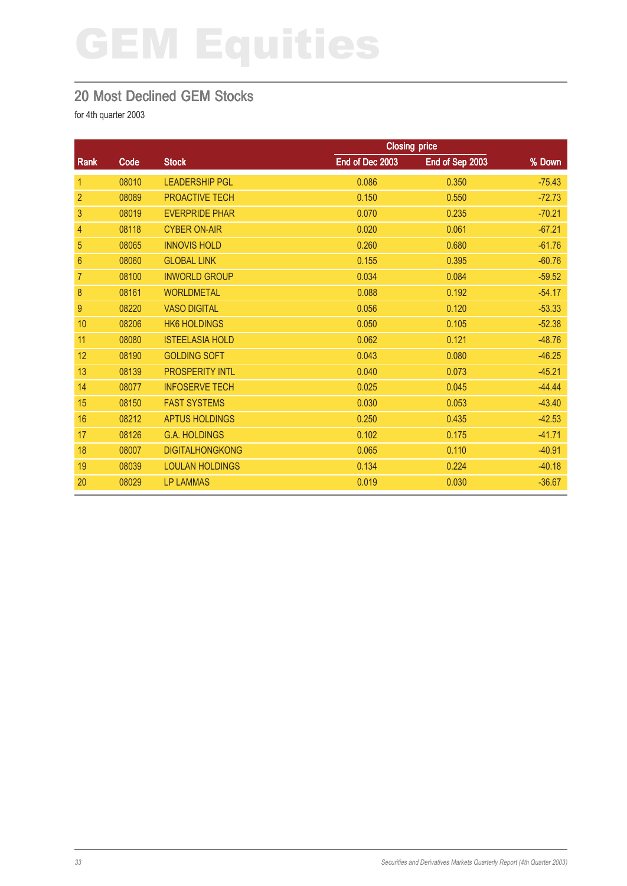# GEM Equities

## 20 Most Declined GEM Stocks

for 4th quarter 2003

| Rank | Code | Stock | Closing price | | % Down |
|---|---|---|---|---|---|
| | | | End of Dec 2003 | End of Sep 2003 | |
| 1 | 08010 | LEADERSHIP PGL | 0.086 | 0.350 | -75.43 |
| 2 | 08089 | PROACTIVE TECH | 0.150 | 0.550 | -72.73 |
| 3 | 08019 | EVERPRIDE PHAR | 0.070 | 0.235 | -70.21 |
| 4 | 08118 | CYBER ON-AIR | 0.020 | 0.061 | -67.21 |
| 5 | 08065 | INNOVIS HOLD | 0.260 | 0.680 | -61.76 |
| 6 | 08060 | GLOBAL LINK | 0.155 | 0.395 | -60.76 |
| 7 | 08100 | INWORLD GROUP | 0.034 | 0.084 | -59.52 |
| 8 | 08161 | WORLDMETAL | 0.088 | 0.192 | -54.17 |
| 9 | 08220 | VASO DIGITAL | 0.056 | 0.120 | -53.33 |
| 10 | 08206 | HK6 HOLDINGS | 0.050 | 0.105 | -52.38 |
| 11 | 08080 | ISTEELASIA HOLD | 0.062 | 0.121 | -48.76 |
| 12 | 08190 | GOLDING SOFT | 0.043 | 0.080 | -46.25 |
| 13 | 08139 | PROSPERITY INTL | 0.040 | 0.073 | -45.21 |
| 14 | 08077 | INFOSERVE TECH | 0.025 | 0.045 | -44.44 |
| 15 | 08150 | FAST SYSTEMS | 0.030 | 0.053 | -43.40 |
| 16 | 08212 | APTUS HOLDINGS | 0.250 | 0.435 | -42.53 |
| 17 | 08126 | G.A. HOLDINGS | 0.102 | 0.175 | -41.71 |
| 18 | 08007 | DIGITALHONGKONG | 0.065 | 0.110 | -40.91 |
| 19 | 08039 | LOULAN HOLDINGS | 0.134 | 0.224 | -40.18 |
| 20 | 08029 | LP LAMMAS | 0.019 | 0.030 | -36.67 |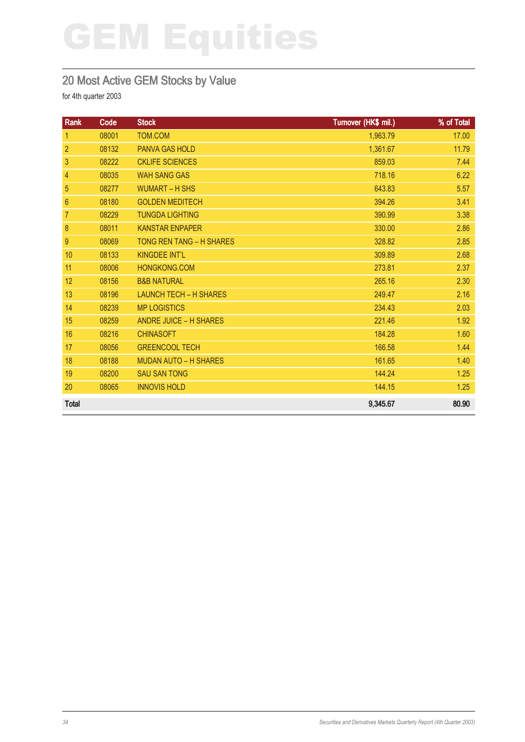# GEM Equities

## 20 Most Active GEM Stocks by Value

for 4th quarter 2003

| Rank | Code | Stock | Turnover (HK$ mil.) | % of Total |
|---|---|---|---|---|
| 1 | 08001 | TOM.COM | 1,963.79 | 17.00 |
| 2 | 08132 | PANVA GAS HOLD | 1,361.67 | 11.79 |
| 3 | 08222 | CKLIFE SCIENCES | 859.03 | 7.44 |
| 4 | 08035 | WAH SANG GAS | 718.16 | 6.22 |
| 5 | 08277 | WUMART – H SHS | 643.83 | 5.57 |
| 6 | 08180 | GOLDEN MEDITECH | 394.26 | 3.41 |
| 7 | 08229 | TUNGDA LIGHTING | 390.99 | 3.38 |
| 8 | 08011 | KANSTAR ENPAPER | 330.00 | 2.86 |
| 9 | 08069 | TONG REN TANG – H SHARES | 328.82 | 2.85 |
| 10 | 08133 | KINGDEE INT'L | 309.89 | 2.68 |
| 11 | 08006 | HONGKONG.COM | 273.81 | 2.37 |
| 12 | 08156 | B&B NATURAL | 265.16 | 2.30 |
| 13 | 08196 | LAUNCH TECH – H SHARES | 249.47 | 2.16 |
| 14 | 08239 | MP LOGISTICS | 234.43 | 2.03 |
| 15 | 08259 | ANDRE JUICE – H SHARES | 221.46 | 1.92 |
| 16 | 08216 | CHINASOFT | 184.28 | 1.60 |
| 17 | 08056 | GREENCOOL TECH | 166.58 | 1.44 |
| 18 | 08188 | MUDAN AUTO – H SHARES | 161.65 | 1.40 |
| 19 | 08200 | SAU SAN TONG | 144.24 | 1.25 |
| 20 | 08065 | INNOVIS HOLD | 144.15 | 1.25 |
| **Total** | | | **9,345.67** | **80.90** |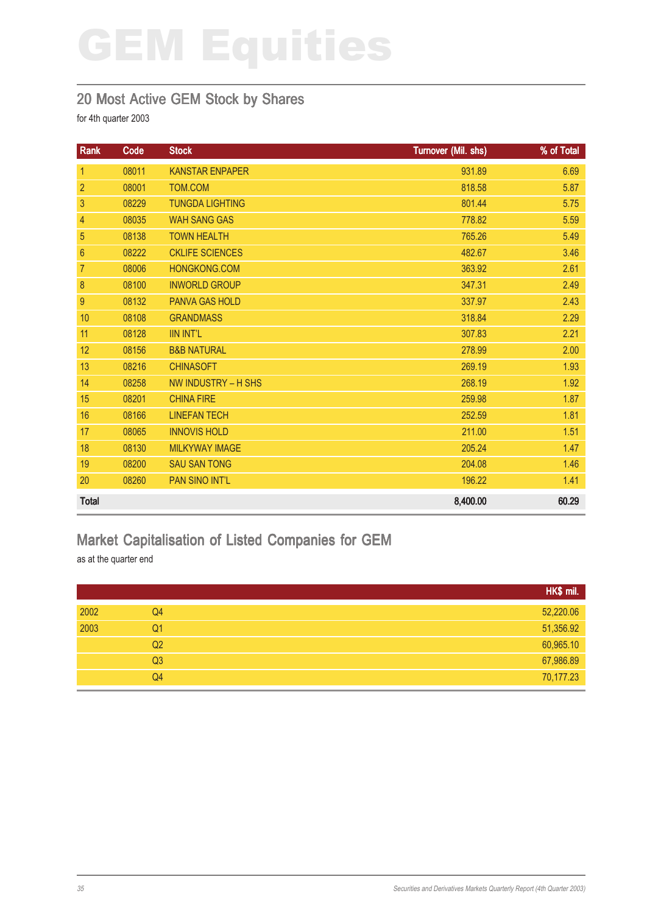# GEM Equities

## 20 Most Active GEM Stock by Shares

for 4th quarter 2003

| Rank | Code | Stock | Turnover (Mil. shs) | % of Total |
|---|---|---|---|---|
| 1 | 08011 | KANSTAR ENPAPER | 931.89 | 6.69 |
| 2 | 08001 | TOM.COM | 818.58 | 5.87 |
| 3 | 08229 | TUNGDA LIGHTING | 801.44 | 5.75 |
| 4 | 08035 | WAH SANG GAS | 778.82 | 5.59 |
| 5 | 08138 | TOWN HEALTH | 765.26 | 5.49 |
| 6 | 08222 | CKLIFE SCIENCES | 482.67 | 3.46 |
| 7 | 08006 | HONGKONG.COM | 363.92 | 2.61 |
| 8 | 08100 | INWORLD GROUP | 347.31 | 2.49 |
| 9 | 08132 | PANVA GAS HOLD | 337.97 | 2.43 |
| 10 | 08108 | GRANDMASS | 318.84 | 2.29 |
| 11 | 08128 | IIN INT'L | 307.83 | 2.21 |
| 12 | 08156 | B&B NATURAL | 278.99 | 2.00 |
| 13 | 08216 | CHINASOFT | 269.19 | 1.93 |
| 14 | 08258 | NW INDUSTRY – H SHS | 268.19 | 1.92 |
| 15 | 08201 | CHINA FIRE | 259.98 | 1.87 |
| 16 | 08166 | LINEFAN TECH | 252.59 | 1.81 |
| 17 | 08065 | INNOVIS HOLD | 211.00 | 1.51 |
| 18 | 08130 | MILKYWAY IMAGE | 205.24 | 1.47 |
| 19 | 08200 | SAU SAN TONG | 204.08 | 1.46 |
| 20 | 08260 | PAN SINO INT'L | 196.22 | 1.41 |
| **Total** | | | **8,400.00** | **60.29** |

## Market Capitalisation of Listed Companies for GEM

as at the quarter end

| | | HK$ mil. |
|---|---|---|
| 2002 | Q4 | 52,220.06 |
| 2003 | Q1 | 51,356.92 |
| | Q2 | 60,965.10 |
| | Q3 | 67,986.89 |
| | Q4 | 70,177.23 |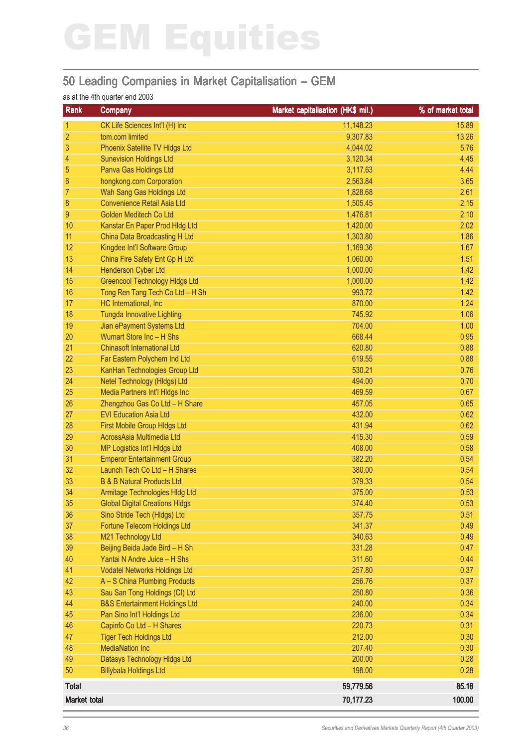# GEM Equities

## 50 Leading Companies in Market Capitalisation – GEM

as at the 4th quarter end 2003

| Rank | Company | Market capitalisation (HK$ mil.) | % of market total |
|---|---|---|---|
| 1 | CK Life Sciences Int'l (H) Inc | 11,148.23 | 15.89 |
| 2 | tom.com limited | 9,307.83 | 13.26 |
| 3 | Phoenix Satellite TV Hldgs Ltd | 4,044.02 | 5.76 |
| 4 | Sunevision Holdings Ltd | 3,120.34 | 4.45 |
| 5 | Panva Gas Holdings Ltd | 3,117.63 | 4.44 |
| 6 | hongkong.com Corporation | 2,563.84 | 3.65 |
| 7 | Wah Sang Gas Holdings Ltd | 1,828.68 | 2.61 |
| 8 | Convenience Retail Asia Ltd | 1,505.45 | 2.15 |
| 9 | Golden Meditech Co Ltd | 1,476.81 | 2.10 |
| 10 | Kanstar En Paper Prod Hldg Ltd | 1,420.00 | 2.02 |
| 11 | China Data Broadcasting H Ltd | 1,303.80 | 1.86 |
| 12 | Kingdee Int'l Software Group | 1,169.36 | 1.67 |
| 13 | China Fire Safety Ent Gp H Ltd | 1,060.00 | 1.51 |
| 14 | Henderson Cyber Ltd | 1,000.00 | 1.42 |
| 15 | Greencool Technology Hldgs Ltd | 1,000.00 | 1.42 |
| 16 | Tong Ren Tang Tech Co Ltd – H Sh | 993.72 | 1.42 |
| 17 | HC International, Inc | 870.00 | 1.24 |
| 18 | Tungda Innovative Lighting | 745.92 | 1.06 |
| 19 | Jian ePayment Systems Ltd | 704.00 | 1.00 |
| 20 | Wumart Store Inc – H Shs | 668.44 | 0.95 |
| 21 | Chinasoft International Ltd | 620.80 | 0.88 |
| 22 | Far Eastern Polychem Ind Ltd | 619.55 | 0.88 |
| 23 | KanHan Technologies Group Ltd | 530.21 | 0.76 |
| 24 | Netel Technology (Hldgs) Ltd | 494.00 | 0.70 |
| 25 | Media Partners Int'l Hldgs Inc | 469.59 | 0.67 |
| 26 | Zhengzhou Gas Co Ltd – H Share | 457.05 | 0.65 |
| 27 | EVI Education Asia Ltd | 432.00 | 0.62 |
| 28 | First Mobile Group Hldgs Ltd | 431.94 | 0.62 |
| 29 | AcrossAsia Multimedia Ltd | 415.30 | 0.59 |
| 30 | MP Logistics Int'l Hldgs Ltd | 408.00 | 0.58 |
| 31 | Emperor Entertainment Group | 382.20 | 0.54 |
| 32 | Launch Tech Co Ltd – H Shares | 380.00 | 0.54 |
| 33 | B & B Natural Products Ltd | 379.33 | 0.54 |
| 34 | Armitage Technologies Hldg Ltd | 375.00 | 0.53 |
| 35 | Global Digital Creations Hldgs | 374.40 | 0.53 |
| 36 | Sino Stride Tech (Hldgs) Ltd | 357.75 | 0.51 |
| 37 | Fortune Telecom Holdings Ltd | 341.37 | 0.49 |
| 38 | M21 Technology Ltd | 340.63 | 0.49 |
| 39 | Beijing Beida Jade Bird – H Sh | 331.28 | 0.47 |
| 40 | Yantai N Andre Juice – H Shs | 311.60 | 0.44 |
| 41 | Vodatel Networks Holdings Ltd | 257.80 | 0.37 |
| 42 | A – S China Plumbing Products | 256.76 | 0.37 |
| 43 | Sau San Tong Holdings (CI) Ltd | 250.80 | 0.36 |
| 44 | B&S Entertainment Holdings Ltd | 240.00 | 0.34 |
| 45 | Pan Sino Int'l Holdings Ltd | 236.00 | 0.34 |
| 46 | Capinfo Co Ltd – H Shares | 220.73 | 0.31 |
| 47 | Tiger Tech Holdings Ltd | 212.00 | 0.30 |
| 48 | MediaNation Inc | 207.40 | 0.30 |
| 49 | Datasys Technology Hldgs Ltd | 200.00 | 0.28 |
| 50 | Billybala Holdings Ltd | 198.00 | 0.28 |
| **Total** | | **59,779.56** | **85.18** |
| **Market total** | | **70,177.23** | **100.00** |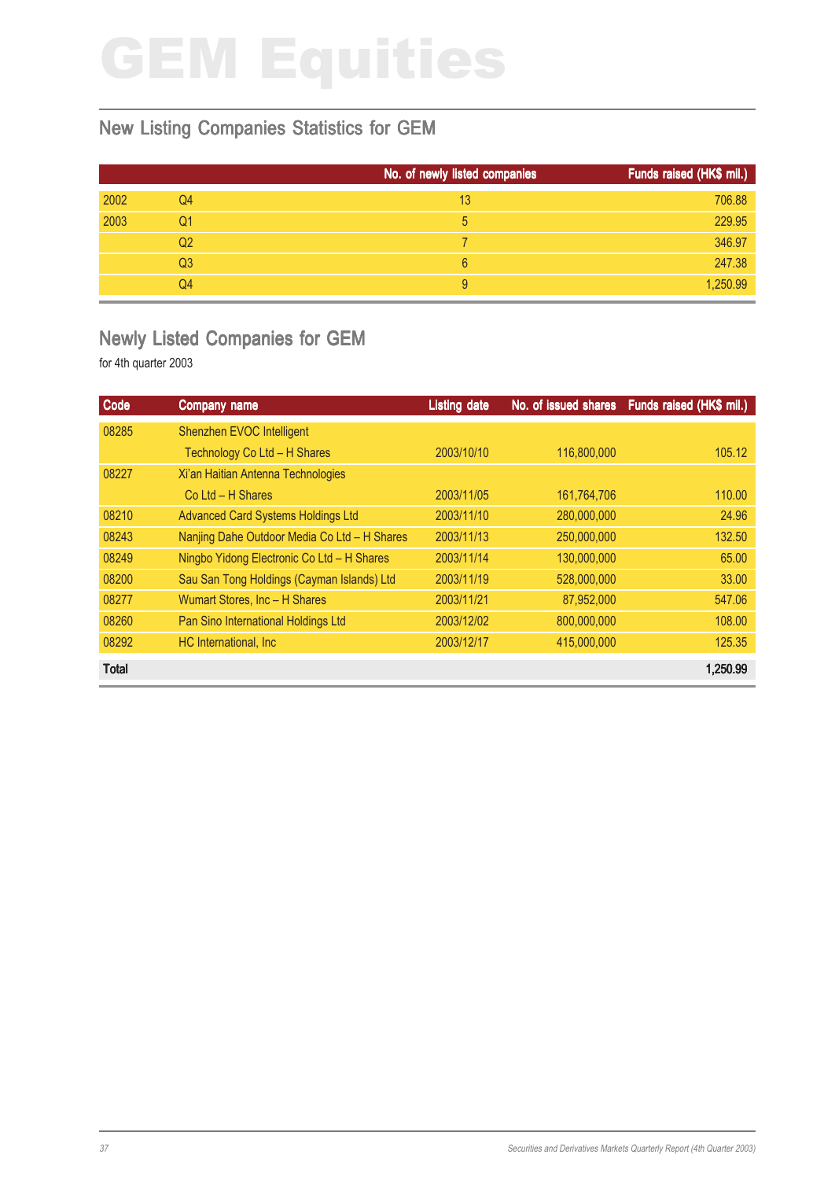# GEM Equities

## New Listing Companies Statistics for GEM

| | | No. of newly listed companies | Funds raised (HK$ mil.) |
|---|---|---|---|
| 2002 | Q4 | 13 | 706.88 |
| 2003 | Q1 | 5 | 229.95 |
| | Q2 | 7 | 346.97 |
| | Q3 | 6 | 247.38 |
| | Q4 | 9 | 1,250.99 |

## Newly Listed Companies for GEM

for 4th quarter 2003

| Code | Company name | Listing date | No. of issued shares | Funds raised (HK$ mil.) |
|---|---|---|---|---|
| 08285 | Shenzhen EVOC Intelligent Technology Co Ltd – H Shares | 2003/10/10 | 116,800,000 | 105.12 |
| 08227 | Xi'an Haitian Antenna Technologies Co Ltd – H Shares | 2003/11/05 | 161,764,706 | 110.00 |
| 08210 | Advanced Card Systems Holdings Ltd | 2003/11/10 | 280,000,000 | 24.96 |
| 08243 | Nanjing Dahe Outdoor Media Co Ltd – H Shares | 2003/11/13 | 250,000,000 | 132.50 |
| 08249 | Ningbo Yidong Electronic Co Ltd – H Shares | 2003/11/14 | 130,000,000 | 65.00 |
| 08200 | Sau San Tong Holdings (Cayman Islands) Ltd | 2003/11/19 | 528,000,000 | 33.00 |
| 08277 | Wumart Stores, Inc – H Shares | 2003/11/21 | 87,952,000 | 547.06 |
| 08260 | Pan Sino International Holdings Ltd | 2003/12/02 | 800,000,000 | 108.00 |
| 08292 | HC International, Inc | 2003/12/17 | 415,000,000 | 125.35 |
| **Total** | | | | **1,250.99** |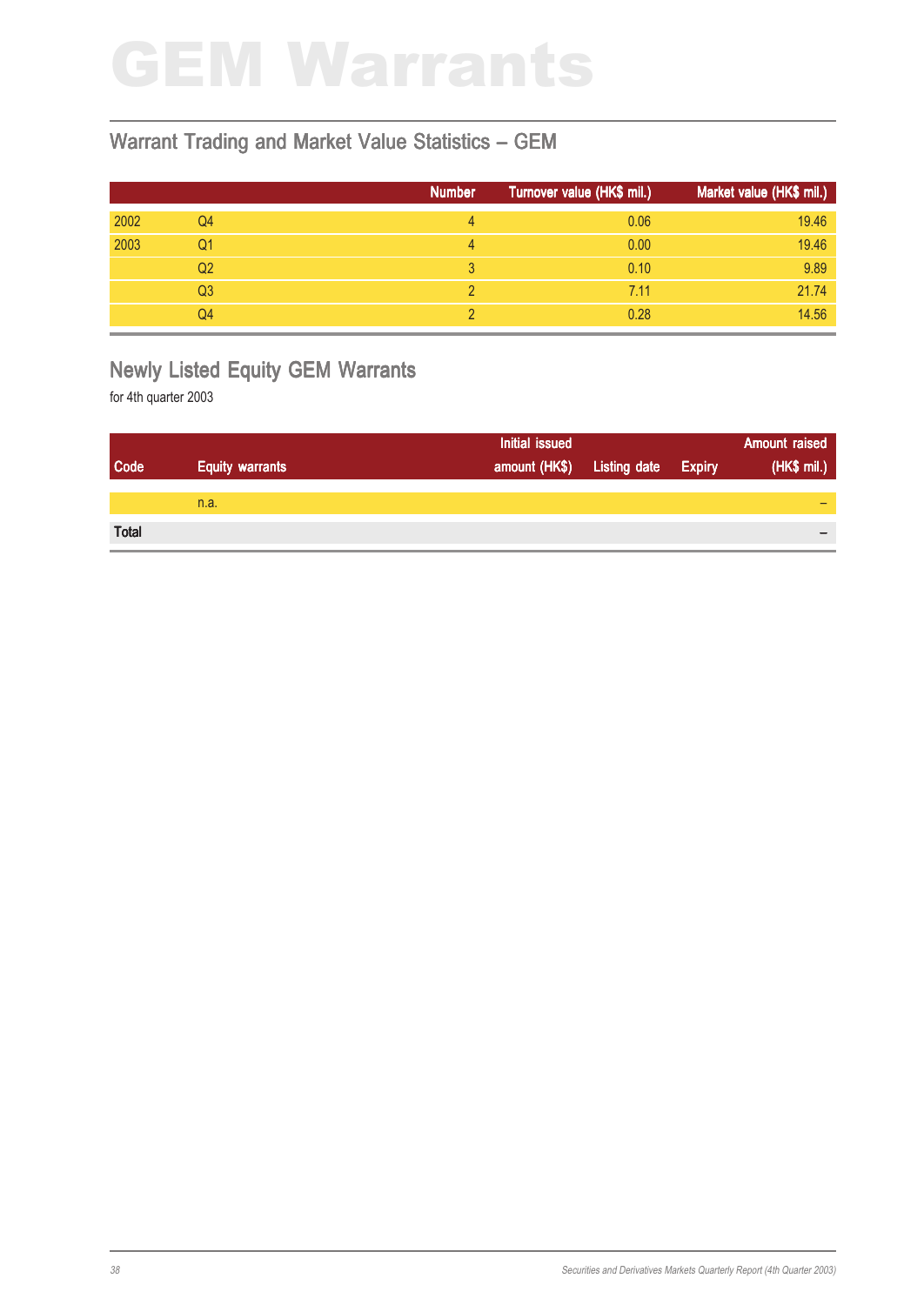# GEM Warrants

## Warrant Trading and Market Value Statistics – GEM

| | | Number | Turnover value (HK$ mil.) | Market value (HK$ mil.) |
|---|---|---|---|---|
| 2002 | Q4 | 4 | 0.06 | 19.46 |
| 2003 | Q1 | 4 | 0.00 | 19.46 |
| | Q2 | 3 | 0.10 | 9.89 |
| | Q3 | 2 | 7.11 | 21.74 |
| | Q4 | 2 | 0.28 | 14.56 |

## Newly Listed Equity GEM Warrants

for 4th quarter 2003

| Code | Equity warrants | Initial issued amount (HK$) | Listing date | Expiry | Amount raised (HK$ mil.) |
|---|---|---|---|---|---|
| | n.a. | | | | – |
| **Total** | | | | | – |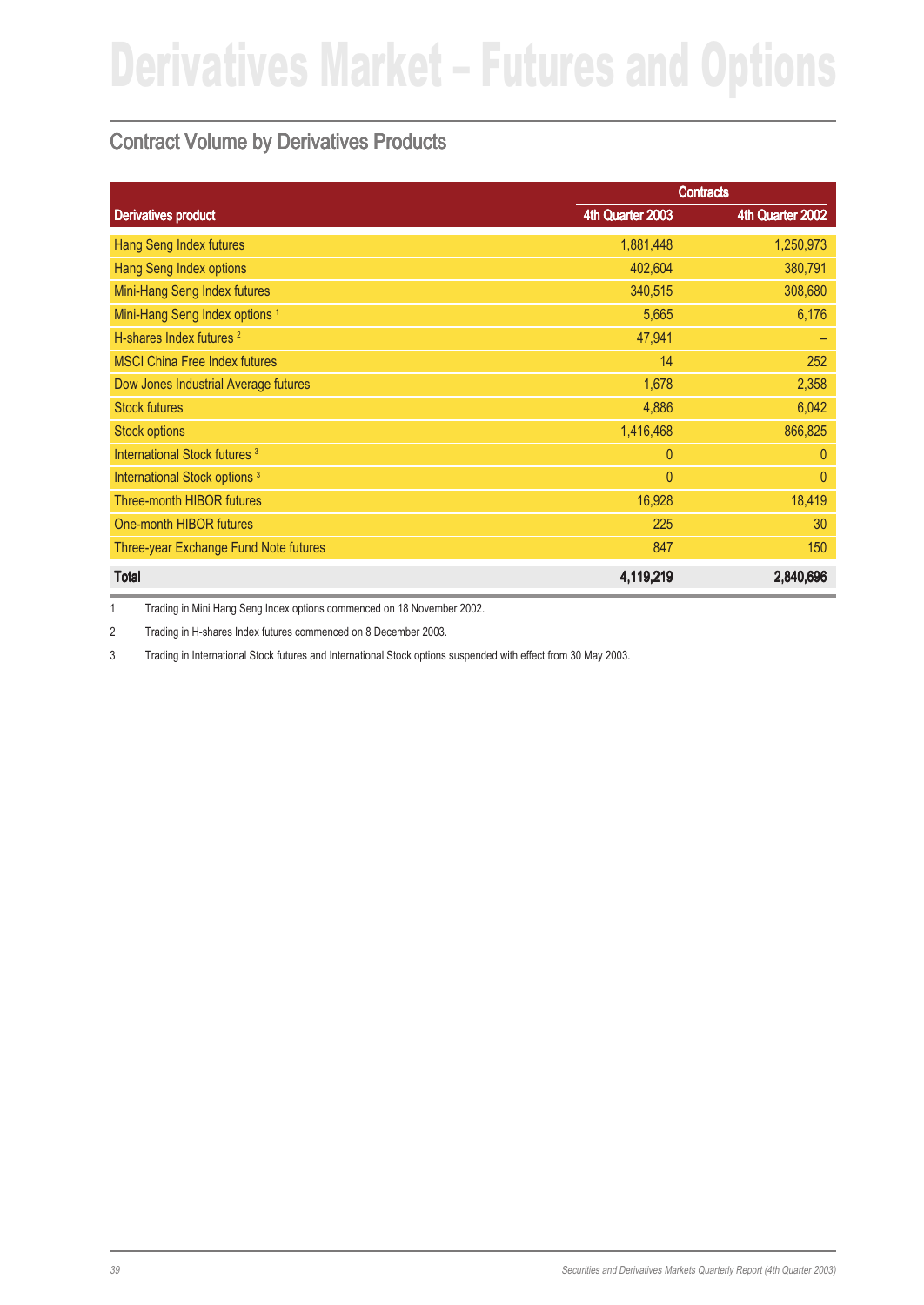# Derivatives Market – Futures and Options

## Contract Volume by Derivatives Products

| Derivatives product | Contracts | |
|---|---|---|
| | 4th Quarter 2003 | 4th Quarter 2002 |
| Hang Seng Index futures | 1,881,448 | 1,250,973 |
| Hang Seng Index options | 402,604 | 380,791 |
| Mini-Hang Seng Index futures | 340,515 | 308,680 |
| Mini-Hang Seng Index options [1] | 5,665 | 6,176 |
| H-shares Index futures [2] | 47,941 | – |
| MSCI China Free Index futures | 14 | 252 |
| Dow Jones Industrial Average futures | 1,678 | 2,358 |
| Stock futures | 4,886 | 6,042 |
| Stock options | 1,416,468 | 866,825 |
| International Stock futures [3] | 0 | 0 |
| International Stock options [3] | 0 | 0 |
| Three-month HIBOR futures | 16,928 | 18,419 |
| One-month HIBOR futures | 225 | 30 |
| Three-year Exchange Fund Note futures | 847 | 150 |
| **Total** | **4,119,219** | **2,840,696** |

1 Trading in Mini Hang Seng Index options commenced on 18 November 2002.

2 Trading in H-shares Index futures commenced on 8 December 2003.

3 Trading in International Stock futures and International Stock options suspended with effect from 30 May 2003.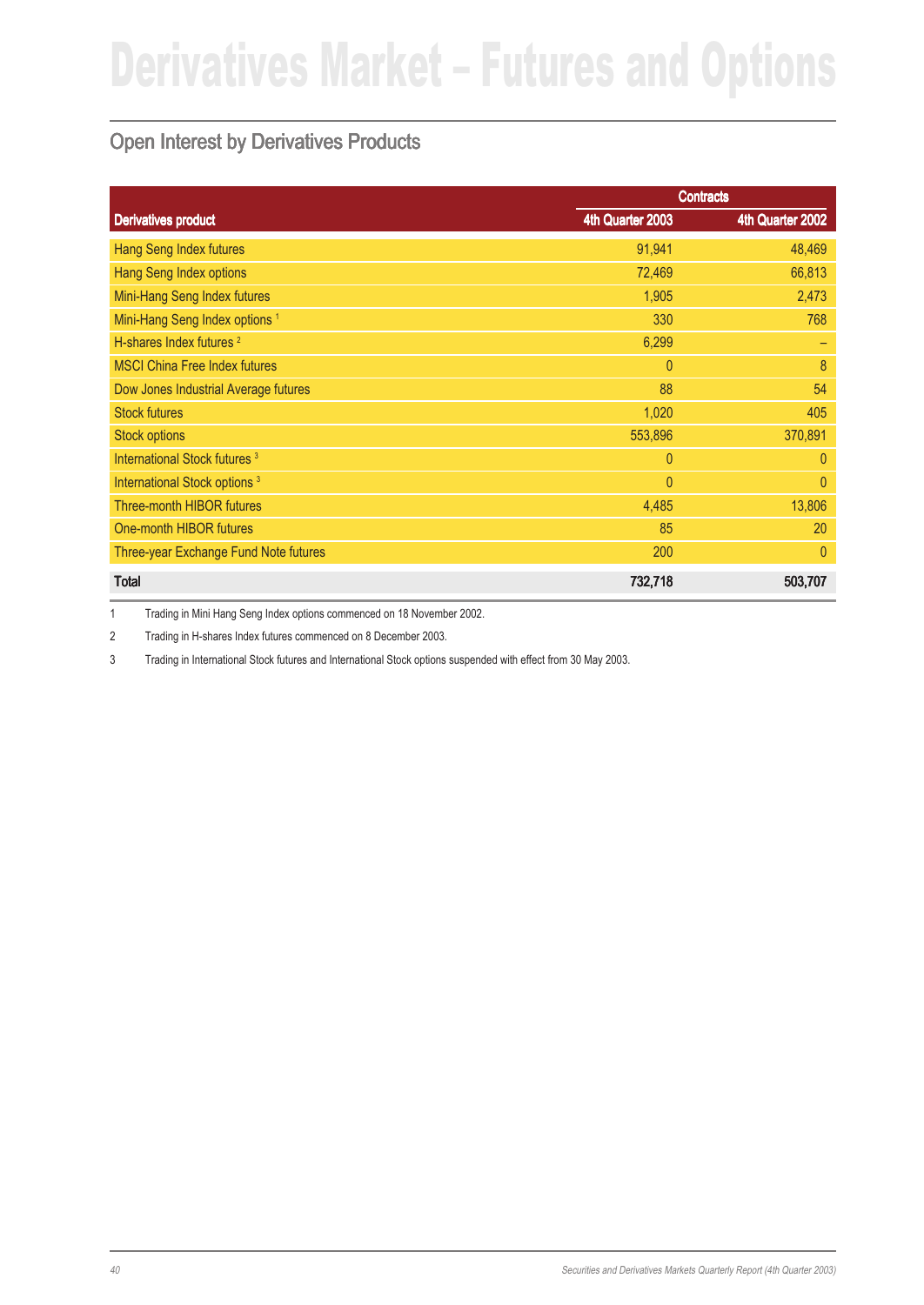# Derivatives Market – Futures and Options

## Open Interest by Derivatives Products

| Derivatives product | Contracts | |
|---|---|---|
| | 4th Quarter 2003 | 4th Quarter 2002 |
| Hang Seng Index futures | 91,941 | 48,469 |
| Hang Seng Index options | 72,469 | 66,813 |
| Mini-Hang Seng Index futures | 1,905 | 2,473 |
| Mini-Hang Seng Index options [1] | 330 | 768 |
| H-shares Index futures [2] | 6,299 | – |
| MSCI China Free Index futures | 0 | 8 |
| Dow Jones Industrial Average futures | 88 | 54 |
| Stock futures | 1,020 | 405 |
| Stock options | 553,896 | 370,891 |
| International Stock futures [3] | 0 | 0 |
| International Stock options [3] | 0 | 0 |
| Three-month HIBOR futures | 4,485 | 13,806 |
| One-month HIBOR futures | 85 | 20 |
| Three-year Exchange Fund Note futures | 200 | 0 |
| **Total** | **732,718** | **503,707** |

1 Trading in Mini Hang Seng Index options commenced on 18 November 2002.

2 Trading in H-shares Index futures commenced on 8 December 2003.

3 Trading in International Stock futures and International Stock options suspended with effect from 30 May 2003.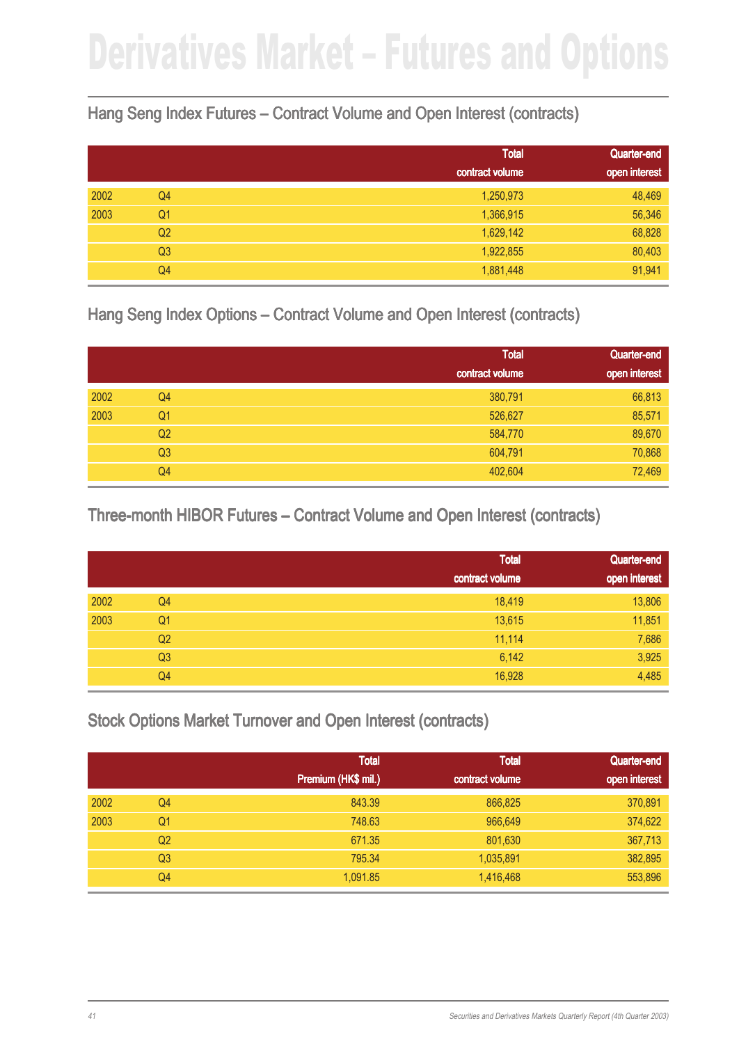# Derivatives Market – Futures and Options

## Hang Seng Index Futures – Contract Volume and Open Interest (contracts)

| | | Total contract volume | Quarter-end open interest |
|---|---|---|---|
| 2002 | Q4 | 1,250,973 | 48,469 |
| 2003 | Q1 | 1,366,915 | 56,346 |
| | Q2 | 1,629,142 | 68,828 |
| | Q3 | 1,922,855 | 80,403 |
| | Q4 | 1,881,448 | 91,941 |

## Hang Seng Index Options – Contract Volume and Open Interest (contracts)

| | | Total contract volume | Quarter-end open interest |
|---|---|---|---|
| 2002 | Q4 | 380,791 | 66,813 |
| 2003 | Q1 | 526,627 | 85,571 |
| | Q2 | 584,770 | 89,670 |
| | Q3 | 604,791 | 70,868 |
| | Q4 | 402,604 | 72,469 |

## Three-month HIBOR Futures – Contract Volume and Open Interest (contracts)

| | | Total contract volume | Quarter-end open interest |
|---|---|---|---|
| 2002 | Q4 | 18,419 | 13,806 |
| 2003 | Q1 | 13,615 | 11,851 |
| | Q2 | 11,114 | 7,686 |
| | Q3 | 6,142 | 3,925 |
| | Q4 | 16,928 | 4,485 |

## Stock Options Market Turnover and Open Interest (contracts)

| | | Total Premium (HK$ mil.) | Total contract volume | Quarter-end open interest |
|---|---|---|---|---|
| 2002 | Q4 | 843.39 | 866,825 | 370,891 |
| 2003 | Q1 | 748.63 | 966,649 | 374,622 |
| | Q2 | 671.35 | 801,630 | 367,713 |
| | Q3 | 795.34 | 1,035,891 | 382,895 |
| | Q4 | 1,091.85 | 1,416,468 | 553,896 |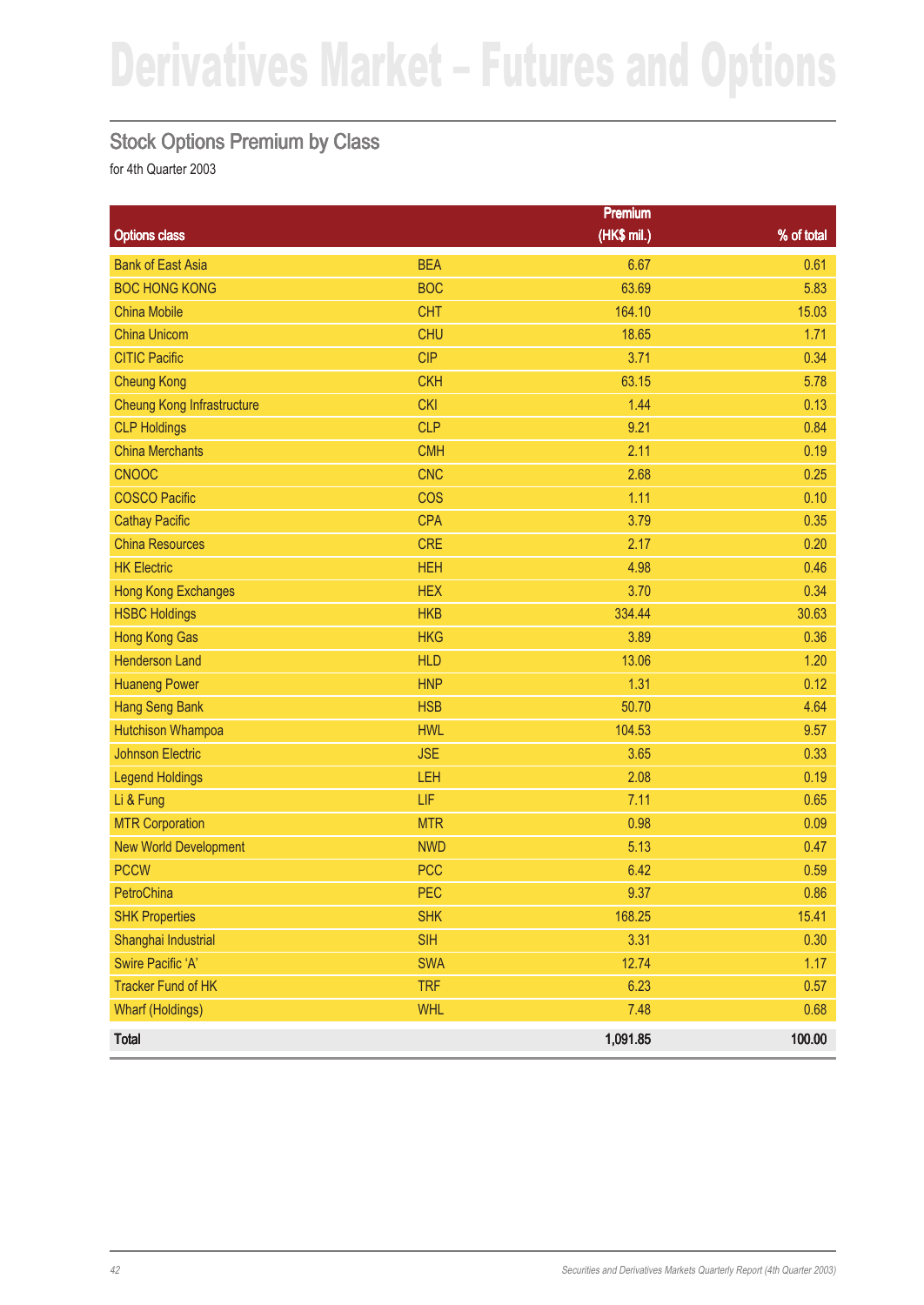# Derivatives Market – Futures and Options

## Stock Options Premium by Class

for 4th Quarter 2003

| Options class | | Premium (HK$ mil.) | % of total |
|---|---|---|---|
| Bank of East Asia | BEA | 6.67 | 0.61 |
| BOC HONG KONG | BOC | 63.69 | 5.83 |
| China Mobile | CHT | 164.10 | 15.03 |
| China Unicom | CHU | 18.65 | 1.71 |
| CITIC Pacific | CIP | 3.71 | 0.34 |
| Cheung Kong | CKH | 63.15 | 5.78 |
| Cheung Kong Infrastructure | CKI | 1.44 | 0.13 |
| CLP Holdings | CLP | 9.21 | 0.84 |
| China Merchants | CMH | 2.11 | 0.19 |
| CNOOC | CNC | 2.68 | 0.25 |
| COSCO Pacific | COS | 1.11 | 0.10 |
| Cathay Pacific | CPA | 3.79 | 0.35 |
| China Resources | CRE | 2.17 | 0.20 |
| HK Electric | HEH | 4.98 | 0.46 |
| Hong Kong Exchanges | HEX | 3.70 | 0.34 |
| HSBC Holdings | HKB | 334.44 | 30.63 |
| Hong Kong Gas | HKG | 3.89 | 0.36 |
| Henderson Land | HLD | 13.06 | 1.20 |
| Huaneng Power | HNP | 1.31 | 0.12 |
| Hang Seng Bank | HSB | 50.70 | 4.64 |
| Hutchison Whampoa | HWL | 104.53 | 9.57 |
| Johnson Electric | JSE | 3.65 | 0.33 |
| Legend Holdings | LEH | 2.08 | 0.19 |
| Li & Fung | LIF | 7.11 | 0.65 |
| MTR Corporation | MTR | 0.98 | 0.09 |
| New World Development | NWD | 5.13 | 0.47 |
| PCCW | PCC | 6.42 | 0.59 |
| PetroChina | PEC | 9.37 | 0.86 |
| SHK Properties | SHK | 168.25 | 15.41 |
| Shanghai Industrial | SIH | 3.31 | 0.30 |
| Swire Pacific 'A' | SWA | 12.74 | 1.17 |
| Tracker Fund of HK | TRF | 6.23 | 0.57 |
| Wharf (Holdings) | WHL | 7.48 | 0.68 |
| **Total** | | **1,091.85** | **100.00** |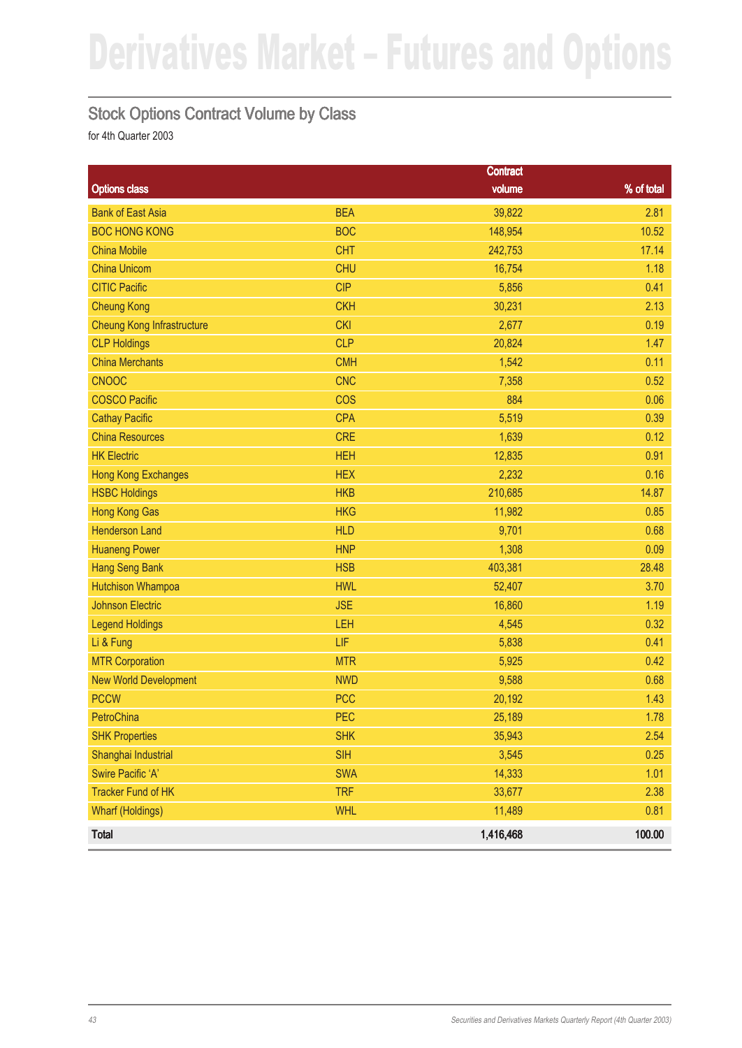# Derivatives Market – Futures and Options

## Stock Options Contract Volume by Class

for 4th Quarter 2003

| Options class | | Contract volume | % of total |
|---|---|---|---|
| Bank of East Asia | BEA | 39,822 | 2.81 |
| BOC HONG KONG | BOC | 148,954 | 10.52 |
| China Mobile | CHT | 242,753 | 17.14 |
| China Unicom | CHU | 16,754 | 1.18 |
| CITIC Pacific | CIP | 5,856 | 0.41 |
| Cheung Kong | CKH | 30,231 | 2.13 |
| Cheung Kong Infrastructure | CKI | 2,677 | 0.19 |
| CLP Holdings | CLP | 20,824 | 1.47 |
| China Merchants | CMH | 1,542 | 0.11 |
| CNOOC | CNC | 7,358 | 0.52 |
| COSCO Pacific | COS | 884 | 0.06 |
| Cathay Pacific | CPA | 5,519 | 0.39 |
| China Resources | CRE | 1,639 | 0.12 |
| HK Electric | HEH | 12,835 | 0.91 |
| Hong Kong Exchanges | HEX | 2,232 | 0.16 |
| HSBC Holdings | HKB | 210,685 | 14.87 |
| Hong Kong Gas | HKG | 11,982 | 0.85 |
| Henderson Land | HLD | 9,701 | 0.68 |
| Huaneng Power | HNP | 1,308 | 0.09 |
| Hang Seng Bank | HSB | 403,381 | 28.48 |
| Hutchison Whampoa | HWL | 52,407 | 3.70 |
| Johnson Electric | JSE | 16,860 | 1.19 |
| Legend Holdings | LEH | 4,545 | 0.32 |
| Li & Fung | LIF | 5,838 | 0.41 |
| MTR Corporation | MTR | 5,925 | 0.42 |
| New World Development | NWD | 9,588 | 0.68 |
| PCCW | PCC | 20,192 | 1.43 |
| PetroChina | PEC | 25,189 | 1.78 |
| SHK Properties | SHK | 35,943 | 2.54 |
| Shanghai Industrial | SIH | 3,545 | 0.25 |
| Swire Pacific 'A' | SWA | 14,333 | 1.01 |
| Tracker Fund of HK | TRF | 33,677 | 2.38 |
| Wharf (Holdings) | WHL | 11,489 | 0.81 |
| **Total** | | **1,416,468** | **100.00** |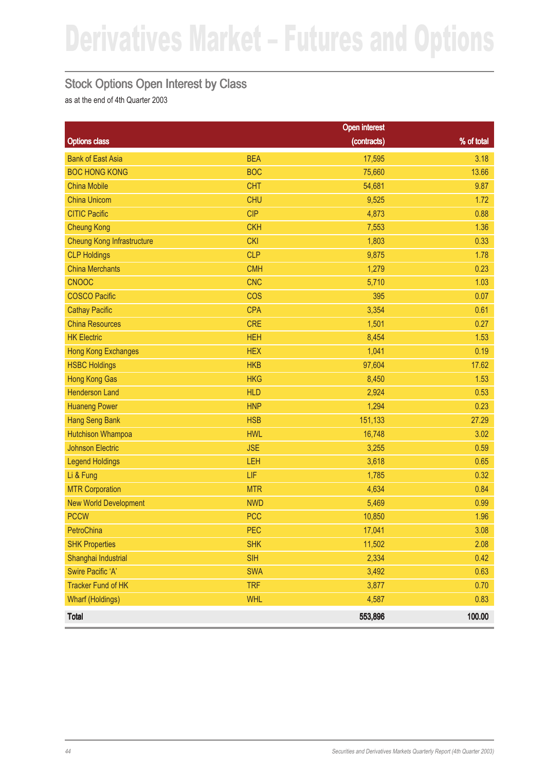# Derivatives Market – Futures and Options

## Stock Options Open Interest by Class

as at the end of 4th Quarter 2003

| Options class | | Open interest (contracts) | % of total |
|---|---|---|---|
| Bank of East Asia | BEA | 17,595 | 3.18 |
| BOC HONG KONG | BOC | 75,660 | 13.66 |
| China Mobile | CHT | 54,681 | 9.87 |
| China Unicom | CHU | 9,525 | 1.72 |
| CITIC Pacific | CIP | 4,873 | 0.88 |
| Cheung Kong | CKH | 7,553 | 1.36 |
| Cheung Kong Infrastructure | CKI | 1,803 | 0.33 |
| CLP Holdings | CLP | 9,875 | 1.78 |
| China Merchants | CMH | 1,279 | 0.23 |
| CNOOC | CNC | 5,710 | 1.03 |
| COSCO Pacific | COS | 395 | 0.07 |
| Cathay Pacific | CPA | 3,354 | 0.61 |
| China Resources | CRE | 1,501 | 0.27 |
| HK Electric | HEH | 8,454 | 1.53 |
| Hong Kong Exchanges | HEX | 1,041 | 0.19 |
| HSBC Holdings | HKB | 97,604 | 17.62 |
| Hong Kong Gas | HKG | 8,450 | 1.53 |
| Henderson Land | HLD | 2,924 | 0.53 |
| Huaneng Power | HNP | 1,294 | 0.23 |
| Hang Seng Bank | HSB | 151,133 | 27.29 |
| Hutchison Whampoa | HWL | 16,748 | 3.02 |
| Johnson Electric | JSE | 3,255 | 0.59 |
| Legend Holdings | LEH | 3,618 | 0.65 |
| Li & Fung | LIF | 1,785 | 0.32 |
| MTR Corporation | MTR | 4,634 | 0.84 |
| New World Development | NWD | 5,469 | 0.99 |
| PCCW | PCC | 10,850 | 1.96 |
| PetroChina | PEC | 17,041 | 3.08 |
| SHK Properties | SHK | 11,502 | 2.08 |
| Shanghai Industrial | SIH | 2,334 | 0.42 |
| Swire Pacific 'A' | SWA | 3,492 | 0.63 |
| Tracker Fund of HK | TRF | 3,877 | 0.70 |
| Wharf (Holdings) | WHL | 4,587 | 0.83 |
| **Total** | | **553,896** | **100.00** |